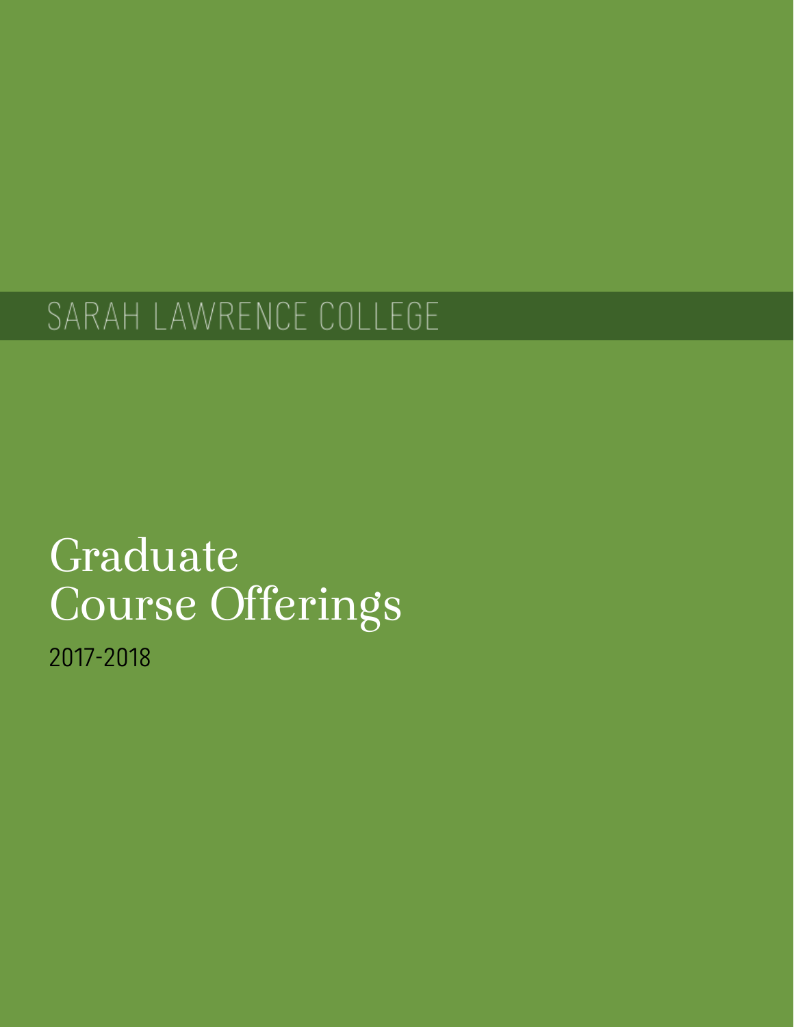SARAH LAWRENCE COLLEGE

# Graduate Course Offerings

2017-2018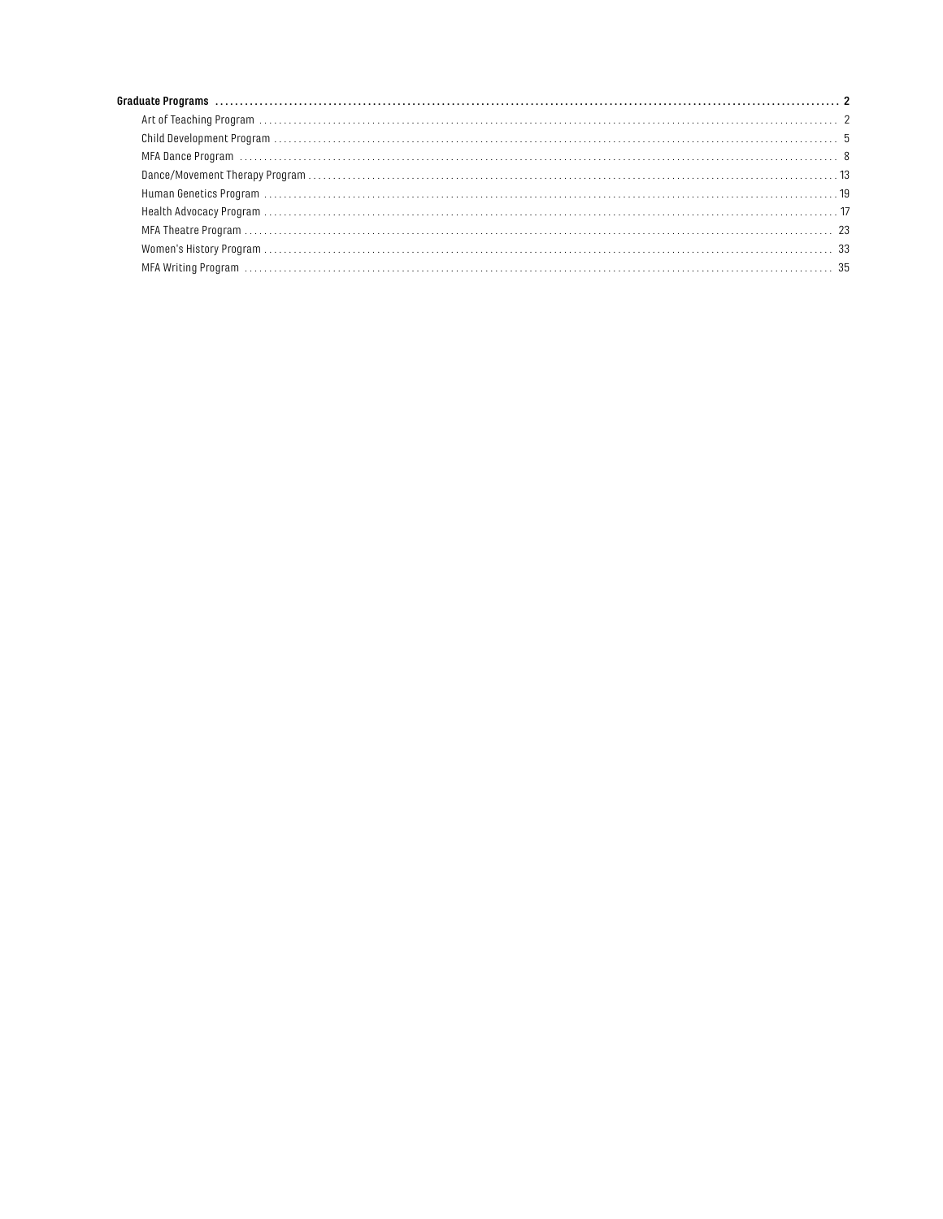**Graduate Programs** ..... **2**

- Art of Teaching Program ..... 2
- Child Development Program ..... 5
- MFA Dance Program ..... 8
- Dance/Movement Therapy Program ..... 13
- Human Genetics Program ..... 19
- Health Advocacy Program ..... 17
- MFA Theatre Program ..... 23
- Women's History Program ..... 33
- MFA Writing Program ..... 35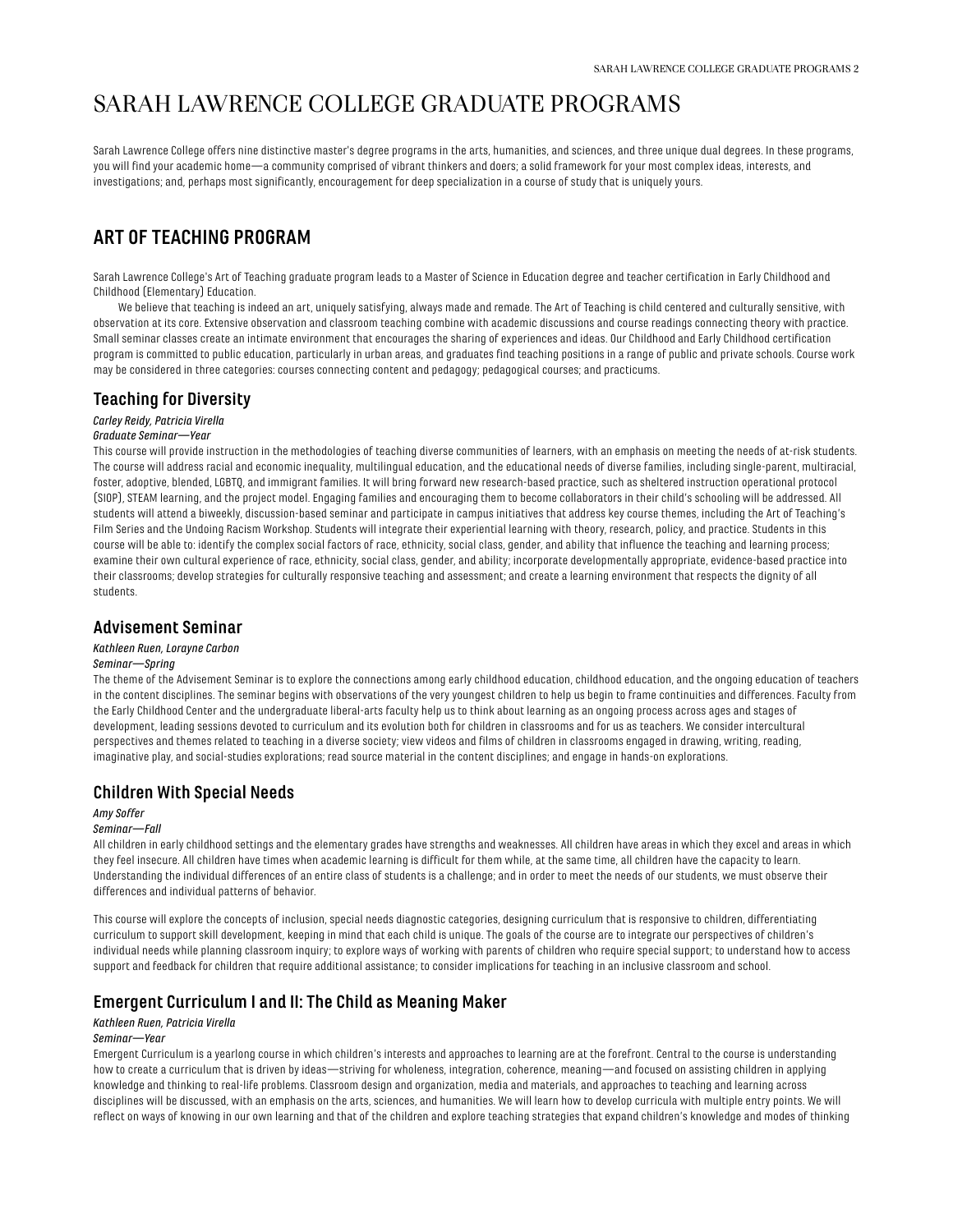# SARAH LAWRENCE COLLEGE GRADUATE PROGRAMS

Sarah Lawrence College offers nine distinctive master's degree programs in the arts, humanities, and sciences, and three unique dual degrees. In these programs, you will find your academic home—a community comprised of vibrant thinkers and doers; a solid framework for your most complex ideas, interests, and investigations; and, perhaps most significantly, encouragement for deep specialization in a course of study that is uniquely yours.

## ART OF TEACHING PROGRAM

Sarah Lawrence College's Art of Teaching graduate program leads to a Master of Science in Education degree and teacher certification in Early Childhood and Childhood (Elementary) Education.

We believe that teaching is indeed an art, uniquely satisfying, always made and remade. The Art of Teaching is child centered and culturally sensitive, with observation at its core. Extensive observation and classroom teaching combine with academic discussions and course readings connecting theory with practice. Small seminar classes create an intimate environment that encourages the sharing of experiences and ideas. Our Childhood and Early Childhood certification program is committed to public education, particularly in urban areas, and graduates find teaching positions in a range of public and private schools. Course work may be considered in three categories: courses connecting content and pedagogy; pedagogical courses; and practicums.

### Teaching for Diversity

*Carley Reidy, Patricia Virella*
*Graduate Seminar—Year*

This course will provide instruction in the methodologies of teaching diverse communities of learners, with an emphasis on meeting the needs of at-risk students. The course will address racial and economic inequality, multilingual education, and the educational needs of diverse families, including single-parent, multiracial, foster, adoptive, blended, LGBTQ, and immigrant families. It will bring forward new research-based practice, such as sheltered instruction operational protocol (SIOP), STEAM learning, and the project model. Engaging families and encouraging them to become collaborators in their child's schooling will be addressed. All students will attend a biweekly, discussion-based seminar and participate in campus initiatives that address key course themes, including the Art of Teaching's Film Series and the Undoing Racism Workshop. Students will integrate their experiential learning with theory, research, policy, and practice. Students in this course will be able to: identify the complex social factors of race, ethnicity, social class, gender, and ability that influence the teaching and learning process; examine their own cultural experience of race, ethnicity, social class, gender, and ability; incorporate developmentally appropriate, evidence-based practice into their classrooms; develop strategies for culturally responsive teaching and assessment; and create a learning environment that respects the dignity of all students.

### Advisement Seminar

*Kathleen Ruen, Lorayne Carbon*
*Seminar—Spring*

The theme of the Advisement Seminar is to explore the connections among early childhood education, childhood education, and the ongoing education of teachers in the content disciplines. The seminar begins with observations of the very youngest children to help us begin to frame continuities and differences. Faculty from the Early Childhood Center and the undergraduate liberal-arts faculty help us to think about learning as an ongoing process across ages and stages of development, leading sessions devoted to curriculum and its evolution both for children in classrooms and for us as teachers. We consider intercultural perspectives and themes related to teaching in a diverse society; view videos and films of children in classrooms engaged in drawing, writing, reading, imaginative play, and social-studies explorations; read source material in the content disciplines; and engage in hands-on explorations.

### Children With Special Needs

*Amy Soffer*
*Seminar—Fall*

All children in early childhood settings and the elementary grades have strengths and weaknesses. All children have areas in which they excel and areas in which they feel insecure. All children have times when academic learning is difficult for them while, at the same time, all children have the capacity to learn. Understanding the individual differences of an entire class of students is a challenge; and in order to meet the needs of our students, we must observe their differences and individual patterns of behavior.

This course will explore the concepts of inclusion, special needs diagnostic categories, designing curriculum that is responsive to children, differentiating curriculum to support skill development, keeping in mind that each child is unique. The goals of the course are to integrate our perspectives of children's individual needs while planning classroom inquiry; to explore ways of working with parents of children who require special support; to understand how to access support and feedback for children that require additional assistance; to consider implications for teaching in an inclusive classroom and school.

### Emergent Curriculum I and II: The Child as Meaning Maker

*Kathleen Ruen, Patricia Virella*
*Seminar—Year*

Emergent Curriculum is a yearlong course in which children's interests and approaches to learning are at the forefront. Central to the course is understanding how to create a curriculum that is driven by ideas—striving for wholeness, integration, coherence, meaning—and focused on assisting children in applying knowledge and thinking to real-life problems. Classroom design and organization, media and materials, and approaches to teaching and learning across disciplines will be discussed, with an emphasis on the arts, sciences, and humanities. We will learn how to develop curricula with multiple entry points. We will reflect on ways of knowing in our own learning and that of the children and explore teaching strategies that expand children's knowledge and modes of thinking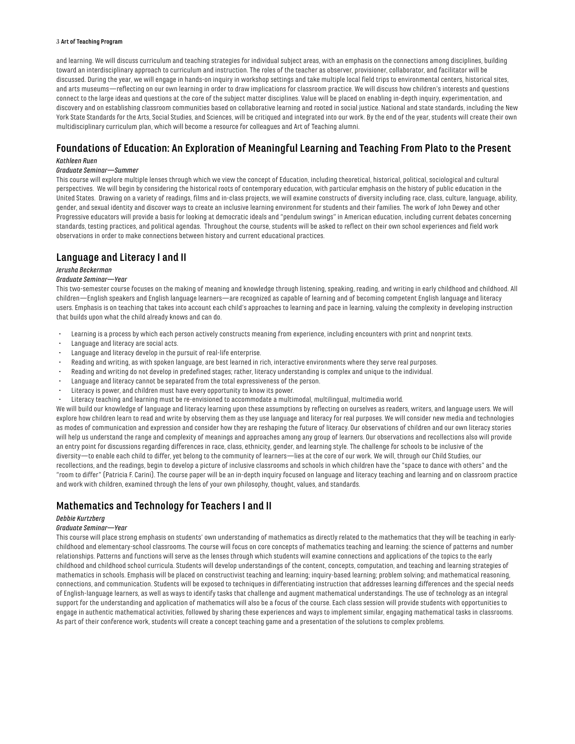and learning. We will discuss curriculum and teaching strategies for individual subject areas, with an emphasis on the connections among disciplines, building toward an interdisciplinary approach to curriculum and instruction. The roles of the teacher as observer, provisioner, collaborator, and facilitator will be discussed. During the year, we will engage in hands-on inquiry in workshop settings and take multiple local field trips to environmental centers, historical sites, and arts museums—reflecting on our own learning in order to draw implications for classroom practice. We will discuss how children's interests and questions connect to the large ideas and questions at the core of the subject matter disciplines. Value will be placed on enabling in-depth inquiry, experimentation, and discovery and on establishing classroom communities based on collaborative learning and rooted in social justice. National and state standards, including the New York State Standards for the Arts, Social Studies, and Sciences, will be critiqued and integrated into our work. By the end of the year, students will create their own multidisciplinary curriculum plan, which will become a resource for colleagues and Art of Teaching alumni.

## Foundations of Education: An Exploration of Meaningful Learning and Teaching From Plato to the Present

*Kathleen Ruen*

*Graduate Seminar—Summer*

This course will explore multiple lenses through which we view the concept of Education, including theoretical, historical, political, sociological and cultural perspectives. We will begin by considering the historical roots of contemporary education, with particular emphasis on the history of public education in the United States. Drawing on a variety of readings, films and in-class projects, we will examine constructs of diversity including race, class, culture, language, ability, gender, and sexual identity and discover ways to create an inclusive learning environment for students and their families. The work of John Dewey and other Progressive educators will provide a basis for looking at democratic ideals and "pendulum swings" in American education, including current debates concerning standards, testing practices, and political agendas. Throughout the course, students will be asked to reflect on their own school experiences and field work observations in order to make connections between history and current educational practices.

## Language and Literacy I and II

*Jerusha Beckerman*

*Graduate Seminar—Year*

This two-semester course focuses on the making of meaning and knowledge through listening, speaking, reading, and writing in early childhood and childhood. All children—English speakers and English language learners—are recognized as capable of learning and of becoming competent English language and literacy users. Emphasis is on teaching that takes into account each child's approaches to learning and pace in learning, valuing the complexity in developing instruction that builds upon what the child already knows and can do.

- Learning is a process by which each person actively constructs meaning from experience, including encounters with print and nonprint texts.
- Language and literacy are social acts.
- Language and literacy develop in the pursuit of real-life enterprise.
- Reading and writing, as with spoken language, are best learned in rich, interactive environments where they serve real purposes.
- Reading and writing do not develop in predefined stages; rather, literacy understanding is complex and unique to the individual.
- Language and literacy cannot be separated from the total expressiveness of the person.
- Literacy is power, and children must have every opportunity to know its power.
- Literacy teaching and learning must be re-envisioned to accommodate a multimodal, multilingual, multimedia world.

We will build our knowledge of language and literacy learning upon these assumptions by reflecting on ourselves as readers, writers, and language users. We will explore how children learn to read and write by observing them as they use language and literacy for real purposes. We will consider new media and technologies as modes of communication and expression and consider how they are reshaping the future of literacy. Our observations of children and our own literacy stories will help us understand the range and complexity of meanings and approaches among any group of learners. Our observations and recollections also will provide an entry point for discussions regarding differences in race, class, ethnicity, gender, and learning style. The challenge for schools to be inclusive of the diversity—to enable each child to differ, yet belong to the community of learners—lies at the core of our work. We will, through our Child Studies, our recollections, and the readings, begin to develop a picture of inclusive classrooms and schools in which children have the "space to dance with others" and the "room to differ" (Patricia F. Carini). The course paper will be an in-depth inquiry focused on language and literacy teaching and learning and on classroom practice and work with children, examined through the lens of your own philosophy, thought, values, and standards.

## Mathematics and Technology for Teachers I and II

*Debbie Kurtzberg*

*Graduate Seminar—Year*

This course will place strong emphasis on students' own understanding of mathematics as directly related to the mathematics that they will be teaching in early-childhood and elementary-school classrooms. The course will focus on core concepts of mathematics teaching and learning: the science of patterns and number relationships. Patterns and functions will serve as the lenses through which students will examine connections and applications of the topics to the early childhood and childhood school curricula. Students will develop understandings of the content, concepts, computation, and teaching and learning strategies of mathematics in schools. Emphasis will be placed on constructivist teaching and learning; inquiry-based learning; problem solving; and mathematical reasoning, connections, and communication. Students will be exposed to techniques in differentiating instruction that addresses learning differences and the special needs of English-language learners, as well as ways to identify tasks that challenge and augment mathematical understandings. The use of technology as an integral support for the understanding and application of mathematics will also be a focus of the course. Each class session will provide students with opportunities to engage in authentic mathematical activities, followed by sharing these experiences and ways to implement similar, engaging mathematical tasks in classrooms. As part of their conference work, students will create a concept teaching game and a presentation of the solutions to complex problems.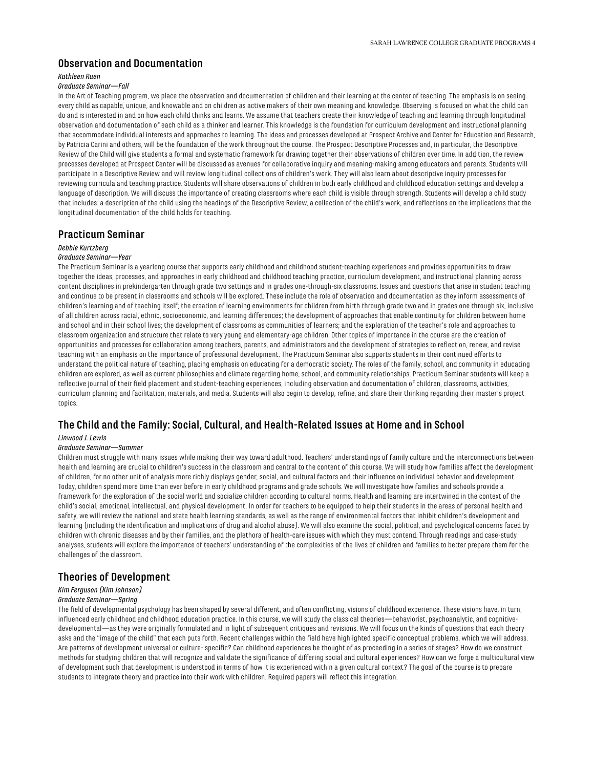## Observation and Documentation

*Kathleen Ruen*

*Graduate Seminar—Fall*

In the Art of Teaching program, we place the observation and documentation of children and their learning at the center of teaching. The emphasis is on seeing every child as capable, unique, and knowable and on children as active makers of their own meaning and knowledge. Observing is focused on what the child can do and is interested in and on how each child thinks and learns. We assume that teachers create their knowledge of teaching and learning through longitudinal observation and documentation of each child as a thinker and learner. This knowledge is the foundation for curriculum development and instructional planning that accommodate individual interests and approaches to learning. The ideas and processes developed at Prospect Archive and Center for Education and Research, by Patricia Carini and others, will be the foundation of the work throughout the course. The Prospect Descriptive Processes and, in particular, the Descriptive Review of the Child will give students a formal and systematic framework for drawing together their observations of children over time. In addition, the review processes developed at Prospect Center will be discussed as avenues for collaborative inquiry and meaning-making among educators and parents. Students will participate in a Descriptive Review and will review longitudinal collections of children's work. They will also learn about descriptive inquiry processes for reviewing curricula and teaching practice. Students will share observations of children in both early childhood and childhood education settings and develop a language of description. We will discuss the importance of creating classrooms where each child is visible through strength. Students will develop a child study that includes: a description of the child using the headings of the Descriptive Review, a collection of the child's work, and reflections on the implications that the longitudinal documentation of the child holds for teaching.

## Practicum Seminar

*Debbie Kurtzberg*

*Graduate Seminar—Year*

The Practicum Seminar is a yearlong course that supports early childhood and childhood student-teaching experiences and provides opportunities to draw together the ideas, processes, and approaches in early childhood and childhood teaching practice, curriculum development, and instructional planning across content disciplines in prekindergarten through grade two settings and in grades one-through-six classrooms. Issues and questions that arise in student teaching and continue to be present in classrooms and schools will be explored. These include the role of observation and documentation as they inform assessments of children's learning and of teaching itself; the creation of learning environments for children from birth through grade two and in grades one through six, inclusive of all children across racial, ethnic, socioeconomic, and learning differences; the development of approaches that enable continuity for children between home and school and in their school lives; the development of classrooms as communities of learners; and the exploration of the teacher's role and approaches to classroom organization and structure that relate to very young and elementary-age children. Other topics of importance in the course are the creation of opportunities and processes for collaboration among teachers, parents, and administrators and the development of strategies to reflect on, renew, and revise teaching with an emphasis on the importance of professional development. The Practicum Seminar also supports students in their continued efforts to understand the political nature of teaching, placing emphasis on educating for a democratic society. The roles of the family, school, and community in educating children are explored, as well as current philosophies and climate regarding home, school, and community relationships. Practicum Seminar students will keep a reflective journal of their field placement and student-teaching experiences, including observation and documentation of children, classrooms, activities, curriculum planning and facilitation, materials, and media. Students will also begin to develop, refine, and share their thinking regarding their master's project topics.

## The Child and the Family: Social, Cultural, and Health-Related Issues at Home and in School

*Linwood J. Lewis*

*Graduate Seminar—Summer*

Children must struggle with many issues while making their way toward adulthood. Teachers' understandings of family culture and the interconnections between health and learning are crucial to children's success in the classroom and central to the content of this course. We will study how families affect the development of children, for no other unit of analysis more richly displays gender, social, and cultural factors and their influence on individual behavior and development. Today, children spend more time than ever before in early childhood programs and grade schools. We will investigate how families and schools provide a framework for the exploration of the social world and socialize children according to cultural norms. Health and learning are intertwined in the context of the child's social, emotional, intellectual, and physical development. In order for teachers to be equipped to help their students in the areas of personal health and safety, we will review the national and state health learning standards, as well as the range of environmental factors that inhibit children's development and learning (including the identification and implications of drug and alcohol abuse). We will also examine the social, political, and psychological concerns faced by children with chronic diseases and by their families, and the plethora of health-care issues with which they must contend. Through readings and case-study analyses, students will explore the importance of teachers' understanding of the complexities of the lives of children and families to better prepare them for the challenges of the classroom.

## Theories of Development

*Kim Ferguson (Kim Johnson)*

*Graduate Seminar—Spring*

The field of developmental psychology has been shaped by several different, and often conflicting, visions of childhood experience. These visions have, in turn, influenced early childhood and childhood education practice. In this course, we will study the classical theories—behaviorist, psychoanalytic, and cognitive-developmental—as they were originally formulated and in light of subsequent critiques and revisions. We will focus on the kinds of questions that each theory asks and the "image of the child" that each puts forth. Recent challenges within the field have highlighted specific conceptual problems, which we will address. Are patterns of development universal or culture- specific? Can childhood experiences be thought of as proceeding in a series of stages? How do we construct methods for studying children that will recognize and validate the significance of differing social and cultural experiences? How can we forge a multicultural view of development such that development is understood in terms of how it is experienced within a given cultural context? The goal of the course is to prepare students to integrate theory and practice into their work with children. Required papers will reflect this integration.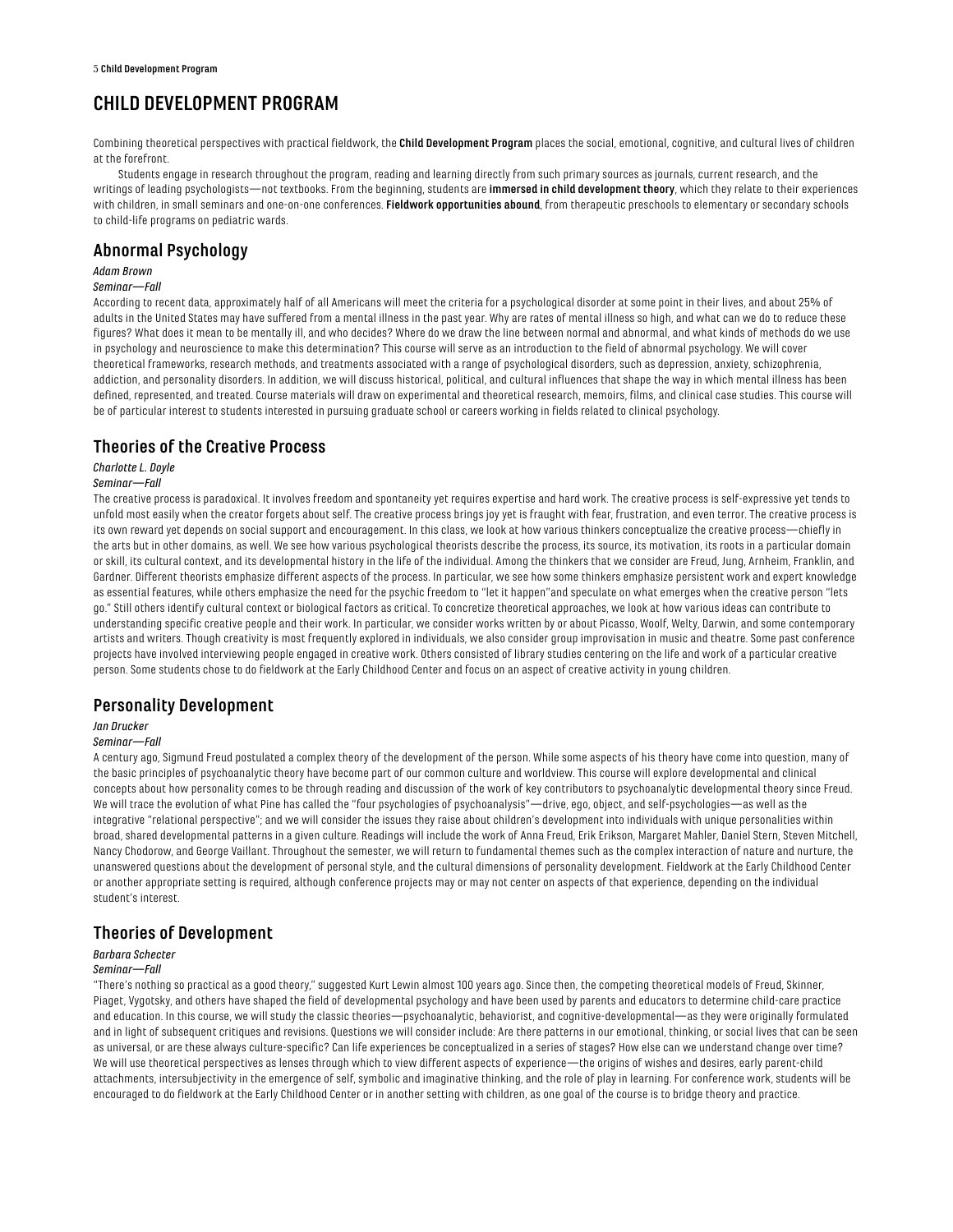# CHILD DEVELOPMENT PROGRAM

Combining theoretical perspectives with practical fieldwork, the **Child Development Program** places the social, emotional, cognitive, and cultural lives of children at the forefront.

Students engage in research throughout the program, reading and learning directly from such primary sources as journals, current research, and the writings of leading psychologists—not textbooks. From the beginning, students are **immersed in child development theory**, which they relate to their experiences with children, in small seminars and one-on-one conferences. **Fieldwork opportunities abound**, from therapeutic preschools to elementary or secondary schools to child-life programs on pediatric wards.

## Abnormal Psychology

*Adam Brown*

*Seminar—Fall*

According to recent data, approximately half of all Americans will meet the criteria for a psychological disorder at some point in their lives, and about 25% of adults in the United States may have suffered from a mental illness in the past year. Why are rates of mental illness so high, and what can we do to reduce these figures? What does it mean to be mentally ill, and who decides? Where do we draw the line between normal and abnormal, and what kinds of methods do we use in psychology and neuroscience to make this determination? This course will serve as an introduction to the field of abnormal psychology. We will cover theoretical frameworks, research methods, and treatments associated with a range of psychological disorders, such as depression, anxiety, schizophrenia, addiction, and personality disorders. In addition, we will discuss historical, political, and cultural influences that shape the way in which mental illness has been defined, represented, and treated. Course materials will draw on experimental and theoretical research, memoirs, films, and clinical case studies. This course will be of particular interest to students interested in pursuing graduate school or careers working in fields related to clinical psychology.

## Theories of the Creative Process

*Charlotte L. Doyle*

*Seminar—Fall*

The creative process is paradoxical. It involves freedom and spontaneity yet requires expertise and hard work. The creative process is self-expressive yet tends to unfold most easily when the creator forgets about self. The creative process brings joy yet is fraught with fear, frustration, and even terror. The creative process is its own reward yet depends on social support and encouragement. In this class, we look at how various thinkers conceptualize the creative process—chiefly in the arts but in other domains, as well. We see how various psychological theorists describe the process, its source, its motivation, its roots in a particular domain or skill, its cultural context, and its developmental history in the life of the individual. Among the thinkers that we consider are Freud, Jung, Arnheim, Franklin, and Gardner. Different theorists emphasize different aspects of the process. In particular, we see how some thinkers emphasize persistent work and expert knowledge as essential features, while others emphasize the need for the psychic freedom to "let it happen"and speculate on what emerges when the creative person "lets go." Still others identify cultural context or biological factors as critical. To concretize theoretical approaches, we look at how various ideas can contribute to understanding specific creative people and their work. In particular, we consider works written by or about Picasso, Woolf, Welty, Darwin, and some contemporary artists and writers. Though creativity is most frequently explored in individuals, we also consider group improvisation in music and theatre. Some past conference projects have involved interviewing people engaged in creative work. Others consisted of library studies centering on the life and work of a particular creative person. Some students chose to do fieldwork at the Early Childhood Center and focus on an aspect of creative activity in young children.

## Personality Development

*Jan Drucker*

*Seminar—Fall*

A century ago, Sigmund Freud postulated a complex theory of the development of the person. While some aspects of his theory have come into question, many of the basic principles of psychoanalytic theory have become part of our common culture and worldview. This course will explore developmental and clinical concepts about how personality comes to be through reading and discussion of the work of key contributors to psychoanalytic developmental theory since Freud. We will trace the evolution of what Pine has called the "four psychologies of psychoanalysis"—drive, ego, object, and self-psychologies—as well as the integrative "relational perspective"; and we will consider the issues they raise about children's development into individuals with unique personalities within broad, shared developmental patterns in a given culture. Readings will include the work of Anna Freud, Erik Erikson, Margaret Mahler, Daniel Stern, Steven Mitchell, Nancy Chodorow, and George Vaillant. Throughout the semester, we will return to fundamental themes such as the complex interaction of nature and nurture, the unanswered questions about the development of personal style, and the cultural dimensions of personality development. Fieldwork at the Early Childhood Center or another appropriate setting is required, although conference projects may or may not center on aspects of that experience, depending on the individual student's interest.

## Theories of Development

*Barbara Schecter*

*Seminar—Fall*

"There's nothing so practical as a good theory," suggested Kurt Lewin almost 100 years ago. Since then, the competing theoretical models of Freud, Skinner, Piaget, Vygotsky, and others have shaped the field of developmental psychology and have been used by parents and educators to determine child-care practice and education. In this course, we will study the classic theories—psychoanalytic, behaviorist, and cognitive-developmental—as they were originally formulated and in light of subsequent critiques and revisions. Questions we will consider include: Are there patterns in our emotional, thinking, or social lives that can be seen as universal, or are these always culture-specific? Can life experiences be conceptualized in a series of stages? How else can we understand change over time? We will use theoretical perspectives as lenses through which to view different aspects of experience—the origins of wishes and desires, early parent-child attachments, intersubjectivity in the emergence of self, symbolic and imaginative thinking, and the role of play in learning. For conference work, students will be encouraged to do fieldwork at the Early Childhood Center or in another setting with children, as one goal of the course is to bridge theory and practice.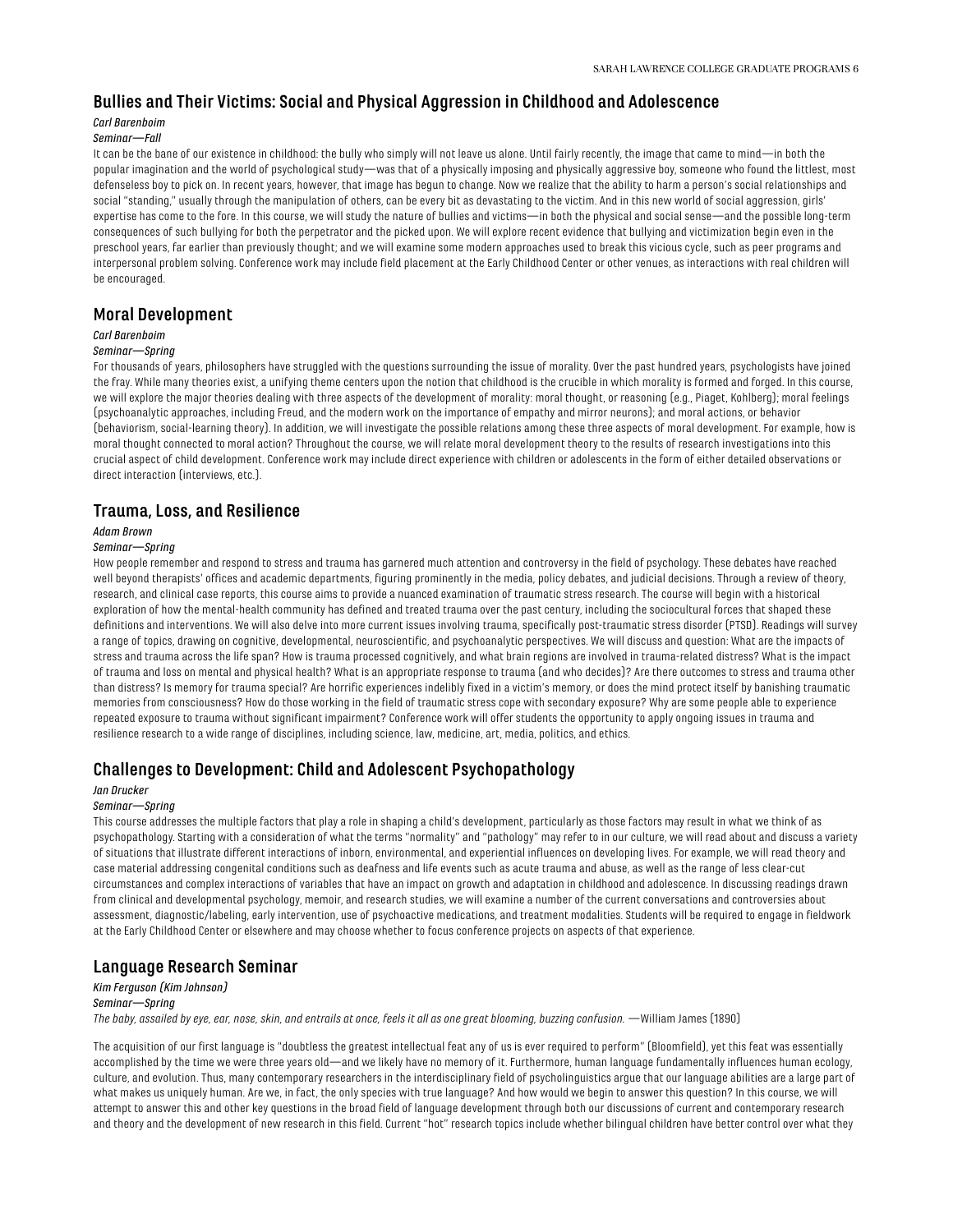## Bullies and Their Victims: Social and Physical Aggression in Childhood and Adolescence

*Carl Barenboim*

*Seminar—Fall*

It can be the bane of our existence in childhood: the bully who simply will not leave us alone. Until fairly recently, the image that came to mind—in both the popular imagination and the world of psychological study—was that of a physically imposing and physically aggressive boy, someone who found the littlest, most defenseless boy to pick on. In recent years, however, that image has begun to change. Now we realize that the ability to harm a person's social relationships and social "standing," usually through the manipulation of others, can be every bit as devastating to the victim. And in this new world of social aggression, girls' expertise has come to the fore. In this course, we will study the nature of bullies and victims—in both the physical and social sense—and the possible long-term consequences of such bullying for both the perpetrator and the picked upon. We will explore recent evidence that bullying and victimization begin even in the preschool years, far earlier than previously thought; and we will examine some modern approaches used to break this vicious cycle, such as peer programs and interpersonal problem solving. Conference work may include field placement at the Early Childhood Center or other venues, as interactions with real children will be encouraged.

## Moral Development

*Carl Barenboim*

*Seminar—Spring*

For thousands of years, philosophers have struggled with the questions surrounding the issue of morality. Over the past hundred years, psychologists have joined the fray. While many theories exist, a unifying theme centers upon the notion that childhood is the crucible in which morality is formed and forged. In this course, we will explore the major theories dealing with three aspects of the development of morality: moral thought, or reasoning (e.g., Piaget, Kohlberg); moral feelings (psychoanalytic approaches, including Freud, and the modern work on the importance of empathy and mirror neurons); and moral actions, or behavior (behaviorism, social-learning theory). In addition, we will investigate the possible relations among these three aspects of moral development. For example, how is moral thought connected to moral action? Throughout the course, we will relate moral development theory to the results of research investigations into this crucial aspect of child development. Conference work may include direct experience with children or adolescents in the form of either detailed observations or direct interaction (interviews, etc.).

## Trauma, Loss, and Resilience

*Adam Brown*

*Seminar—Spring*

How people remember and respond to stress and trauma has garnered much attention and controversy in the field of psychology. These debates have reached well beyond therapists' offices and academic departments, figuring prominently in the media, policy debates, and judicial decisions. Through a review of theory, research, and clinical case reports, this course aims to provide a nuanced examination of traumatic stress research. The course will begin with a historical exploration of how the mental-health community has defined and treated trauma over the past century, including the sociocultural forces that shaped these definitions and interventions. We will also delve into more current issues involving trauma, specifically post-traumatic stress disorder (PTSD). Readings will survey a range of topics, drawing on cognitive, developmental, neuroscientific, and psychoanalytic perspectives. We will discuss and question: What are the impacts of stress and trauma across the life span? How is trauma processed cognitively, and what brain regions are involved in trauma-related distress? What is the impact of trauma and loss on mental and physical health? What is an appropriate response to trauma (and who decides)? Are there outcomes to stress and trauma other than distress? Is memory for trauma special? Are horrific experiences indelibly fixed in a victim's memory, or does the mind protect itself by banishing traumatic memories from consciousness? How do those working in the field of traumatic stress cope with secondary exposure? Why are some people able to experience repeated exposure to trauma without significant impairment? Conference work will offer students the opportunity to apply ongoing issues in trauma and resilience research to a wide range of disciplines, including science, law, medicine, art, media, politics, and ethics.

## Challenges to Development: Child and Adolescent Psychopathology

*Jan Drucker*

*Seminar—Spring*

This course addresses the multiple factors that play a role in shaping a child's development, particularly as those factors may result in what we think of as psychopathology. Starting with a consideration of what the terms "normality" and "pathology" may refer to in our culture, we will read about and discuss a variety of situations that illustrate different interactions of inborn, environmental, and experiential influences on developing lives. For example, we will read theory and case material addressing congenital conditions such as deafness and life events such as acute trauma and abuse, as well as the range of less clear-cut circumstances and complex interactions of variables that have an impact on growth and adaptation in childhood and adolescence. In discussing readings drawn from clinical and developmental psychology, memoir, and research studies, we will examine a number of the current conversations and controversies about assessment, diagnostic/labeling, early intervention, use of psychoactive medications, and treatment modalities. Students will be required to engage in fieldwork at the Early Childhood Center or elsewhere and may choose whether to focus conference projects on aspects of that experience.

## Language Research Seminar

*Kim Ferguson (Kim Johnson)*

*Seminar—Spring*

*The baby, assailed by eye, ear, nose, skin, and entrails at once, feels it all as one great blooming, buzzing confusion.* —William James (1890)

The acquisition of our first language is "doubtless the greatest intellectual feat any of us is ever required to perform" (Bloomfield), yet this feat was essentially accomplished by the time we were three years old—and we likely have no memory of it. Furthermore, human language fundamentally influences human ecology, culture, and evolution. Thus, many contemporary researchers in the interdisciplinary field of psycholinguistics argue that our language abilities are a large part of what makes us uniquely human. Are we, in fact, the only species with true language? And how would we begin to answer this question? In this course, we will attempt to answer this and other key questions in the broad field of language development through both our discussions of current and contemporary research and theory and the development of new research in this field. Current "hot" research topics include whether bilingual children have better control over what they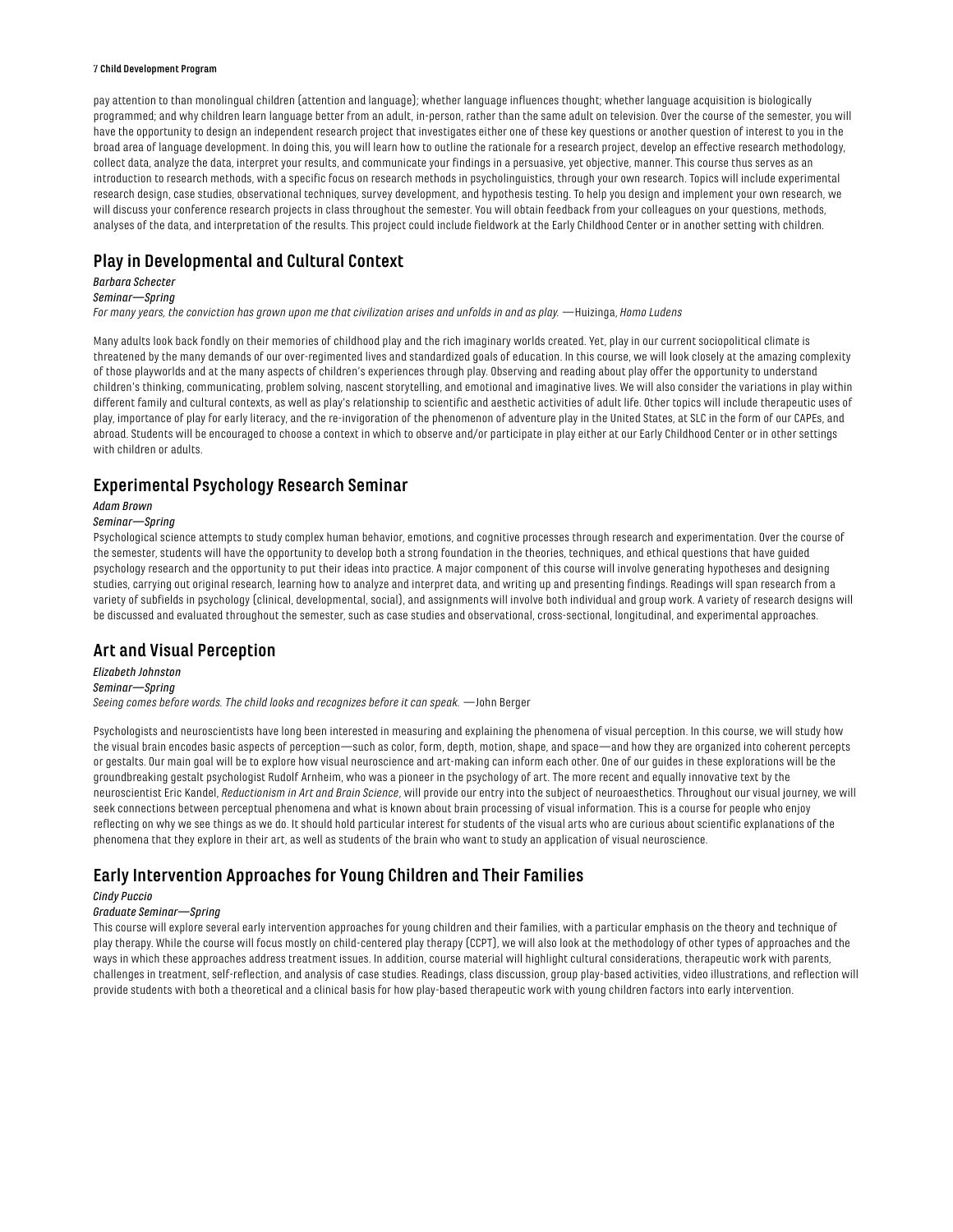pay attention to than monolingual children (attention and language); whether language influences thought; whether language acquisition is biologically programmed; and why children learn language better from an adult, in-person, rather than the same adult on television. Over the course of the semester, you will have the opportunity to design an independent research project that investigates either one of these key questions or another question of interest to you in the broad area of language development. In doing this, you will learn how to outline the rationale for a research project, develop an effective research methodology, collect data, analyze the data, interpret your results, and communicate your findings in a persuasive, yet objective, manner. This course thus serves as an introduction to research methods, with a specific focus on research methods in psycholinguistics, through your own research. Topics will include experimental research design, case studies, observational techniques, survey development, and hypothesis testing. To help you design and implement your own research, we will discuss your conference research projects in class throughout the semester. You will obtain feedback from your colleagues on your questions, methods, analyses of the data, and interpretation of the results. This project could include fieldwork at the Early Childhood Center or in another setting with children.

## Play in Developmental and Cultural Context

*Barbara Schecter*

*Seminar—Spring*

*For many years, the conviction has grown upon me that civilization arises and unfolds in and as play.* —Huizinga, *Homo Ludens*

Many adults look back fondly on their memories of childhood play and the rich imaginary worlds created. Yet, play in our current sociopolitical climate is threatened by the many demands of our over-regimented lives and standardized goals of education. In this course, we will look closely at the amazing complexity of those playworlds and at the many aspects of children's experiences through play. Observing and reading about play offer the opportunity to understand children's thinking, communicating, problem solving, nascent storytelling, and emotional and imaginative lives. We will also consider the variations in play within different family and cultural contexts, as well as play's relationship to scientific and aesthetic activities of adult life. Other topics will include therapeutic uses of play, importance of play for early literacy, and the re-invigoration of the phenomenon of adventure play in the United States, at SLC in the form of our CAPEs, and abroad. Students will be encouraged to choose a context in which to observe and/or participate in play either at our Early Childhood Center or in other settings with children or adults.

## Experimental Psychology Research Seminar

*Adam Brown*

*Seminar—Spring*

Psychological science attempts to study complex human behavior, emotions, and cognitive processes through research and experimentation. Over the course of the semester, students will have the opportunity to develop both a strong foundation in the theories, techniques, and ethical questions that have guided psychology research and the opportunity to put their ideas into practice. A major component of this course will involve generating hypotheses and designing studies, carrying out original research, learning how to analyze and interpret data, and writing up and presenting findings. Readings will span research from a variety of subfields in psychology (clinical, developmental, social), and assignments will involve both individual and group work. A variety of research designs will be discussed and evaluated throughout the semester, such as case studies and observational, cross-sectional, longitudinal, and experimental approaches.

## Art and Visual Perception

*Elizabeth Johnston*

*Seminar—Spring*

*Seeing comes before words. The child looks and recognizes before it can speak.* —John Berger

Psychologists and neuroscientists have long been interested in measuring and explaining the phenomena of visual perception. In this course, we will study how the visual brain encodes basic aspects of perception—such as color, form, depth, motion, shape, and space—and how they are organized into coherent percepts or gestalts. Our main goal will be to explore how visual neuroscience and art-making can inform each other. One of our guides in these explorations will be the groundbreaking gestalt psychologist Rudolf Arnheim, who was a pioneer in the psychology of art. The more recent and equally innovative text by the neuroscientist Eric Kandel, *Reductionism in Art and Brain Science*, will provide our entry into the subject of neuroaesthetics. Throughout our visual journey, we will seek connections between perceptual phenomena and what is known about brain processing of visual information. This is a course for people who enjoy reflecting on why we see things as we do. It should hold particular interest for students of the visual arts who are curious about scientific explanations of the phenomena that they explore in their art, as well as students of the brain who want to study an application of visual neuroscience.

## Early Intervention Approaches for Young Children and Their Families

*Cindy Puccio*

*Graduate Seminar—Spring*

This course will explore several early intervention approaches for young children and their families, with a particular emphasis on the theory and technique of play therapy. While the course will focus mostly on child-centered play therapy (CCPT), we will also look at the methodology of other types of approaches and the ways in which these approaches address treatment issues. In addition, course material will highlight cultural considerations, therapeutic work with parents, challenges in treatment, self-reflection, and analysis of case studies. Readings, class discussion, group play-based activities, video illustrations, and reflection will provide students with both a theoretical and a clinical basis for how play-based therapeutic work with young children factors into early intervention.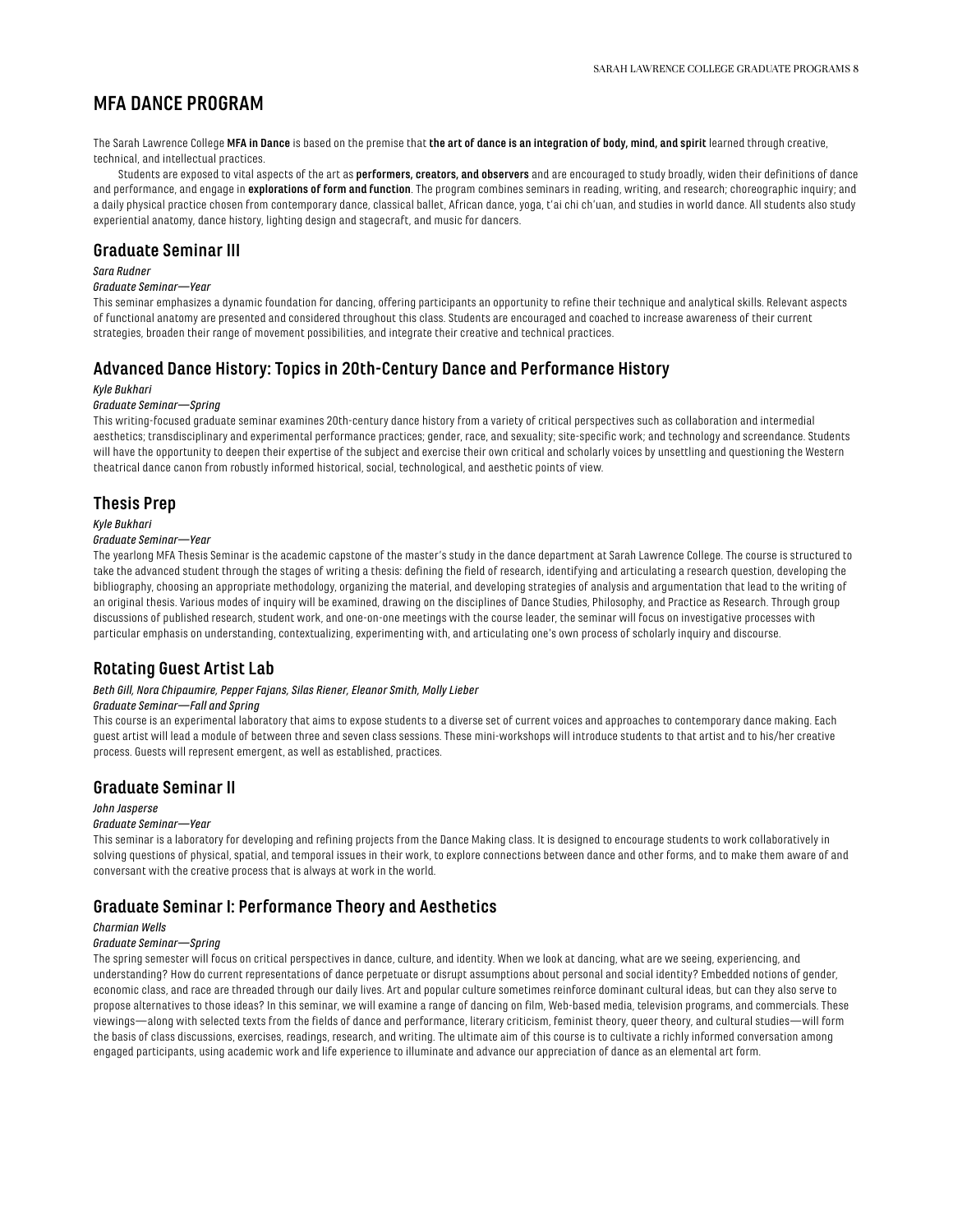# MFA DANCE PROGRAM

The Sarah Lawrence College **MFA in Dance** is based on the premise that **the art of dance is an integration of body, mind, and spirit** learned through creative, technical, and intellectual practices.

Students are exposed to vital aspects of the art as **performers, creators, and observers** and are encouraged to study broadly, widen their definitions of dance and performance, and engage in **explorations of form and function**. The program combines seminars in reading, writing, and research; choreographic inquiry; and a daily physical practice chosen from contemporary dance, classical ballet, African dance, yoga, t'ai chi ch'uan, and studies in world dance. All students also study experiential anatomy, dance history, lighting design and stagecraft, and music for dancers.

## Graduate Seminar III

*Sara Rudner*

*Graduate Seminar—Year*

This seminar emphasizes a dynamic foundation for dancing, offering participants an opportunity to refine their technique and analytical skills. Relevant aspects of functional anatomy are presented and considered throughout this class. Students are encouraged and coached to increase awareness of their current strategies, broaden their range of movement possibilities, and integrate their creative and technical practices.

## Advanced Dance History: Topics in 20th-Century Dance and Performance History

*Kyle Bukhari*

*Graduate Seminar—Spring*

This writing-focused graduate seminar examines 20th-century dance history from a variety of critical perspectives such as collaboration and intermedial aesthetics; transdisciplinary and experimental performance practices; gender, race, and sexuality; site-specific work; and technology and screendance. Students will have the opportunity to deepen their expertise of the subject and exercise their own critical and scholarly voices by unsettling and questioning the Western theatrical dance canon from robustly informed historical, social, technological, and aesthetic points of view.

## Thesis Prep

*Kyle Bukhari*

*Graduate Seminar—Year*

The yearlong MFA Thesis Seminar is the academic capstone of the master's study in the dance department at Sarah Lawrence College. The course is structured to take the advanced student through the stages of writing a thesis: defining the field of research, identifying and articulating a research question, developing the bibliography, choosing an appropriate methodology, organizing the material, and developing strategies of analysis and argumentation that lead to the writing of an original thesis. Various modes of inquiry will be examined, drawing on the disciplines of Dance Studies, Philosophy, and Practice as Research. Through group discussions of published research, student work, and one-on-one meetings with the course leader, the seminar will focus on investigative processes with particular emphasis on understanding, contextualizing, experimenting with, and articulating one's own process of scholarly inquiry and discourse.

## Rotating Guest Artist Lab

*Beth Gill, Nora Chipaumire, Pepper Fajans, Silas Riener, Eleanor Smith, Molly Lieber*

*Graduate Seminar—Fall and Spring*

This course is an experimental laboratory that aims to expose students to a diverse set of current voices and approaches to contemporary dance making. Each guest artist will lead a module of between three and seven class sessions. These mini-workshops will introduce students to that artist and to his/her creative process. Guests will represent emergent, as well as established, practices.

## Graduate Seminar II

*John Jasperse*

*Graduate Seminar—Year*

This seminar is a laboratory for developing and refining projects from the Dance Making class. It is designed to encourage students to work collaboratively in solving questions of physical, spatial, and temporal issues in their work, to explore connections between dance and other forms, and to make them aware of and conversant with the creative process that is always at work in the world.

## Graduate Seminar I: Performance Theory and Aesthetics

*Charmian Wells*

*Graduate Seminar—Spring*

The spring semester will focus on critical perspectives in dance, culture, and identity. When we look at dancing, what are we seeing, experiencing, and understanding? How do current representations of dance perpetuate or disrupt assumptions about personal and social identity? Embedded notions of gender, economic class, and race are threaded through our daily lives. Art and popular culture sometimes reinforce dominant cultural ideas, but can they also serve to propose alternatives to those ideas? In this seminar, we will examine a range of dancing on film, Web-based media, television programs, and commercials. These viewings—along with selected texts from the fields of dance and performance, literary criticism, feminist theory, queer theory, and cultural studies—will form the basis of class discussions, exercises, readings, research, and writing. The ultimate aim of this course is to cultivate a richly informed conversation among engaged participants, using academic work and life experience to illuminate and advance our appreciation of dance as an elemental art form.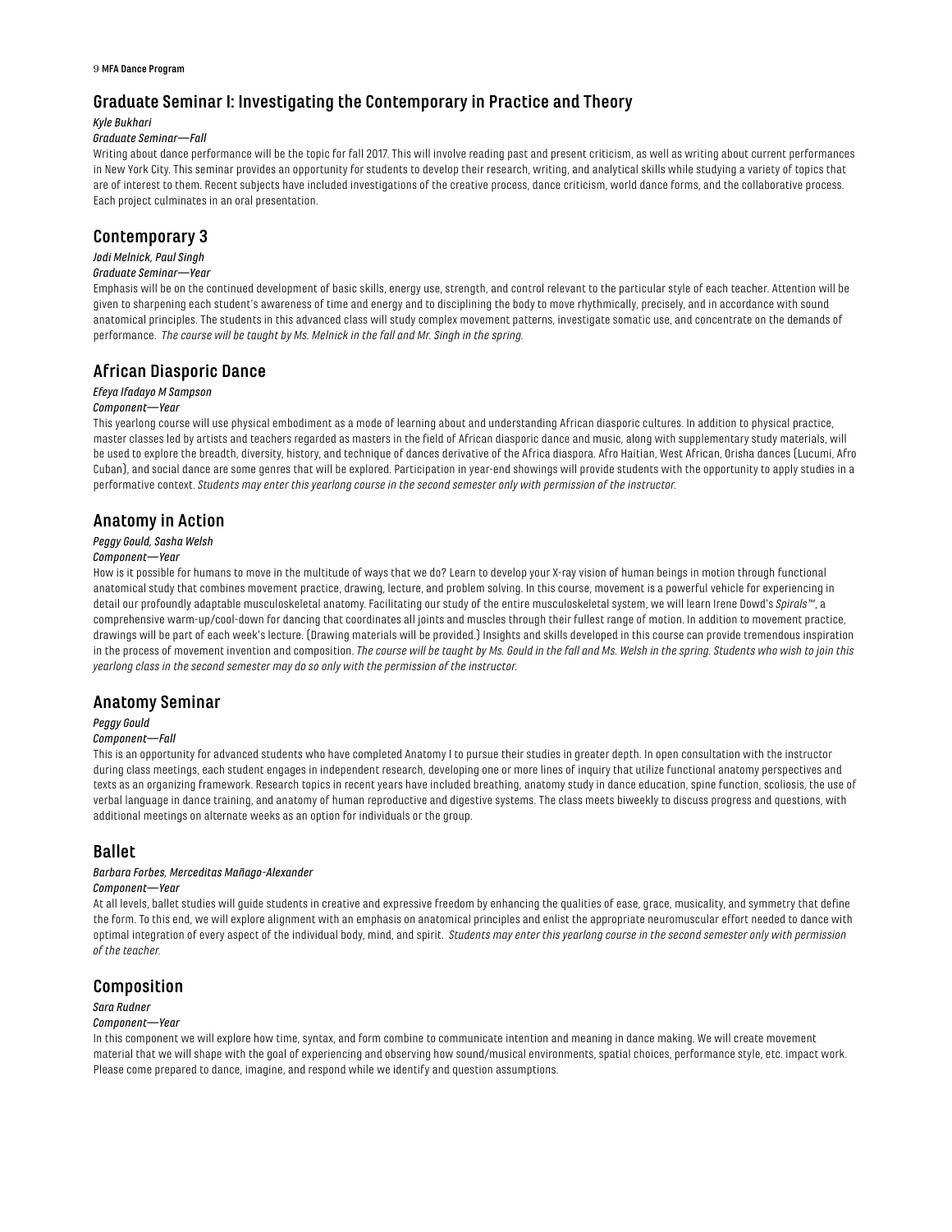## Graduate Seminar I: Investigating the Contemporary in Practice and Theory

*Kyle Bukhari*

*Graduate Seminar—Fall*

Writing about dance performance will be the topic for fall 2017. This will involve reading past and present criticism, as well as writing about current performances in New York City. This seminar provides an opportunity for students to develop their research, writing, and analytical skills while studying a variety of topics that are of interest to them. Recent subjects have included investigations of the creative process, dance criticism, world dance forms, and the collaborative process. Each project culminates in an oral presentation.

## Contemporary 3

*Jodi Melnick, Paul Singh*

*Graduate Seminar—Year*

Emphasis will be on the continued development of basic skills, energy use, strength, and control relevant to the particular style of each teacher. Attention will be given to sharpening each student's awareness of time and energy and to disciplining the body to move rhythmically, precisely, and in accordance with sound anatomical principles. The students in this advanced class will study complex movement patterns, investigate somatic use, and concentrate on the demands of performance. *The course will be taught by Ms. Melnick in the fall and Mr. Singh in the spring.*

## African Diasporic Dance

*Efeya Ifadayo M Sampson*

*Component—Year*

This yearlong course will use physical embodiment as a mode of learning about and understanding African diasporic cultures. In addition to physical practice, master classes led by artists and teachers regarded as masters in the field of African diasporic dance and music, along with supplementary study materials, will be used to explore the breadth, diversity, history, and technique of dances derivative of the Africa diaspora. Afro Haitian, West African, Orisha dances (Lucumi, Afro Cuban), and social dance are some genres that will be explored. Participation in year-end showings will provide students with the opportunity to apply studies in a performative context. *Students may enter this yearlong course in the second semester only with permission of the instructor.*

## Anatomy in Action

*Peggy Gould, Sasha Welsh*

*Component—Year*

How is it possible for humans to move in the multitude of ways that we do? Learn to develop your X-ray vision of human beings in motion through functional anatomical study that combines movement practice, drawing, lecture, and problem solving. In this course, movement is a powerful vehicle for experiencing in detail our profoundly adaptable musculoskeletal anatomy. Facilitating our study of the entire musculoskeletal system, we will learn Irene Dowd's *Spirals*™, a comprehensive warm-up/cool-down for dancing that coordinates all joints and muscles through their fullest range of motion. In addition to movement practice, drawings will be part of each week's lecture. (Drawing materials will be provided.) Insights and skills developed in this course can provide tremendous inspiration in the process of movement invention and composition. *The course will be taught by Ms. Gould in the fall and Ms. Welsh in the spring. Students who wish to join this yearlong class in the second semester may do so only with the permission of the instructor.*

## Anatomy Seminar

*Peggy Gould*

*Component—Fall*

This is an opportunity for advanced students who have completed Anatomy I to pursue their studies in greater depth. In open consultation with the instructor during class meetings, each student engages in independent research, developing one or more lines of inquiry that utilize functional anatomy perspectives and texts as an organizing framework. Research topics in recent years have included breathing, anatomy study in dance education, spine function, scoliosis, the use of verbal language in dance training, and anatomy of human reproductive and digestive systems. The class meets biweekly to discuss progress and questions, with additional meetings on alternate weeks as an option for individuals or the group.

## Ballet

*Barbara Forbes, Merceditas Mañago-Alexander*

*Component—Year*

At all levels, ballet studies will guide students in creative and expressive freedom by enhancing the qualities of ease, grace, musicality, and symmetry that define the form. To this end, we will explore alignment with an emphasis on anatomical principles and enlist the appropriate neuromuscular effort needed to dance with optimal integration of every aspect of the individual body, mind, and spirit. *Students may enter this yearlong course in the second semester only with permission of the teacher.*

## Composition

*Sara Rudner*

*Component—Year*

In this component we will explore how time, syntax, and form combine to communicate intention and meaning in dance making. We will create movement material that we will shape with the goal of experiencing and observing how sound/musical environments, spatial choices, performance style, etc. impact work. Please come prepared to dance, imagine, and respond while we identify and question assumptions.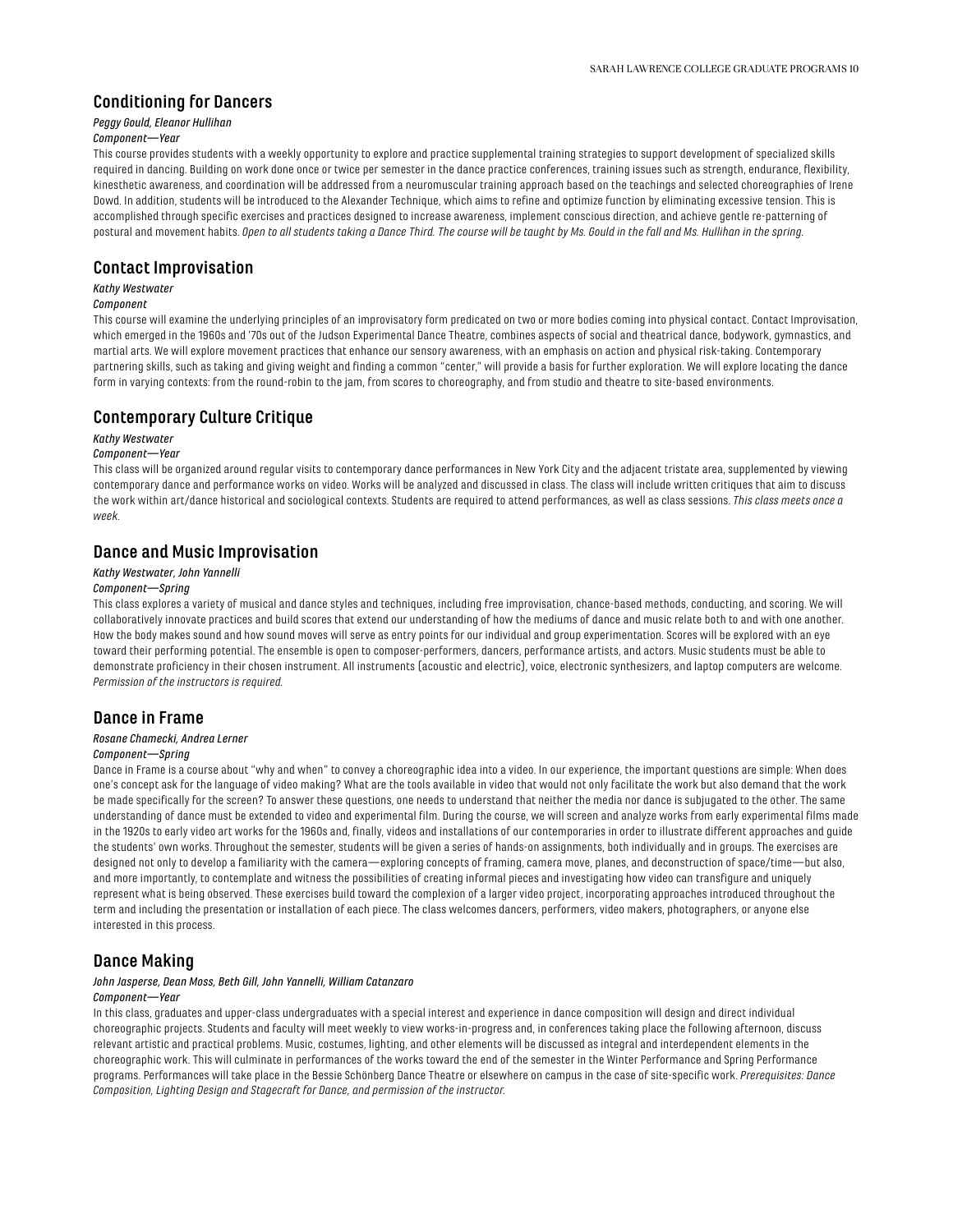## Conditioning for Dancers

*Peggy Gould, Eleanor Hullihan*

*Component—Year*

This course provides students with a weekly opportunity to explore and practice supplemental training strategies to support development of specialized skills required in dancing. Building on work done once or twice per semester in the dance practice conferences, training issues such as strength, endurance, flexibility, kinesthetic awareness, and coordination will be addressed from a neuromuscular training approach based on the teachings and selected choreographies of Irene Dowd. In addition, students will be introduced to the Alexander Technique, which aims to refine and optimize function by eliminating excessive tension. This is accomplished through specific exercises and practices designed to increase awareness, implement conscious direction, and achieve gentle re-patterning of postural and movement habits. *Open to all students taking a Dance Third. The course will be taught by Ms. Gould in the fall and Ms. Hullihan in the spring.*

## Contact Improvisation

*Kathy Westwater*

*Component*

This course will examine the underlying principles of an improvisatory form predicated on two or more bodies coming into physical contact. Contact Improvisation, which emerged in the 1960s and '70s out of the Judson Experimental Dance Theatre, combines aspects of social and theatrical dance, bodywork, gymnastics, and martial arts. We will explore movement practices that enhance our sensory awareness, with an emphasis on action and physical risk-taking. Contemporary partnering skills, such as taking and giving weight and finding a common "center," will provide a basis for further exploration. We will explore locating the dance form in varying contexts: from the round-robin to the jam, from scores to choreography, and from studio and theatre to site-based environments.

## Contemporary Culture Critique

*Kathy Westwater*

*Component—Year*

This class will be organized around regular visits to contemporary dance performances in New York City and the adjacent tristate area, supplemented by viewing contemporary dance and performance works on video. Works will be analyzed and discussed in class. The class will include written critiques that aim to discuss the work within art/dance historical and sociological contexts. Students are required to attend performances, as well as class sessions. *This class meets once a week.*

## Dance and Music Improvisation

*Kathy Westwater, John Yannelli*

*Component—Spring*

This class explores a variety of musical and dance styles and techniques, including free improvisation, chance-based methods, conducting, and scoring. We will collaboratively innovate practices and build scores that extend our understanding of how the mediums of dance and music relate both to and with one another. How the body makes sound and how sound moves will serve as entry points for our individual and group experimentation. Scores will be explored with an eye toward their performing potential. The ensemble is open to composer-performers, dancers, performance artists, and actors. Music students must be able to demonstrate proficiency in their chosen instrument. All instruments (acoustic and electric), voice, electronic synthesizers, and laptop computers are welcome. *Permission of the instructors is required.*

## Dance in Frame

*Rosane Chamecki, Andrea Lerner*

*Component—Spring*

Dance in Frame is a course about "why and when" to convey a choreographic idea into a video. In our experience, the important questions are simple: When does one's concept ask for the language of video making? What are the tools available in video that would not only facilitate the work but also demand that the work be made specifically for the screen? To answer these questions, one needs to understand that neither the media nor dance is subjugated to the other. The same understanding of dance must be extended to video and experimental film. During the course, we will screen and analyze works from early experimental films made in the 1920s to early video art works for the 1960s and, finally, videos and installations of our contemporaries in order to illustrate different approaches and guide the students' own works. Throughout the semester, students will be given a series of hands-on assignments, both individually and in groups. The exercises are designed not only to develop a familiarity with the camera—exploring concepts of framing, camera move, planes, and deconstruction of space/time—but also, and more importantly, to contemplate and witness the possibilities of creating informal pieces and investigating how video can transfigure and uniquely represent what is being observed. These exercises build toward the complexion of a larger video project, incorporating approaches introduced throughout the term and including the presentation or installation of each piece. The class welcomes dancers, performers, video makers, photographers, or anyone else interested in this process.

## Dance Making

*John Jasperse, Dean Moss, Beth Gill, John Yannelli, William Catanzaro*

*Component—Year*

In this class, graduates and upper-class undergraduates with a special interest and experience in dance composition will design and direct individual choreographic projects. Students and faculty will meet weekly to view works-in-progress and, in conferences taking place the following afternoon, discuss relevant artistic and practical problems. Music, costumes, lighting, and other elements will be discussed as integral and interdependent elements in the choreographic work. This will culminate in performances of the works toward the end of the semester in the Winter Performance and Spring Performance programs. Performances will take place in the Bessie Schönberg Dance Theatre or elsewhere on campus in the case of site-specific work. *Prerequisites: Dance Composition, Lighting Design and Stagecraft for Dance, and permission of the instructor.*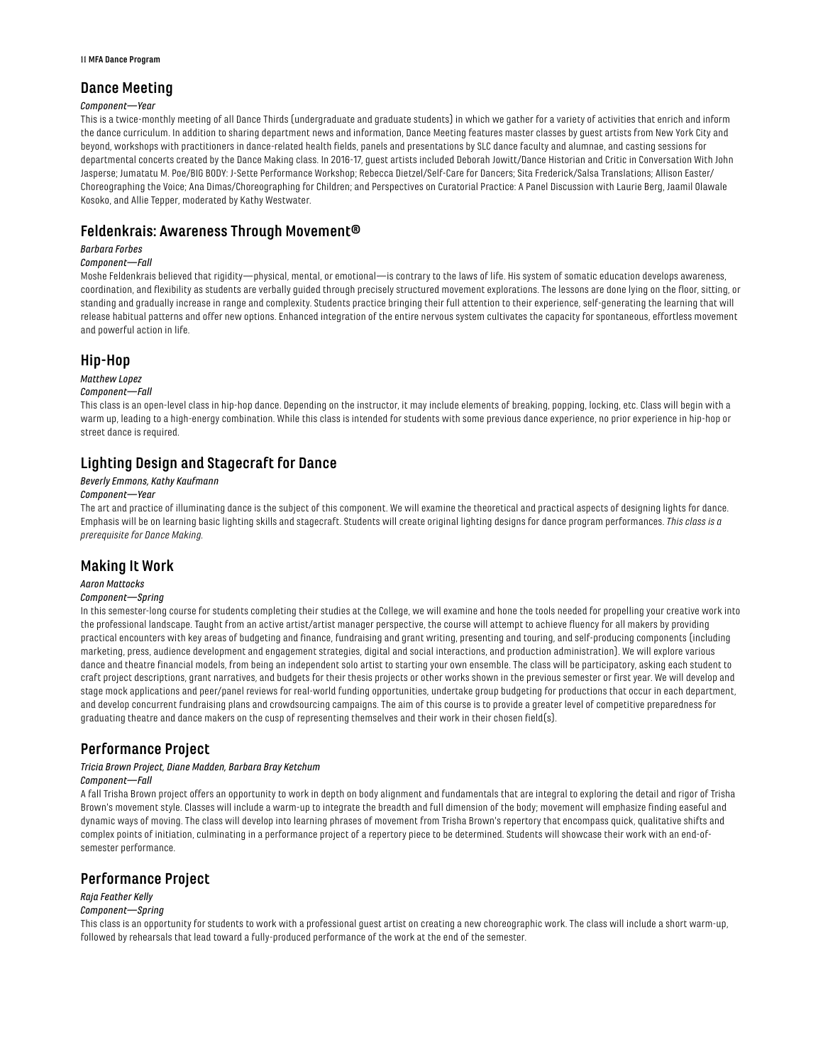## Dance Meeting

*Component—Year*

This is a twice-monthly meeting of all Dance Thirds (undergraduate and graduate students) in which we gather for a variety of activities that enrich and inform the dance curriculum. In addition to sharing department news and information, Dance Meeting features master classes by guest artists from New York City and beyond, workshops with practitioners in dance-related health fields, panels and presentations by SLC dance faculty and alumnae, and casting sessions for departmental concerts created by the Dance Making class. In 2016-17, guest artists included Deborah Jowitt/Dance Historian and Critic in Conversation With John Jasperse; Jumatatu M. Poe/BIG BODY: J-Sette Performance Workshop; Rebecca Dietzel/Self-Care for Dancers; Sita Frederick/Salsa Translations; Allison Easter/Choreographing the Voice; Ana Dimas/Choreographing for Children; and Perspectives on Curatorial Practice: A Panel Discussion with Laurie Berg, Jaamil Olawale Kosoko, and Allie Tepper, moderated by Kathy Westwater.

## Feldenkrais: Awareness Through Movement®

*Barbara Forbes*

*Component—Fall*

Moshe Feldenkrais believed that rigidity—physical, mental, or emotional—is contrary to the laws of life. His system of somatic education develops awareness, coordination, and flexibility as students are verbally guided through precisely structured movement explorations. The lessons are done lying on the floor, sitting, or standing and gradually increase in range and complexity. Students practice bringing their full attention to their experience, self-generating the learning that will release habitual patterns and offer new options. Enhanced integration of the entire nervous system cultivates the capacity for spontaneous, effortless movement and powerful action in life.

## Hip-Hop

*Matthew Lopez*

*Component—Fall*

This class is an open-level class in hip-hop dance. Depending on the instructor, it may include elements of breaking, popping, locking, etc. Class will begin with a warm up, leading to a high-energy combination. While this class is intended for students with some previous dance experience, no prior experience in hip-hop or street dance is required.

## Lighting Design and Stagecraft for Dance

*Beverly Emmons, Kathy Kaufmann*

*Component—Year*

The art and practice of illuminating dance is the subject of this component. We will examine the theoretical and practical aspects of designing lights for dance. Emphasis will be on learning basic lighting skills and stagecraft. Students will create original lighting designs for dance program performances. *This class is a prerequisite for Dance Making.*

## Making It Work

*Aaron Mattocks*

*Component—Spring*

In this semester-long course for students completing their studies at the College, we will examine and hone the tools needed for propelling your creative work into the professional landscape. Taught from an active artist/artist manager perspective, the course will attempt to achieve fluency for all makers by providing practical encounters with key areas of budgeting and finance, fundraising and grant writing, presenting and touring, and self-producing components (including marketing, press, audience development and engagement strategies, digital and social interactions, and production administration). We will explore various dance and theatre financial models, from being an independent solo artist to starting your own ensemble. The class will be participatory, asking each student to craft project descriptions, grant narratives, and budgets for their thesis projects or other works shown in the previous semester or first year. We will develop and stage mock applications and peer/panel reviews for real-world funding opportunities, undertake group budgeting for productions that occur in each department, and develop concurrent fundraising plans and crowdsourcing campaigns. The aim of this course is to provide a greater level of competitive preparedness for graduating theatre and dance makers on the cusp of representing themselves and their work in their chosen field(s).

## Performance Project

*Tricia Brown Project, Diane Madden, Barbara Bray Ketchum*

*Component—Fall*

A fall Trisha Brown project offers an opportunity to work in depth on body alignment and fundamentals that are integral to exploring the detail and rigor of Trisha Brown's movement style. Classes will include a warm-up to integrate the breadth and full dimension of the body; movement will emphasize finding easeful and dynamic ways of moving. The class will develop into learning phrases of movement from Trisha Brown's repertory that encompass quick, qualitative shifts and complex points of initiation, culminating in a performance project of a repertory piece to be determined. Students will showcase their work with an end-of-semester performance.

## Performance Project

*Raja Feather Kelly*

*Component—Spring*

This class is an opportunity for students to work with a professional guest artist on creating a new choreographic work. The class will include a short warm-up, followed by rehearsals that lead toward a fully-produced performance of the work at the end of the semester.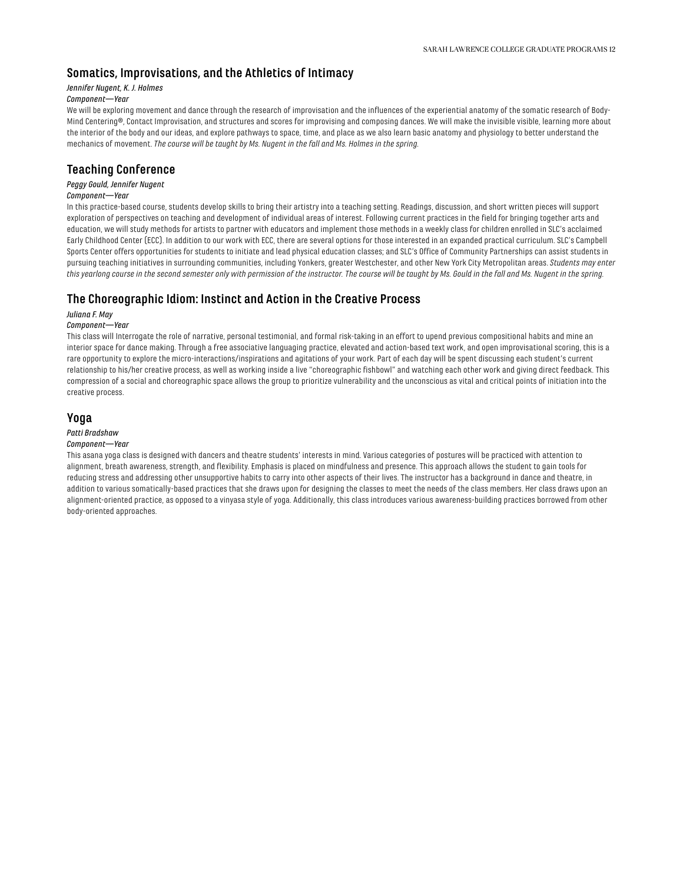## Somatics, Improvisations, and the Athletics of Intimacy

*Jennifer Nugent, K. J. Holmes*

*Component—Year*

We will be exploring movement and dance through the research of improvisation and the influences of the experiential anatomy of the somatic research of Body-Mind Centering®, Contact Improvisation, and structures and scores for improvising and composing dances. We will make the invisible visible, learning more about the interior of the body and our ideas, and explore pathways to space, time, and place as we also learn basic anatomy and physiology to better understand the mechanics of movement. *The course will be taught by Ms. Nugent in the fall and Ms. Holmes in the spring.*

## Teaching Conference

*Peggy Gould, Jennifer Nugent*

*Component—Year*

In this practice-based course, students develop skills to bring their artistry into a teaching setting. Readings, discussion, and short written pieces will support exploration of perspectives on teaching and development of individual areas of interest. Following current practices in the field for bringing together arts and education, we will study methods for artists to partner with educators and implement those methods in a weekly class for children enrolled in SLC's acclaimed Early Childhood Center (ECC). In addition to our work with ECC, there are several options for those interested in an expanded practical curriculum. SLC's Campbell Sports Center offers opportunities for students to initiate and lead physical education classes; and SLC's Office of Community Partnerships can assist students in pursuing teaching initiatives in surrounding communities, including Yonkers, greater Westchester, and other New York City Metropolitan areas. *Students may enter this yearlong course in the second semester only with permission of the instructor. The course will be taught by Ms. Gould in the fall and Ms. Nugent in the spring.*

## The Choreographic Idiom: Instinct and Action in the Creative Process

*Juliana F. May*

*Component—Year*

This class will Interrogate the role of narrative, personal testimonial, and formal risk-taking in an effort to upend previous compositional habits and mine an interior space for dance making. Through a free associative languaging practice, elevated and action-based text work, and open improvisational scoring, this is a rare opportunity to explore the micro-interactions/inspirations and agitations of your work. Part of each day will be spent discussing each student's current relationship to his/her creative process, as well as working inside a live "choreographic fishbowl" and watching each other work and giving direct feedback. This compression of a social and choreographic space allows the group to prioritize vulnerability and the unconscious as vital and critical points of initiation into the creative process.

## Yoga

*Patti Bradshaw*

*Component—Year*

This asana yoga class is designed with dancers and theatre students' interests in mind. Various categories of postures will be practiced with attention to alignment, breath awareness, strength, and flexibility. Emphasis is placed on mindfulness and presence. This approach allows the student to gain tools for reducing stress and addressing other unsupportive habits to carry into other aspects of their lives. The instructor has a background in dance and theatre, in addition to various somatically-based practices that she draws upon for designing the classes to meet the needs of the class members. Her class draws upon an alignment-oriented practice, as opposed to a vinyasa style of yoga. Additionally, this class introduces various awareness-building practices borrowed from other body-oriented approaches.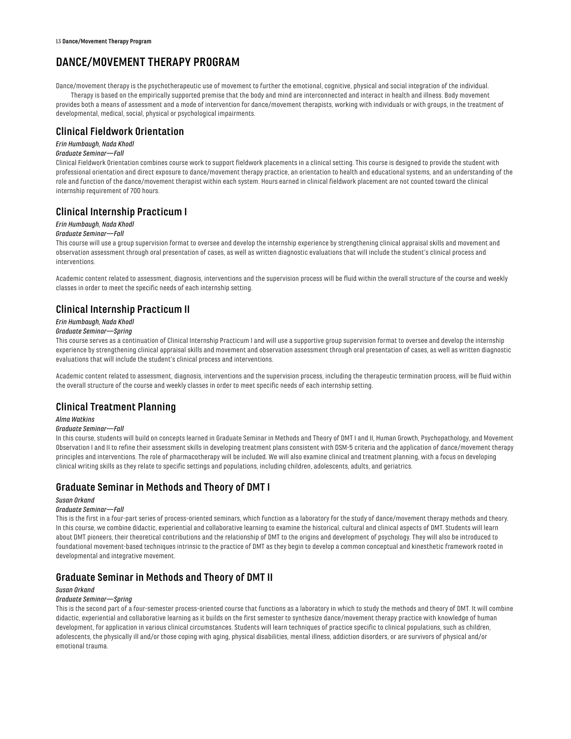# DANCE/MOVEMENT THERAPY PROGRAM

Dance/movement therapy is the psychotherapeutic use of movement to further the emotional, cognitive, physical and social integration of the individual.

Therapy is based on the empirically supported premise that the body and mind are interconnected and interact in health and illness. Body movement provides both a means of assessment and a mode of intervention for dance/movement therapists, working with individuals or with groups, in the treatment of developmental, medical, social, physical or psychological impairments.

## Clinical Fieldwork Orientation

*Erin Humbaugh, Nada Khodl*

*Graduate Seminar—Fall*

Clinical Fieldwork Orientation combines course work to support fieldwork placements in a clinical setting. This course is designed to provide the student with professional orientation and direct exposure to dance/movement therapy practice, an orientation to health and educational systems, and an understanding of the role and function of the dance/movement therapist within each system. Hours earned in clinical fieldwork placement are not counted toward the clinical internship requirement of 700 hours.

## Clinical Internship Practicum I

*Erin Humbaugh, Nada Khodl*

*Graduate Seminar—Fall*

This course will use a group supervision format to oversee and develop the internship experience by strengthening clinical appraisal skills and movement and observation assessment through oral presentation of cases, as well as written diagnostic evaluations that will include the student's clinical process and interventions.

Academic content related to assessment, diagnosis, interventions and the supervision process will be fluid within the overall structure of the course and weekly classes in order to meet the specific needs of each internship setting.

## Clinical Internship Practicum II

*Erin Humbaugh, Nada Khodl*

*Graduate Seminar—Spring*

This course serves as a continuation of Clinical Internship Practicum I and will use a supportive group supervision format to oversee and develop the internship experience by strengthening clinical appraisal skills and movement and observation assessment through oral presentation of cases, as well as written diagnostic evaluations that will include the student's clinical process and interventions.

Academic content related to assessment, diagnosis, interventions and the supervision process, including the therapeutic termination process, will be fluid within the overall structure of the course and weekly classes in order to meet specific needs of each internship setting.

## Clinical Treatment Planning

*Alma Watkins*

*Graduate Seminar—Fall*

In this course, students will build on concepts learned in Graduate Seminar in Methods and Theory of DMT I and II, Human Growth, Psychopathology, and Movement Observation I and II to refine their assessment skills in developing treatment plans consistent with DSM-5 criteria and the application of dance/movement therapy principles and interventions. The role of pharmacotherapy will be included. We will also examine clinical and treatment planning, with a focus on developing clinical writing skills as they relate to specific settings and populations, including children, adolescents, adults, and geriatrics.

## Graduate Seminar in Methods and Theory of DMT I

*Susan Orkand*

*Graduate Seminar—Fall*

This is the first in a four-part series of process-oriented seminars, which function as a laboratory for the study of dance/movement therapy methods and theory. In this course, we combine didactic, experiential and collaborative learning to examine the historical, cultural and clinical aspects of DMT. Students will learn about DMT pioneers, their theoretical contributions and the relationship of DMT to the origins and development of psychology. They will also be introduced to foundational movement-based techniques intrinsic to the practice of DMT as they begin to develop a common conceptual and kinesthetic framework rooted in developmental and integrative movement.

## Graduate Seminar in Methods and Theory of DMT II

*Susan Orkand*

*Graduate Seminar—Spring*

This is the second part of a four-semester process-oriented course that functions as a laboratory in which to study the methods and theory of DMT. It will combine didactic, experiential and collaborative learning as it builds on the first semester to synthesize dance/movement therapy practice with knowledge of human development, for application in various clinical circumstances. Students will learn techniques of practice specific to clinical populations, such as children, adolescents, the physically ill and/or those coping with aging, physical disabilities, mental illness, addiction disorders, or are survivors of physical and/or emotional trauma.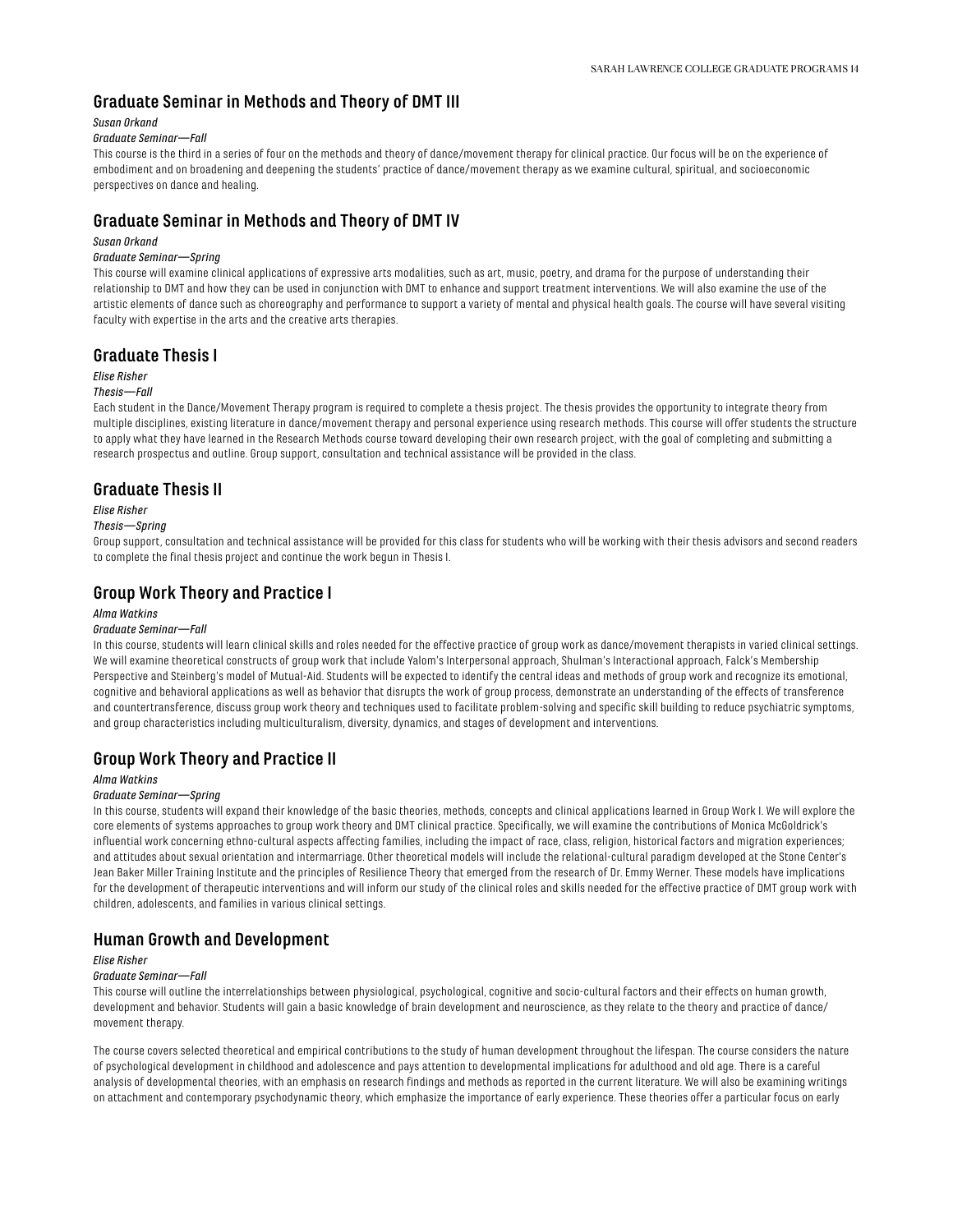## Graduate Seminar in Methods and Theory of DMT III

*Susan Orkand*

*Graduate Seminar—Fall*

This course is the third in a series of four on the methods and theory of dance/movement therapy for clinical practice. Our focus will be on the experience of embodiment and on broadening and deepening the students' practice of dance/movement therapy as we examine cultural, spiritual, and socioeconomic perspectives on dance and healing.

## Graduate Seminar in Methods and Theory of DMT IV

*Susan Orkand*

*Graduate Seminar—Spring*

This course will examine clinical applications of expressive arts modalities, such as art, music, poetry, and drama for the purpose of understanding their relationship to DMT and how they can be used in conjunction with DMT to enhance and support treatment interventions. We will also examine the use of the artistic elements of dance such as choreography and performance to support a variety of mental and physical health goals. The course will have several visiting faculty with expertise in the arts and the creative arts therapies.

## Graduate Thesis I

*Elise Risher*

*Thesis—Fall*

Each student in the Dance/Movement Therapy program is required to complete a thesis project. The thesis provides the opportunity to integrate theory from multiple disciplines, existing literature in dance/movement therapy and personal experience using research methods. This course will offer students the structure to apply what they have learned in the Research Methods course toward developing their own research project, with the goal of completing and submitting a research prospectus and outline. Group support, consultation and technical assistance will be provided in the class.

## Graduate Thesis II

*Elise Risher*

*Thesis—Spring*

Group support, consultation and technical assistance will be provided for this class for students who will be working with their thesis advisors and second readers to complete the final thesis project and continue the work begun in Thesis I.

## Group Work Theory and Practice I

*Alma Watkins*

*Graduate Seminar—Fall*

In this course, students will learn clinical skills and roles needed for the effective practice of group work as dance/movement therapists in varied clinical settings. We will examine theoretical constructs of group work that include Yalom's Interpersonal approach, Shulman's Interactional approach, Falck's Membership Perspective and Steinberg's model of Mutual-Aid. Students will be expected to identify the central ideas and methods of group work and recognize its emotional, cognitive and behavioral applications as well as behavior that disrupts the work of group process, demonstrate an understanding of the effects of transference and countertransference, discuss group work theory and techniques used to facilitate problem-solving and specific skill building to reduce psychiatric symptoms, and group characteristics including multiculturalism, diversity, dynamics, and stages of development and interventions.

## Group Work Theory and Practice II

*Alma Watkins*

*Graduate Seminar—Spring*

In this course, students will expand their knowledge of the basic theories, methods, concepts and clinical applications learned in Group Work I. We will explore the core elements of systems approaches to group work theory and DMT clinical practice. Specifically, we will examine the contributions of Monica McGoldrick's influential work concerning ethno-cultural aspects affecting families, including the impact of race, class, religion, historical factors and migration experiences; and attitudes about sexual orientation and intermarriage. Other theoretical models will include the relational-cultural paradigm developed at the Stone Center's Jean Baker Miller Training Institute and the principles of Resilience Theory that emerged from the research of Dr. Emmy Werner. These models have implications for the development of therapeutic interventions and will inform our study of the clinical roles and skills needed for the effective practice of DMT group work with children, adolescents, and families in various clinical settings.

## Human Growth and Development

*Elise Risher*

*Graduate Seminar—Fall*

This course will outline the interrelationships between physiological, psychological, cognitive and socio-cultural factors and their effects on human growth, development and behavior. Students will gain a basic knowledge of brain development and neuroscience, as they relate to the theory and practice of dance/movement therapy.

The course covers selected theoretical and empirical contributions to the study of human development throughout the lifespan. The course considers the nature of psychological development in childhood and adolescence and pays attention to developmental implications for adulthood and old age. There is a careful analysis of developmental theories, with an emphasis on research findings and methods as reported in the current literature. We will also be examining writings on attachment and contemporary psychodynamic theory, which emphasize the importance of early experience. These theories offer a particular focus on early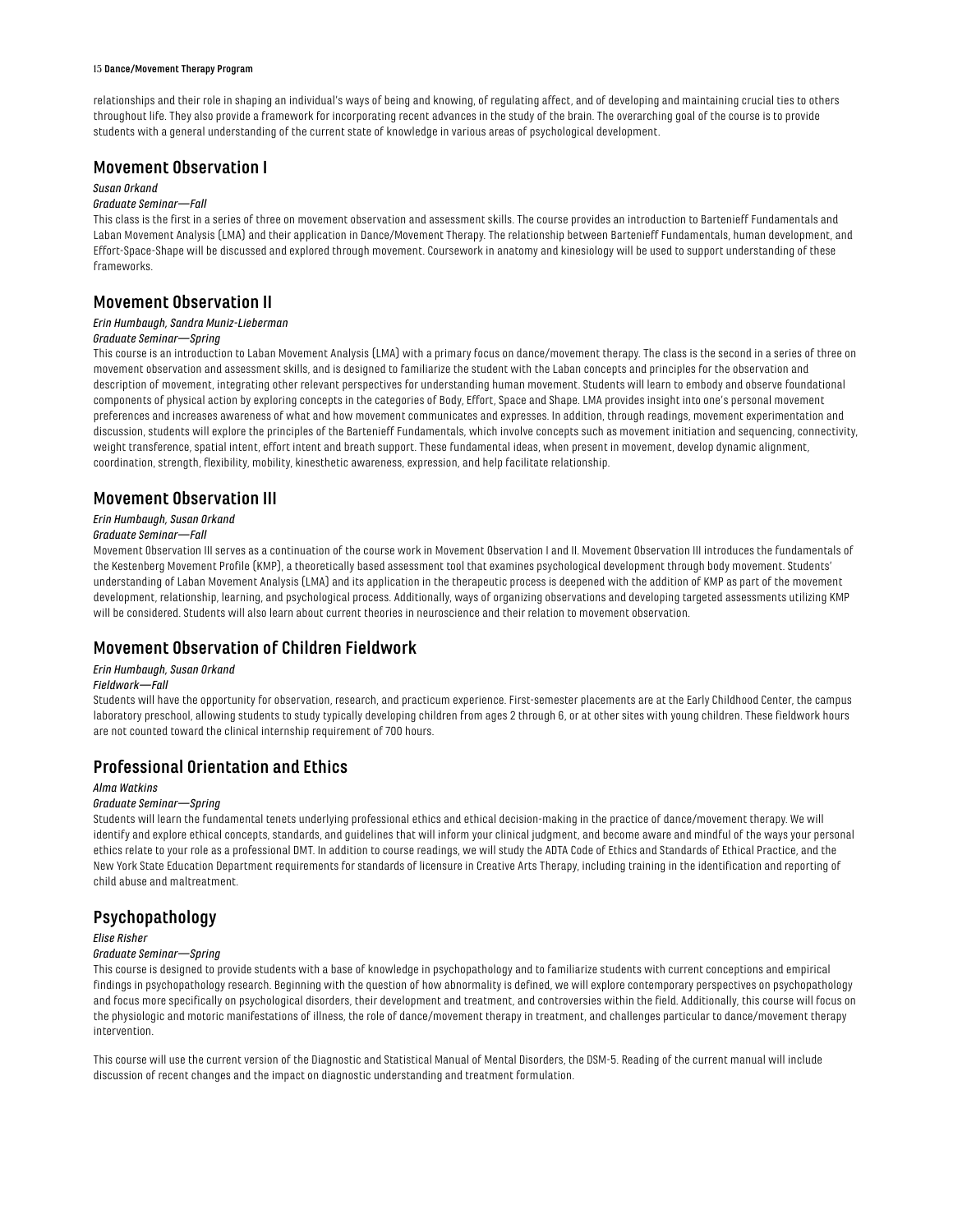relationships and their role in shaping an individual's ways of being and knowing, of regulating affect, and of developing and maintaining crucial ties to others throughout life. They also provide a framework for incorporating recent advances in the study of the brain. The overarching goal of the course is to provide students with a general understanding of the current state of knowledge in various areas of psychological development.

## Movement Observation I

*Susan Orkand*

*Graduate Seminar—Fall*

This class is the first in a series of three on movement observation and assessment skills. The course provides an introduction to Bartenieff Fundamentals and Laban Movement Analysis (LMA) and their application in Dance/Movement Therapy. The relationship between Bartenieff Fundamentals, human development, and Effort-Space-Shape will be discussed and explored through movement. Coursework in anatomy and kinesiology will be used to support understanding of these frameworks.

## Movement Observation II

*Erin Humbaugh, Sandra Muniz-Lieberman*

*Graduate Seminar—Spring*

This course is an introduction to Laban Movement Analysis (LMA) with a primary focus on dance/movement therapy. The class is the second in a series of three on movement observation and assessment skills, and is designed to familiarize the student with the Laban concepts and principles for the observation and description of movement, integrating other relevant perspectives for understanding human movement. Students will learn to embody and observe foundational components of physical action by exploring concepts in the categories of Body, Effort, Space and Shape. LMA provides insight into one's personal movement preferences and increases awareness of what and how movement communicates and expresses. In addition, through readings, movement experimentation and discussion, students will explore the principles of the Bartenieff Fundamentals, which involve concepts such as movement initiation and sequencing, connectivity, weight transference, spatial intent, effort intent and breath support. These fundamental ideas, when present in movement, develop dynamic alignment, coordination, strength, flexibility, mobility, kinesthetic awareness, expression, and help facilitate relationship.

## Movement Observation III

*Erin Humbaugh, Susan Orkand*

*Graduate Seminar—Fall*

Movement Observation III serves as a continuation of the course work in Movement Observation I and II. Movement Observation III introduces the fundamentals of the Kestenberg Movement Profile (KMP), a theoretically based assessment tool that examines psychological development through body movement. Students' understanding of Laban Movement Analysis (LMA) and its application in the therapeutic process is deepened with the addition of KMP as part of the movement development, relationship, learning, and psychological process. Additionally, ways of organizing observations and developing targeted assessments utilizing KMP will be considered. Students will also learn about current theories in neuroscience and their relation to movement observation.

## Movement Observation of Children Fieldwork

*Erin Humbaugh, Susan Orkand*

*Fieldwork—Fall*

Students will have the opportunity for observation, research, and practicum experience. First-semester placements are at the Early Childhood Center, the campus laboratory preschool, allowing students to study typically developing children from ages 2 through 6, or at other sites with young children. These fieldwork hours are not counted toward the clinical internship requirement of 700 hours.

## Professional Orientation and Ethics

*Alma Watkins*

*Graduate Seminar—Spring*

Students will learn the fundamental tenets underlying professional ethics and ethical decision-making in the practice of dance/movement therapy. We will identify and explore ethical concepts, standards, and guidelines that will inform your clinical judgment, and become aware and mindful of the ways your personal ethics relate to your role as a professional DMT. In addition to course readings, we will study the ADTA Code of Ethics and Standards of Ethical Practice, and the New York State Education Department requirements for standards of licensure in Creative Arts Therapy, including training in the identification and reporting of child abuse and maltreatment.

## Psychopathology

*Elise Risher*

*Graduate Seminar—Spring*

This course is designed to provide students with a base of knowledge in psychopathology and to familiarize students with current conceptions and empirical findings in psychopathology research. Beginning with the question of how abnormality is defined, we will explore contemporary perspectives on psychopathology and focus more specifically on psychological disorders, their development and treatment, and controversies within the field. Additionally, this course will focus on the physiologic and motoric manifestations of illness, the role of dance/movement therapy in treatment, and challenges particular to dance/movement therapy intervention.

This course will use the current version of the Diagnostic and Statistical Manual of Mental Disorders, the DSM-5. Reading of the current manual will include discussion of recent changes and the impact on diagnostic understanding and treatment formulation.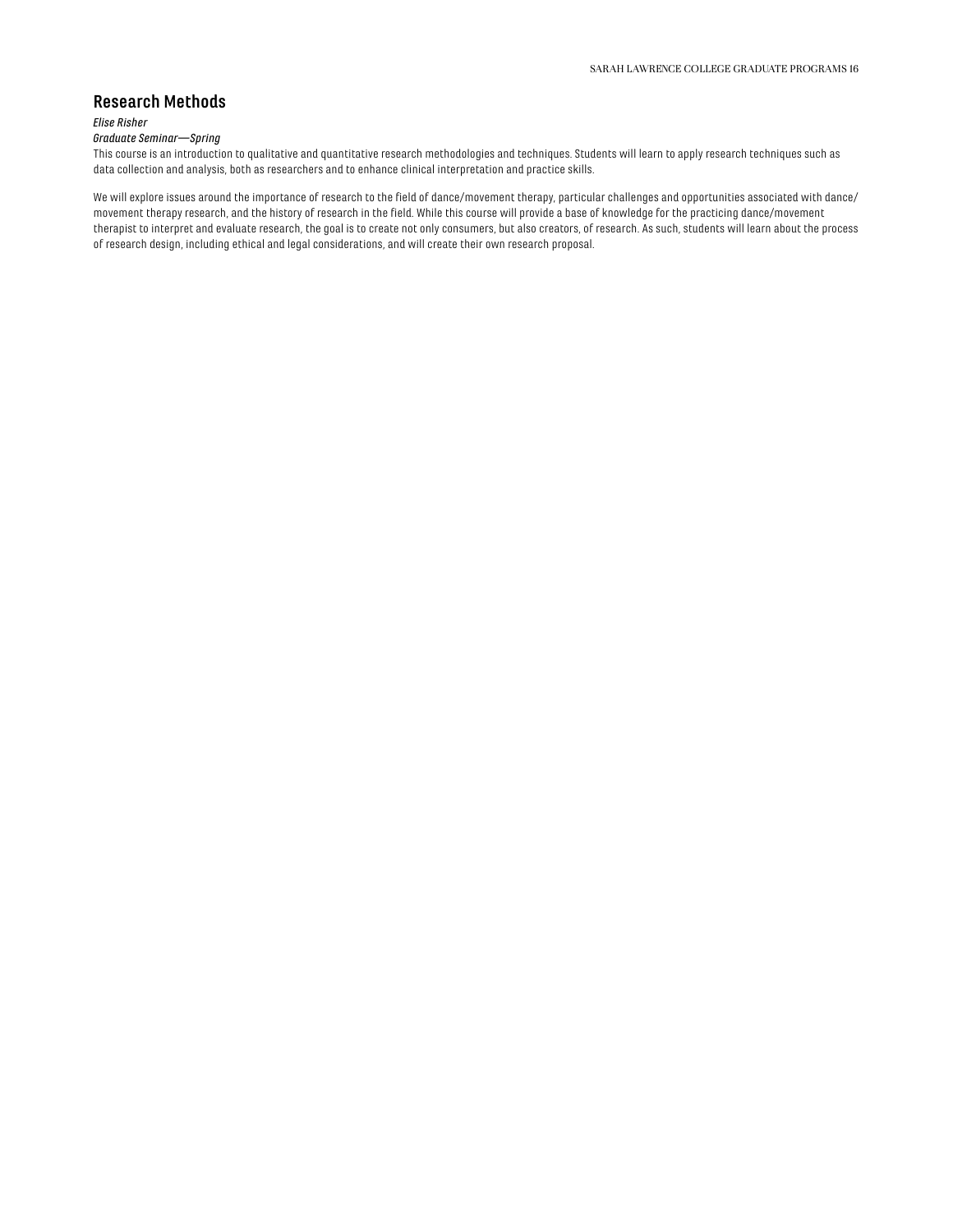### Research Methods

*Elise Risher*

*Graduate Seminar—Spring*

This course is an introduction to qualitative and quantitative research methodologies and techniques. Students will learn to apply research techniques such as data collection and analysis, both as researchers and to enhance clinical interpretation and practice skills.

We will explore issues around the importance of research to the field of dance/movement therapy, particular challenges and opportunities associated with dance/movement therapy research, and the history of research in the field. While this course will provide a base of knowledge for the practicing dance/movement therapist to interpret and evaluate research, the goal is to create not only consumers, but also creators, of research. As such, students will learn about the process of research design, including ethical and legal considerations, and will create their own research proposal.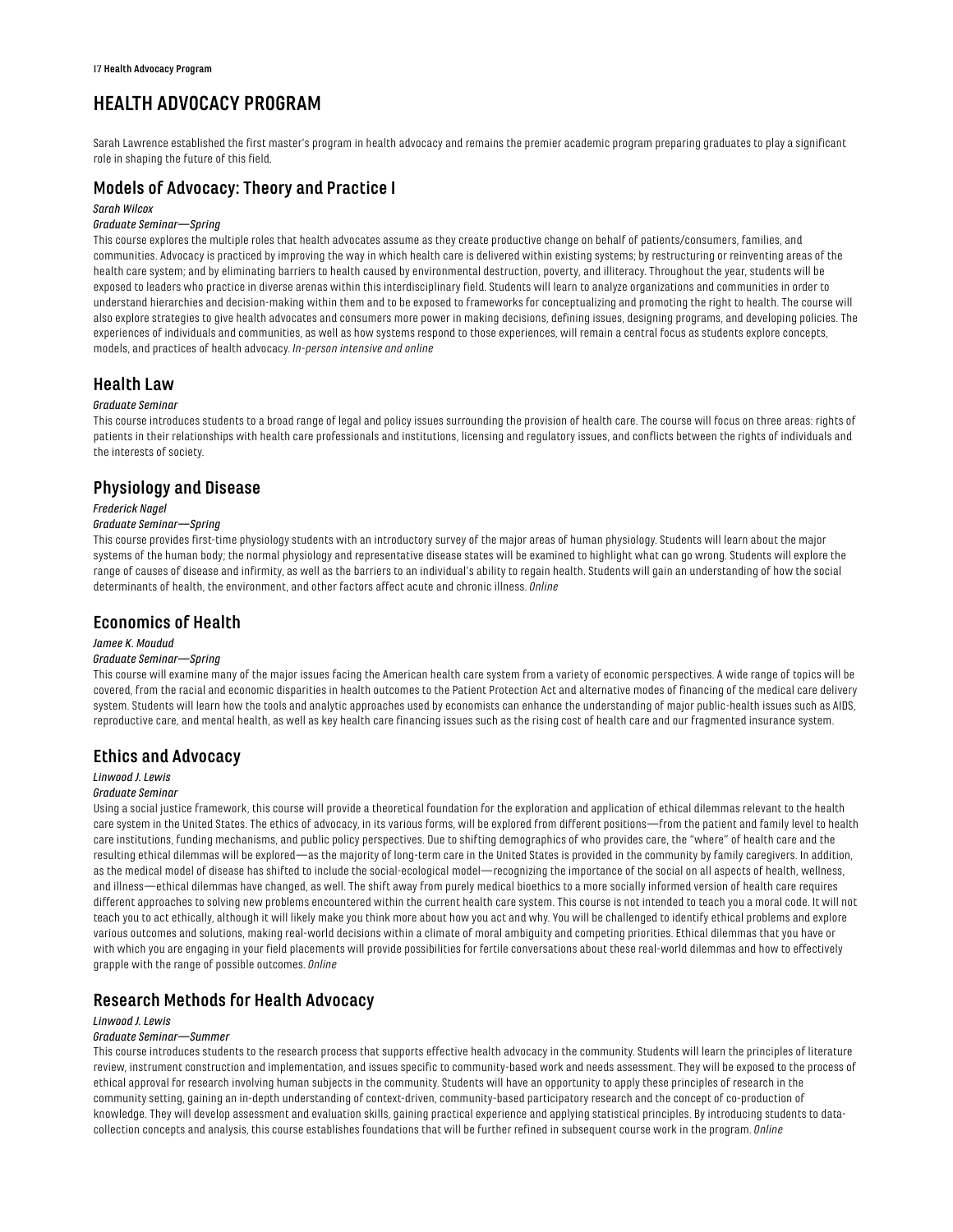# HEALTH ADVOCACY PROGRAM

Sarah Lawrence established the first master's program in health advocacy and remains the premier academic program preparing graduates to play a significant role in shaping the future of this field.

## Models of Advocacy: Theory and Practice I

*Sarah Wilcox*

*Graduate Seminar—Spring*

This course explores the multiple roles that health advocates assume as they create productive change on behalf of patients/consumers, families, and communities. Advocacy is practiced by improving the way in which health care is delivered within existing systems; by restructuring or reinventing areas of the health care system; and by eliminating barriers to health caused by environmental destruction, poverty, and illiteracy. Throughout the year, students will be exposed to leaders who practice in diverse arenas within this interdisciplinary field. Students will learn to analyze organizations and communities in order to understand hierarchies and decision-making within them and to be exposed to frameworks for conceptualizing and promoting the right to health. The course will also explore strategies to give health advocates and consumers more power in making decisions, defining issues, designing programs, and developing policies. The experiences of individuals and communities, as well as how systems respond to those experiences, will remain a central focus as students explore concepts, models, and practices of health advocacy. *In-person intensive and online*

## Health Law

*Graduate Seminar*

This course introduces students to a broad range of legal and policy issues surrounding the provision of health care. The course will focus on three areas: rights of patients in their relationships with health care professionals and institutions, licensing and regulatory issues, and conflicts between the rights of individuals and the interests of society.

## Physiology and Disease

*Frederick Nagel*

*Graduate Seminar—Spring*

This course provides first-time physiology students with an introductory survey of the major areas of human physiology. Students will learn about the major systems of the human body; the normal physiology and representative disease states will be examined to highlight what can go wrong. Students will explore the range of causes of disease and infirmity, as well as the barriers to an individual's ability to regain health. Students will gain an understanding of how the social determinants of health, the environment, and other factors affect acute and chronic illness. *Online*

## Economics of Health

*Jamee K. Moudud*

*Graduate Seminar—Spring*

This course will examine many of the major issues facing the American health care system from a variety of economic perspectives. A wide range of topics will be covered, from the racial and economic disparities in health outcomes to the Patient Protection Act and alternative modes of financing of the medical care delivery system. Students will learn how the tools and analytic approaches used by economists can enhance the understanding of major public-health issues such as AIDS, reproductive care, and mental health, as well as key health care financing issues such as the rising cost of health care and our fragmented insurance system.

## Ethics and Advocacy

*Linwood J. Lewis*

*Graduate Seminar*

Using a social justice framework, this course will provide a theoretical foundation for the exploration and application of ethical dilemmas relevant to the health care system in the United States. The ethics of advocacy, in its various forms, will be explored from different positions—from the patient and family level to health care institutions, funding mechanisms, and public policy perspectives. Due to shifting demographics of who provides care, the "where" of health care and the resulting ethical dilemmas will be explored—as the majority of long-term care in the United States is provided in the community by family caregivers. In addition, as the medical model of disease has shifted to include the social-ecological model—recognizing the importance of the social on all aspects of health, wellness, and illness—ethical dilemmas have changed, as well. The shift away from purely medical bioethics to a more socially informed version of health care requires different approaches to solving new problems encountered within the current health care system. This course is not intended to teach you a moral code. It will not teach you to act ethically, although it will likely make you think more about how you act and why. You will be challenged to identify ethical problems and explore various outcomes and solutions, making real-world decisions within a climate of moral ambiguity and competing priorities. Ethical dilemmas that you have or with which you are engaging in your field placements will provide possibilities for fertile conversations about these real-world dilemmas and how to effectively grapple with the range of possible outcomes. *Online*

## Research Methods for Health Advocacy

*Linwood J. Lewis*

*Graduate Seminar—Summer*

This course introduces students to the research process that supports effective health advocacy in the community. Students will learn the principles of literature review, instrument construction and implementation, and issues specific to community-based work and needs assessment. They will be exposed to the process of ethical approval for research involving human subjects in the community. Students will have an opportunity to apply these principles of research in the community setting, gaining an in-depth understanding of context-driven, community-based participatory research and the concept of co-production of knowledge. They will develop assessment and evaluation skills, gaining practical experience and applying statistical principles. By introducing students to data-collection concepts and analysis, this course establishes foundations that will be further refined in subsequent course work in the program. *Online*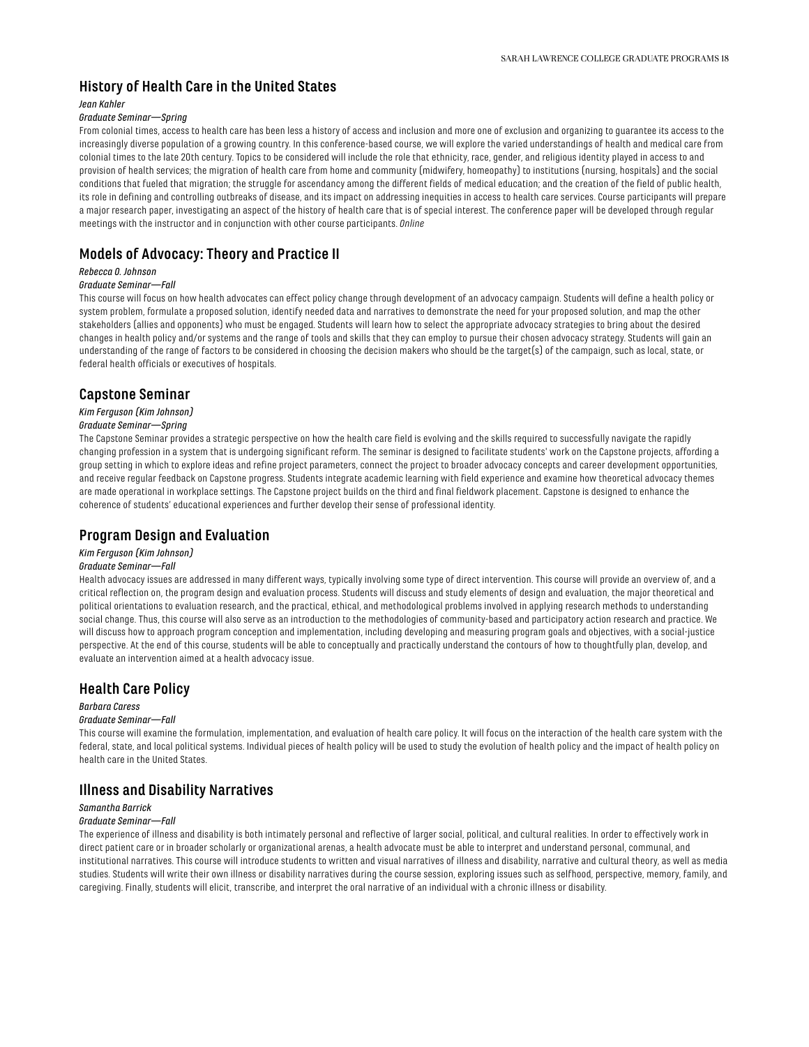## History of Health Care in the United States

*Jean Kahler*

*Graduate Seminar—Spring*

From colonial times, access to health care has been less a history of access and inclusion and more one of exclusion and organizing to guarantee its access to the increasingly diverse population of a growing country. In this conference-based course, we will explore the varied understandings of health and medical care from colonial times to the late 20th century. Topics to be considered will include the role that ethnicity, race, gender, and religious identity played in access to and provision of health services; the migration of health care from home and community (midwifery, homeopathy) to institutions (nursing, hospitals) and the social conditions that fueled that migration; the struggle for ascendancy among the different fields of medical education; and the creation of the field of public health, its role in defining and controlling outbreaks of disease, and its impact on addressing inequities in access to health care services. Course participants will prepare a major research paper, investigating an aspect of the history of health care that is of special interest. The conference paper will be developed through regular meetings with the instructor and in conjunction with other course participants. *Online*

## Models of Advocacy: Theory and Practice II

*Rebecca O. Johnson*

*Graduate Seminar—Fall*

This course will focus on how health advocates can effect policy change through development of an advocacy campaign. Students will define a health policy or system problem, formulate a proposed solution, identify needed data and narratives to demonstrate the need for your proposed solution, and map the other stakeholders (allies and opponents) who must be engaged. Students will learn how to select the appropriate advocacy strategies to bring about the desired changes in health policy and/or systems and the range of tools and skills that they can employ to pursue their chosen advocacy strategy. Students will gain an understanding of the range of factors to be considered in choosing the decision makers who should be the target(s) of the campaign, such as local, state, or federal health officials or executives of hospitals.

## Capstone Seminar

*Kim Ferguson (Kim Johnson)*

*Graduate Seminar—Spring*

The Capstone Seminar provides a strategic perspective on how the health care field is evolving and the skills required to successfully navigate the rapidly changing profession in a system that is undergoing significant reform. The seminar is designed to facilitate students' work on the Capstone projects, affording a group setting in which to explore ideas and refine project parameters, connect the project to broader advocacy concepts and career development opportunities, and receive regular feedback on Capstone progress. Students integrate academic learning with field experience and examine how theoretical advocacy themes are made operational in workplace settings. The Capstone project builds on the third and final fieldwork placement. Capstone is designed to enhance the coherence of students' educational experiences and further develop their sense of professional identity.

## Program Design and Evaluation

*Kim Ferguson (Kim Johnson)*

*Graduate Seminar—Fall*

Health advocacy issues are addressed in many different ways, typically involving some type of direct intervention. This course will provide an overview of, and a critical reflection on, the program design and evaluation process. Students will discuss and study elements of design and evaluation, the major theoretical and political orientations to evaluation research, and the practical, ethical, and methodological problems involved in applying research methods to understanding social change. Thus, this course will also serve as an introduction to the methodologies of community-based and participatory action research and practice. We will discuss how to approach program conception and implementation, including developing and measuring program goals and objectives, with a social-justice perspective. At the end of this course, students will be able to conceptually and practically understand the contours of how to thoughtfully plan, develop, and evaluate an intervention aimed at a health advocacy issue.

## Health Care Policy

*Barbara Caress*

*Graduate Seminar—Fall*

This course will examine the formulation, implementation, and evaluation of health care policy. It will focus on the interaction of the health care system with the federal, state, and local political systems. Individual pieces of health policy will be used to study the evolution of health policy and the impact of health policy on health care in the United States.

## Illness and Disability Narratives

*Samantha Barrick*

*Graduate Seminar—Fall*

The experience of illness and disability is both intimately personal and reflective of larger social, political, and cultural realities. In order to effectively work in direct patient care or in broader scholarly or organizational arenas, a health advocate must be able to interpret and understand personal, communal, and institutional narratives. This course will introduce students to written and visual narratives of illness and disability, narrative and cultural theory, as well as media studies. Students will write their own illness or disability narratives during the course session, exploring issues such as selfhood, perspective, memory, family, and caregiving. Finally, students will elicit, transcribe, and interpret the oral narrative of an individual with a chronic illness or disability.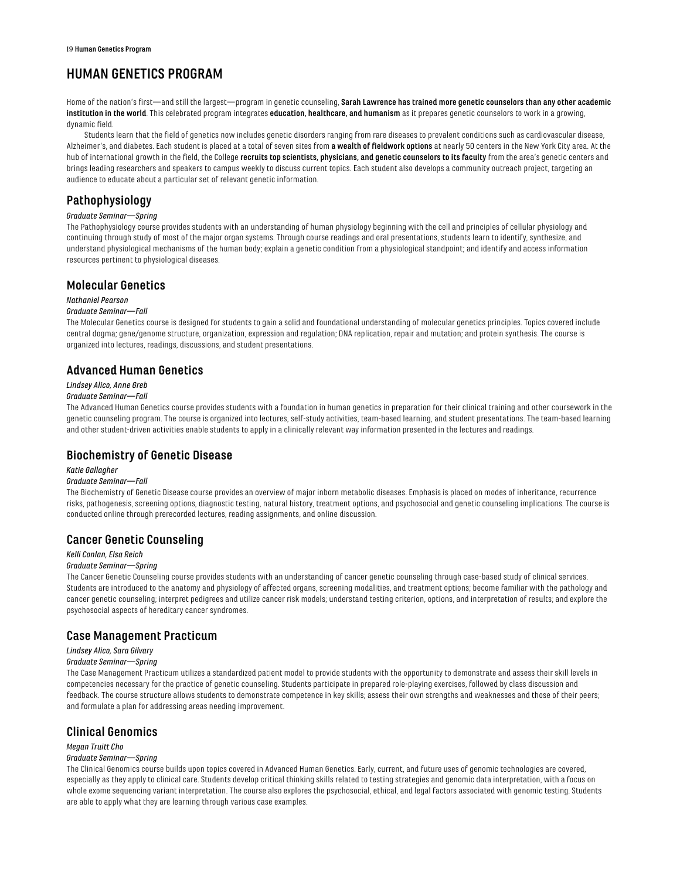# HUMAN GENETICS PROGRAM

Home of the nation's first—and still the largest—program in genetic counseling, **Sarah Lawrence has trained more genetic counselors than any other academic institution in the world**. This celebrated program integrates **education, healthcare, and humanism** as it prepares genetic counselors to work in a growing, dynamic field.

Students learn that the field of genetics now includes genetic disorders ranging from rare diseases to prevalent conditions such as cardiovascular disease, Alzheimer's, and diabetes. Each student is placed at a total of seven sites from **a wealth of fieldwork options** at nearly 50 centers in the New York City area. At the hub of international growth in the field, the College **recruits top scientists, physicians, and genetic counselors to its faculty** from the area's genetic centers and brings leading researchers and speakers to campus weekly to discuss current topics. Each student also develops a community outreach project, targeting an audience to educate about a particular set of relevant genetic information.

## Pathophysiology

*Graduate Seminar—Spring*

The Pathophysiology course provides students with an understanding of human physiology beginning with the cell and principles of cellular physiology and continuing through study of most of the major organ systems. Through course readings and oral presentations, students learn to identify, synthesize, and understand physiological mechanisms of the human body; explain a genetic condition from a physiological standpoint; and identify and access information resources pertinent to physiological diseases.

## Molecular Genetics

*Nathaniel Pearson*

*Graduate Seminar—Fall*

The Molecular Genetics course is designed for students to gain a solid and foundational understanding of molecular genetics principles. Topics covered include central dogma; gene/genome structure, organization, expression and regulation; DNA replication, repair and mutation; and protein synthesis. The course is organized into lectures, readings, discussions, and student presentations.

## Advanced Human Genetics

*Lindsey Alico, Anne Greb*

*Graduate Seminar—Fall*

The Advanced Human Genetics course provides students with a foundation in human genetics in preparation for their clinical training and other coursework in the genetic counseling program. The course is organized into lectures, self-study activities, team-based learning, and student presentations. The team-based learning and other student-driven activities enable students to apply in a clinically relevant way information presented in the lectures and readings.

## Biochemistry of Genetic Disease

*Katie Gallagher*

*Graduate Seminar—Fall*

The Biochemistry of Genetic Disease course provides an overview of major inborn metabolic diseases. Emphasis is placed on modes of inheritance, recurrence risks, pathogenesis, screening options, diagnostic testing, natural history, treatment options, and psychosocial and genetic counseling implications. The course is conducted online through prerecorded lectures, reading assignments, and online discussion.

## Cancer Genetic Counseling

*Kelli Conlan, Elsa Reich*

*Graduate Seminar—Spring*

The Cancer Genetic Counseling course provides students with an understanding of cancer genetic counseling through case-based study of clinical services. Students are introduced to the anatomy and physiology of affected organs, screening modalities, and treatment options; become familiar with the pathology and cancer genetic counseling; interpret pedigrees and utilize cancer risk models; understand testing criterion, options, and interpretation of results; and explore the psychosocial aspects of hereditary cancer syndromes.

## Case Management Practicum

*Lindsey Alico, Sara Gilvary*

*Graduate Seminar—Spring*

The Case Management Practicum utilizes a standardized patient model to provide students with the opportunity to demonstrate and assess their skill levels in competencies necessary for the practice of genetic counseling. Students participate in prepared role-playing exercises, followed by class discussion and feedback. The course structure allows students to demonstrate competence in key skills; assess their own strengths and weaknesses and those of their peers; and formulate a plan for addressing areas needing improvement.

## Clinical Genomics

*Megan Truitt Cho*

*Graduate Seminar—Spring*

The Clinical Genomics course builds upon topics covered in Advanced Human Genetics. Early, current, and future uses of genomic technologies are covered, especially as they apply to clinical care. Students develop critical thinking skills related to testing strategies and genomic data interpretation, with a focus on whole exome sequencing variant interpretation. The course also explores the psychosocial, ethical, and legal factors associated with genomic testing. Students are able to apply what they are learning through various case examples.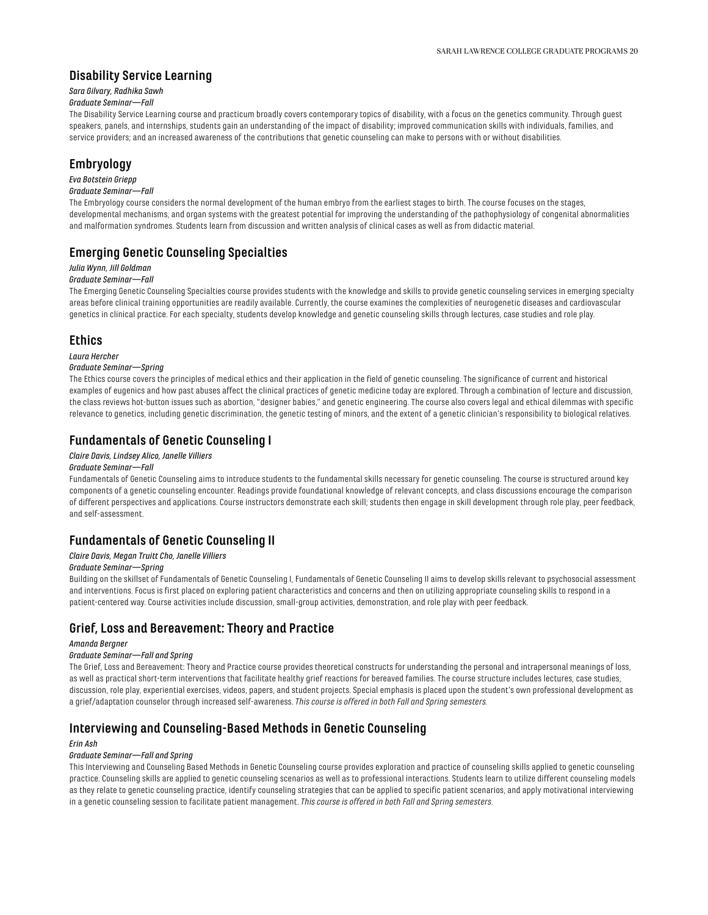## Disability Service Learning

*Sara Gilvary, Radhika Sawh*

*Graduate Seminar—Fall*

The Disability Service Learning course and practicum broadly covers contemporary topics of disability, with a focus on the genetics community. Through guest speakers, panels, and internships, students gain an understanding of the impact of disability; improved communication skills with individuals, families, and service providers; and an increased awareness of the contributions that genetic counseling can make to persons with or without disabilities.

## Embryology

*Eva Botstein Griepp*

*Graduate Seminar—Fall*

The Embryology course considers the normal development of the human embryo from the earliest stages to birth. The course focuses on the stages, developmental mechanisms, and organ systems with the greatest potential for improving the understanding of the pathophysiology of congenital abnormalities and malformation syndromes. Students learn from discussion and written analysis of clinical cases as well as from didactic material.

## Emerging Genetic Counseling Specialties

*Julia Wynn, Jill Goldman*

*Graduate Seminar—Fall*

The Emerging Genetic Counseling Specialties course provides students with the knowledge and skills to provide genetic counseling services in emerging specialty areas before clinical training opportunities are readily available. Currently, the course examines the complexities of neurogenetic diseases and cardiovascular genetics in clinical practice. For each specialty, students develop knowledge and genetic counseling skills through lectures, case studies and role play.

## Ethics

*Laura Hercher*

*Graduate Seminar—Spring*

The Ethics course covers the principles of medical ethics and their application in the field of genetic counseling. The significance of current and historical examples of eugenics and how past abuses affect the clinical practices of genetic medicine today are explored. Through a combination of lecture and discussion, the class reviews hot-button issues such as abortion, "designer babies," and genetic engineering. The course also covers legal and ethical dilemmas with specific relevance to genetics, including genetic discrimination, the genetic testing of minors, and the extent of a genetic clinician's responsibility to biological relatives.

## Fundamentals of Genetic Counseling I

*Claire Davis, Lindsey Alico, Janelle Villiers*

*Graduate Seminar—Fall*

Fundamentals of Genetic Counseling aims to introduce students to the fundamental skills necessary for genetic counseling. The course is structured around key components of a genetic counseling encounter. Readings provide foundational knowledge of relevant concepts, and class discussions encourage the comparison of different perspectives and applications. Course instructors demonstrate each skill; students then engage in skill development through role play, peer feedback, and self-assessment.

## Fundamentals of Genetic Counseling II

*Claire Davis, Megan Truitt Cho, Janelle Villiers*

*Graduate Seminar—Spring*

Building on the skillset of Fundamentals of Genetic Counseling I, Fundamentals of Genetic Counseling II aims to develop skills relevant to psychosocial assessment and interventions. Focus is first placed on exploring patient characteristics and concerns and then on utilizing appropriate counseling skills to respond in a patient-centered way. Course activities include discussion, small-group activities, demonstration, and role play with peer feedback.

## Grief, Loss and Bereavement: Theory and Practice

*Amanda Bergner*

*Graduate Seminar—Fall and Spring*

The Grief, Loss and Bereavement: Theory and Practice course provides theoretical constructs for understanding the personal and intrapersonal meanings of loss, as well as practical short-term interventions that facilitate healthy grief reactions for bereaved families. The course structure includes lectures, case studies, discussion, role play, experiential exercises, videos, papers, and student projects. Special emphasis is placed upon the student's own professional development as a grief/adaptation counselor through increased self-awareness. *This course is offered in both Fall and Spring semesters.*

## Interviewing and Counseling-Based Methods in Genetic Counseling

*Erin Ash*

*Graduate Seminar—Fall and Spring*

This Interviewing and Counseling Based Methods in Genetic Counseling course provides exploration and practice of counseling skills applied to genetic counseling practice. Counseling skills are applied to genetic counseling scenarios as well as to professional interactions. Students learn to utilize different counseling models as they relate to genetic counseling practice, identify counseling strategies that can be applied to specific patient scenarios, and apply motivational interviewing in a genetic counseling session to facilitate patient management. *This course is offered in both Fall and Spring semesters.*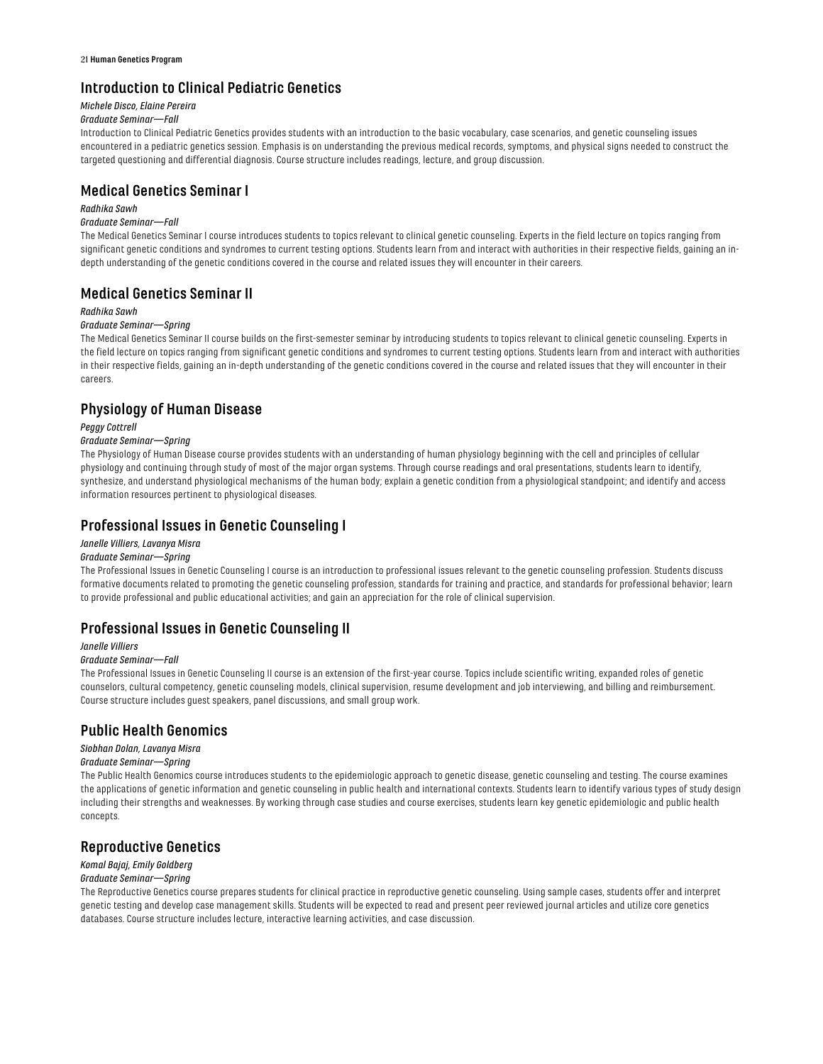## Introduction to Clinical Pediatric Genetics

*Michele Disco, Elaine Pereira*

*Graduate Seminar—Fall*

Introduction to Clinical Pediatric Genetics provides students with an introduction to the basic vocabulary, case scenarios, and genetic counseling issues encountered in a pediatric genetics session. Emphasis is on understanding the previous medical records, symptoms, and physical signs needed to construct the targeted questioning and differential diagnosis. Course structure includes readings, lecture, and group discussion.

## Medical Genetics Seminar I

*Radhika Sawh*

*Graduate Seminar—Fall*

The Medical Genetics Seminar I course introduces students to topics relevant to clinical genetic counseling. Experts in the field lecture on topics ranging from significant genetic conditions and syndromes to current testing options. Students learn from and interact with authorities in their respective fields, gaining an in-depth understanding of the genetic conditions covered in the course and related issues they will encounter in their careers.

## Medical Genetics Seminar II

*Radhika Sawh*

*Graduate Seminar—Spring*

The Medical Genetics Seminar II course builds on the first-semester seminar by introducing students to topics relevant to clinical genetic counseling. Experts in the field lecture on topics ranging from significant genetic conditions and syndromes to current testing options. Students learn from and interact with authorities in their respective fields, gaining an in-depth understanding of the genetic conditions covered in the course and related issues that they will encounter in their careers.

## Physiology of Human Disease

*Peggy Cottrell*

*Graduate Seminar—Spring*

The Physiology of Human Disease course provides students with an understanding of human physiology beginning with the cell and principles of cellular physiology and continuing through study of most of the major organ systems. Through course readings and oral presentations, students learn to identify, synthesize, and understand physiological mechanisms of the human body; explain a genetic condition from a physiological standpoint; and identify and access information resources pertinent to physiological diseases.

## Professional Issues in Genetic Counseling I

*Janelle Villiers, Lavanya Misra*

*Graduate Seminar—Spring*

The Professional Issues in Genetic Counseling I course is an introduction to professional issues relevant to the genetic counseling profession. Students discuss formative documents related to promoting the genetic counseling profession, standards for training and practice, and standards for professional behavior; learn to provide professional and public educational activities; and gain an appreciation for the role of clinical supervision.

## Professional Issues in Genetic Counseling II

*Janelle Villiers*

*Graduate Seminar—Fall*

The Professional Issues in Genetic Counseling II course is an extension of the first-year course. Topics include scientific writing, expanded roles of genetic counselors, cultural competency, genetic counseling models, clinical supervision, resume development and job interviewing, and billing and reimbursement. Course structure includes guest speakers, panel discussions, and small group work.

## Public Health Genomics

*Siobhan Dolan, Lavanya Misra*

*Graduate Seminar—Spring*

The Public Health Genomics course introduces students to the epidemiologic approach to genetic disease, genetic counseling and testing. The course examines the applications of genetic information and genetic counseling in public health and international contexts. Students learn to identify various types of study design including their strengths and weaknesses. By working through case studies and course exercises, students learn key genetic epidemiologic and public health concepts.

## Reproductive Genetics

*Komal Bajaj, Emily Goldberg*

*Graduate Seminar—Spring*

The Reproductive Genetics course prepares students for clinical practice in reproductive genetic counseling. Using sample cases, students offer and interpret genetic testing and develop case management skills. Students will be expected to read and present peer reviewed journal articles and utilize core genetics databases. Course structure includes lecture, interactive learning activities, and case discussion.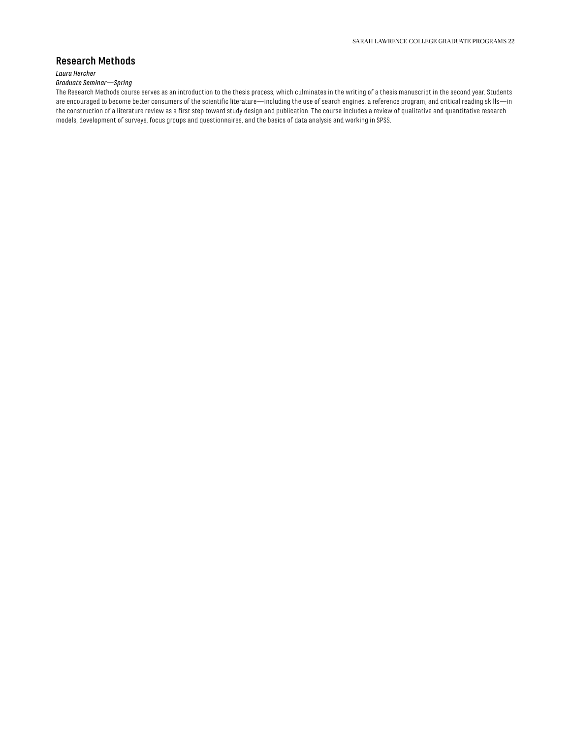## Research Methods

*Laura Hercher*

*Graduate Seminar—Spring*

The Research Methods course serves as an introduction to the thesis process, which culminates in the writing of a thesis manuscript in the second year. Students are encouraged to become better consumers of the scientific literature—including the use of search engines, a reference program, and critical reading skills—in the construction of a literature review as a first step toward study design and publication. The course includes a review of qualitative and quantitative research models, development of surveys, focus groups and questionnaires, and the basics of data analysis and working in SPSS.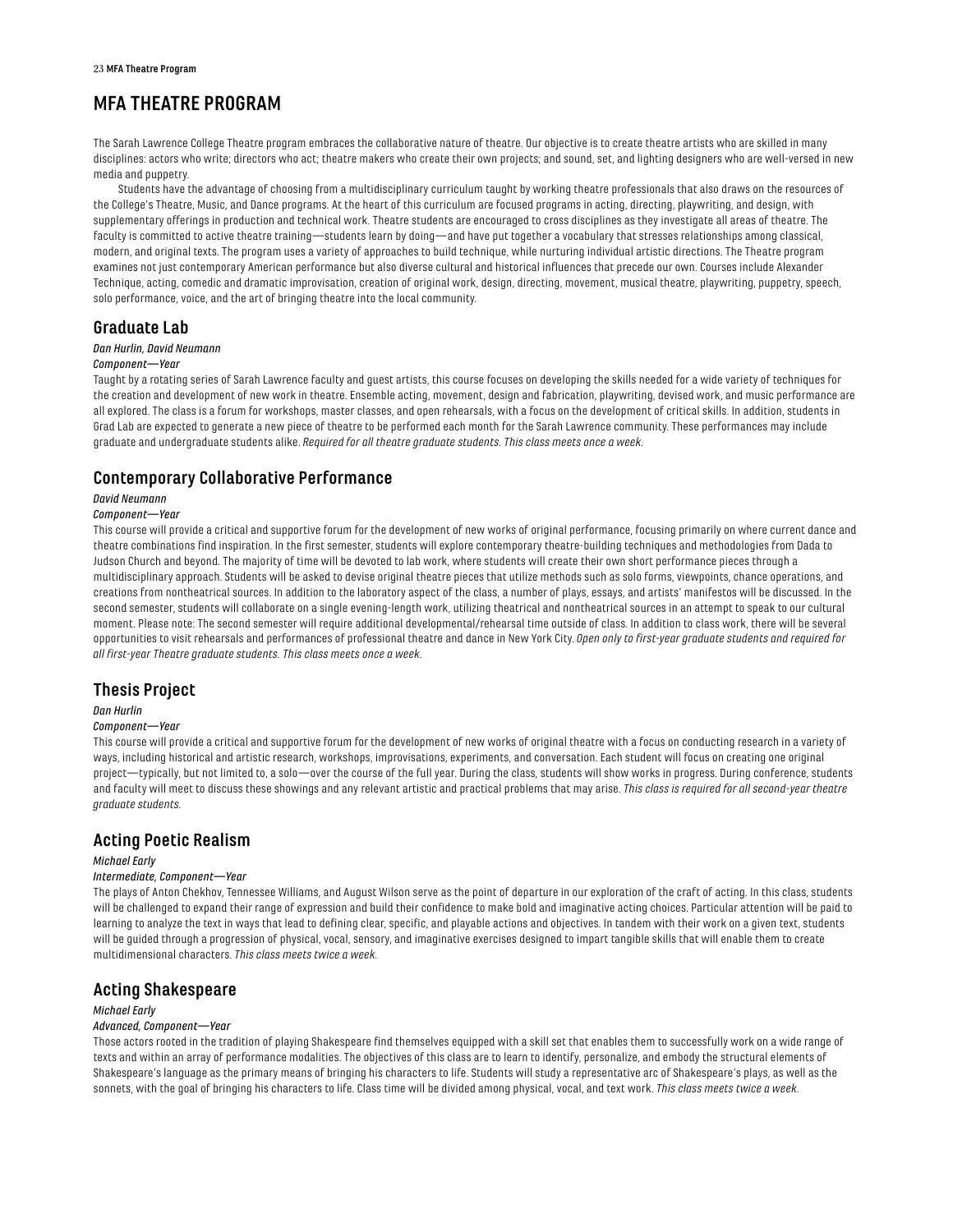# MFA THEATRE PROGRAM

The Sarah Lawrence College Theatre program embraces the collaborative nature of theatre. Our objective is to create theatre artists who are skilled in many disciplines: actors who write; directors who act; theatre makers who create their own projects; and sound, set, and lighting designers who are well-versed in new media and puppetry.

Students have the advantage of choosing from a multidisciplinary curriculum taught by working theatre professionals that also draws on the resources of the College's Theatre, Music, and Dance programs. At the heart of this curriculum are focused programs in acting, directing, playwriting, and design, with supplementary offerings in production and technical work. Theatre students are encouraged to cross disciplines as they investigate all areas of theatre. The faculty is committed to active theatre training—students learn by doing—and have put together a vocabulary that stresses relationships among classical, modern, and original texts. The program uses a variety of approaches to build technique, while nurturing individual artistic directions. The Theatre program examines not just contemporary American performance but also diverse cultural and historical influences that precede our own. Courses include Alexander Technique, acting, comedic and dramatic improvisation, creation of original work, design, directing, movement, musical theatre, playwriting, puppetry, speech, solo performance, voice, and the art of bringing theatre into the local community.

## Graduate Lab

*Dan Hurlin, David Neumann*

*Component—Year*

Taught by a rotating series of Sarah Lawrence faculty and guest artists, this course focuses on developing the skills needed for a wide variety of techniques for the creation and development of new work in theatre. Ensemble acting, movement, design and fabrication, playwriting, devised work, and music performance are all explored. The class is a forum for workshops, master classes, and open rehearsals, with a focus on the development of critical skills. In addition, students in Grad Lab are expected to generate a new piece of theatre to be performed each month for the Sarah Lawrence community. These performances may include graduate and undergraduate students alike. *Required for all theatre graduate students. This class meets once a week.*

## Contemporary Collaborative Performance

*David Neumann*

*Component—Year*

This course will provide a critical and supportive forum for the development of new works of original performance, focusing primarily on where current dance and theatre combinations find inspiration. In the first semester, students will explore contemporary theatre-building techniques and methodologies from Dada to Judson Church and beyond. The majority of time will be devoted to lab work, where students will create their own short performance pieces through a multidisciplinary approach. Students will be asked to devise original theatre pieces that utilize methods such as solo forms, viewpoints, chance operations, and creations from nontheatrical sources. In addition to the laboratory aspect of the class, a number of plays, essays, and artists' manifestos will be discussed. In the second semester, students will collaborate on a single evening-length work, utilizing theatrical and nontheatrical sources in an attempt to speak to our cultural moment. Please note: The second semester will require additional developmental/rehearsal time outside of class. In addition to class work, there will be several opportunities to visit rehearsals and performances of professional theatre and dance in New York City. *Open only to first-year graduate students and required for all first-year Theatre graduate students. This class meets once a week.*

## Thesis Project

*Dan Hurlin*

*Component—Year*

This course will provide a critical and supportive forum for the development of new works of original theatre with a focus on conducting research in a variety of ways, including historical and artistic research, workshops, improvisations, experiments, and conversation. Each student will focus on creating one original project—typically, but not limited to, a solo—over the course of the full year. During the class, students will show works in progress. During conference, students and faculty will meet to discuss these showings and any relevant artistic and practical problems that may arise. *This class is required for all second-year theatre graduate students.*

## Acting Poetic Realism

*Michael Early*

*Intermediate, Component—Year*

The plays of Anton Chekhov, Tennessee Williams, and August Wilson serve as the point of departure in our exploration of the craft of acting. In this class, students will be challenged to expand their range of expression and build their confidence to make bold and imaginative acting choices. Particular attention will be paid to learning to analyze the text in ways that lead to defining clear, specific, and playable actions and objectives. In tandem with their work on a given text, students will be guided through a progression of physical, vocal, sensory, and imaginative exercises designed to impart tangible skills that will enable them to create multidimensional characters. *This class meets twice a week.*

## Acting Shakespeare

*Michael Early*

*Advanced, Component—Year*

Those actors rooted in the tradition of playing Shakespeare find themselves equipped with a skill set that enables them to successfully work on a wide range of texts and within an array of performance modalities. The objectives of this class are to learn to identify, personalize, and embody the structural elements of Shakespeare's language as the primary means of bringing his characters to life. Students will study a representative arc of Shakespeare's plays, as well as the sonnets, with the goal of bringing his characters to life. Class time will be divided among physical, vocal, and text work. *This class meets twice a week.*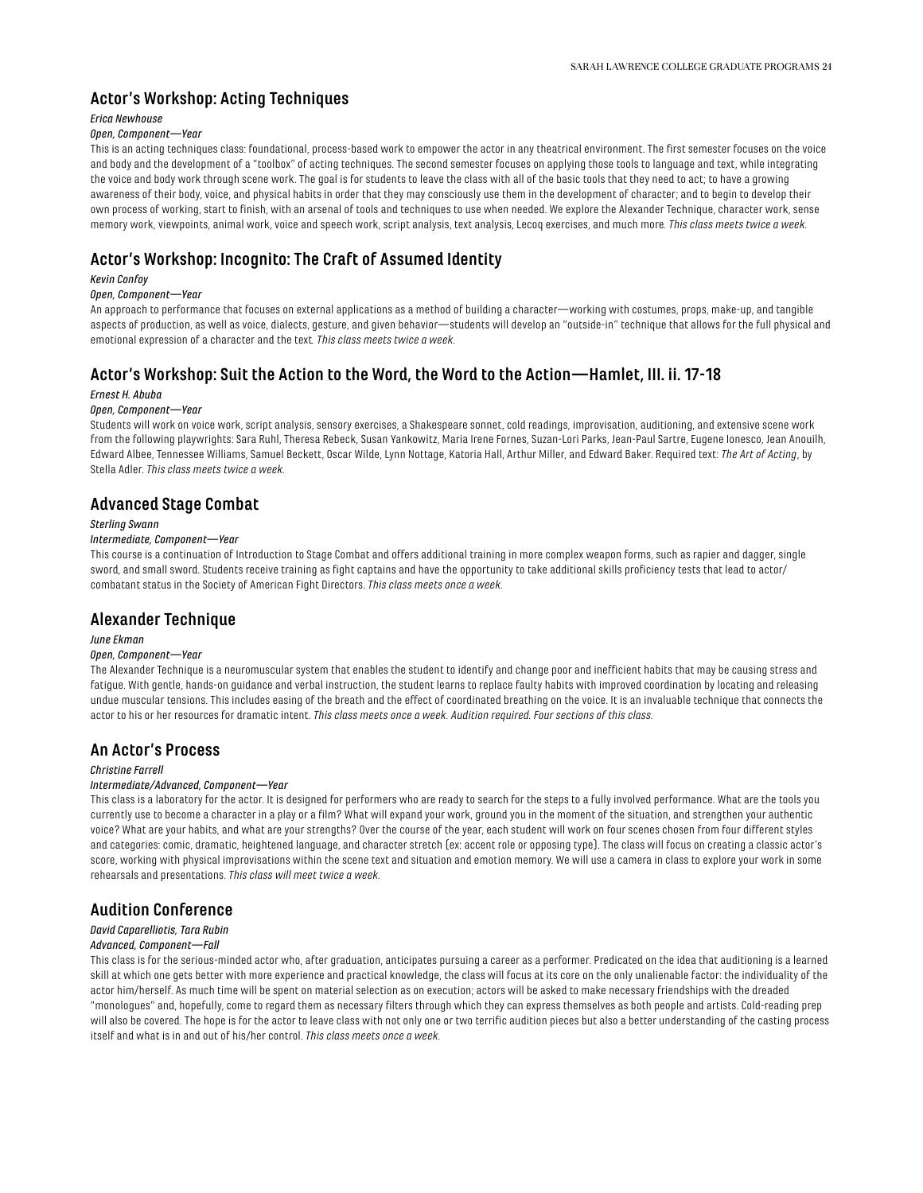## Actor's Workshop: Acting Techniques

*Erica Newhouse*

*Open, Component—Year*

This is an acting techniques class: foundational, process-based work to empower the actor in any theatrical environment. The first semester focuses on the voice and body and the development of a "toolbox" of acting techniques. The second semester focuses on applying those tools to language and text, while integrating the voice and body work through scene work. The goal is for students to leave the class with all of the basic tools that they need to act; to have a growing awareness of their body, voice, and physical habits in order that they may consciously use them in the development of character; and to begin to develop their own process of working, start to finish, with an arsenal of tools and techniques to use when needed. We explore the Alexander Technique, character work, sense memory work, viewpoints, animal work, voice and speech work, script analysis, text analysis, Lecoq exercises, and much more. *This class meets twice a week.*

## Actor's Workshop: Incognito: The Craft of Assumed Identity

*Kevin Confoy*

*Open, Component—Year*

An approach to performance that focuses on external applications as a method of building a character—working with costumes, props, make-up, and tangible aspects of production, as well as voice, dialects, gesture, and given behavior—students will develop an "outside-in" technique that allows for the full physical and emotional expression of a character and the text. *This class meets twice a week.*

## Actor's Workshop: Suit the Action to the Word, the Word to the Action—Hamlet, III. ii. 17-18

*Ernest H. Abuba*

*Open, Component—Year*

Students will work on voice work, script analysis, sensory exercises, a Shakespeare sonnet, cold readings, improvisation, auditioning, and extensive scene work from the following playwrights: Sara Ruhl, Theresa Rebeck, Susan Yankowitz, Maria Irene Fornes, Suzan-Lori Parks, Jean-Paul Sartre, Eugene Ionesco, Jean Anouilh, Edward Albee, Tennessee Williams, Samuel Beckett, Oscar Wilde, Lynn Nottage, Katoria Hall, Arthur Miller, and Edward Baker. Required text: *The Art of Acting*, by Stella Adler. *This class meets twice a week.*

## Advanced Stage Combat

*Sterling Swann*

*Intermediate, Component—Year*

This course is a continuation of Introduction to Stage Combat and offers additional training in more complex weapon forms, such as rapier and dagger, single sword, and small sword. Students receive training as fight captains and have the opportunity to take additional skills proficiency tests that lead to actor/combatant status in the Society of American Fight Directors. *This class meets once a week.*

## Alexander Technique

*June Ekman*

*Open, Component—Year*

The Alexander Technique is a neuromuscular system that enables the student to identify and change poor and inefficient habits that may be causing stress and fatigue. With gentle, hands-on guidance and verbal instruction, the student learns to replace faulty habits with improved coordination by locating and releasing undue muscular tensions. This includes easing of the breath and the effect of coordinated breathing on the voice. It is an invaluable technique that connects the actor to his or her resources for dramatic intent. *This class meets once a week. Audition required. Four sections of this class.*

## An Actor's Process

*Christine Farrell*

*Intermediate/Advanced, Component—Year*

This class is a laboratory for the actor. It is designed for performers who are ready to search for the steps to a fully involved performance. What are the tools you currently use to become a character in a play or a film? What will expand your work, ground you in the moment of the situation, and strengthen your authentic voice? What are your habits, and what are your strengths? Over the course of the year, each student will work on four scenes chosen from four different styles and categories: comic, dramatic, heightened language, and character stretch (ex: accent role or opposing type). The class will focus on creating a classic actor's score, working with physical improvisations within the scene text and situation and emotion memory. We will use a camera in class to explore your work in some rehearsals and presentations. *This class will meet twice a week.*

## Audition Conference

*David Caparelliotis, Tara Rubin*

*Advanced, Component—Fall*

This class is for the serious-minded actor who, after graduation, anticipates pursuing a career as a performer. Predicated on the idea that auditioning is a learned skill at which one gets better with more experience and practical knowledge, the class will focus at its core on the only unalienable factor: the individuality of the actor him/herself. As much time will be spent on material selection as on execution; actors will be asked to make necessary friendships with the dreaded "monologues" and, hopefully, come to regard them as necessary filters through which they can express themselves as both people and artists. Cold-reading prep will also be covered. The hope is for the actor to leave class with not only one or two terrific audition pieces but also a better understanding of the casting process itself and what is in and out of his/her control. *This class meets once a week.*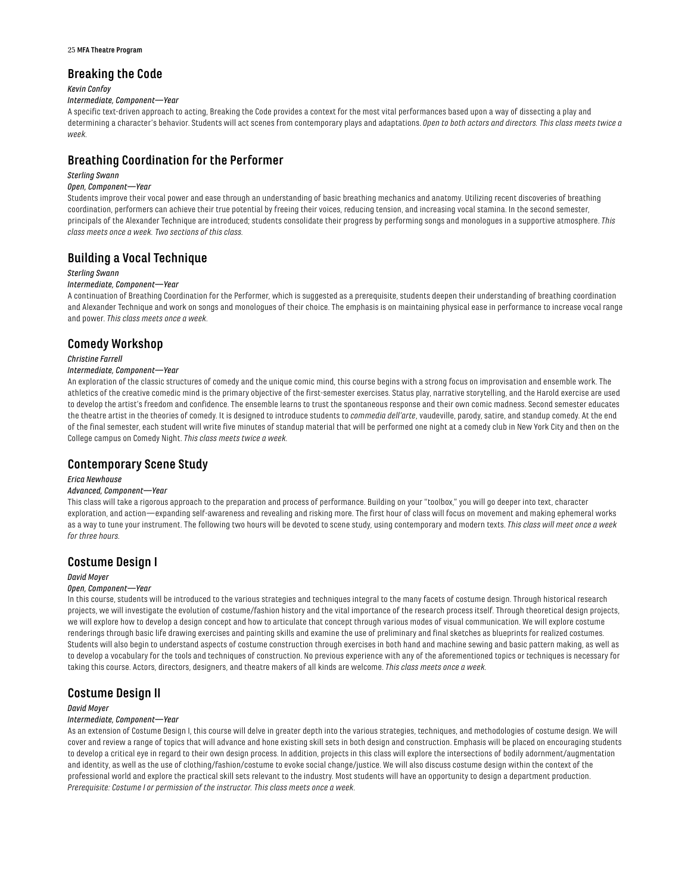## Breaking the Code

*Kevin Confoy*

*Intermediate, Component—Year*

A specific text-driven approach to acting, Breaking the Code provides a context for the most vital performances based upon a way of dissecting a play and determining a character's behavior. Students will act scenes from contemporary plays and adaptations. *Open to both actors and directors. This class meets twice a week.*

## Breathing Coordination for the Performer

*Sterling Swann*

*Open, Component—Year*

Students improve their vocal power and ease through an understanding of basic breathing mechanics and anatomy. Utilizing recent discoveries of breathing coordination, performers can achieve their true potential by freeing their voices, reducing tension, and increasing vocal stamina. In the second semester, principals of the Alexander Technique are introduced; students consolidate their progress by performing songs and monologues in a supportive atmosphere. *This class meets once a week. Two sections of this class.*

## Building a Vocal Technique

*Sterling Swann*

*Intermediate, Component—Year*

A continuation of Breathing Coordination for the Performer, which is suggested as a prerequisite, students deepen their understanding of breathing coordination and Alexander Technique and work on songs and monologues of their choice. The emphasis is on maintaining physical ease in performance to increase vocal range and power. *This class meets once a week.*

## Comedy Workshop

*Christine Farrell*

*Intermediate, Component—Year*

An exploration of the classic structures of comedy and the unique comic mind, this course begins with a strong focus on improvisation and ensemble work. The athletics of the creative comedic mind is the primary objective of the first-semester exercises. Status play, narrative storytelling, and the Harold exercise are used to develop the artist's freedom and confidence. The ensemble learns to trust the spontaneous response and their own comic madness. Second semester educates the theatre artist in the theories of comedy. It is designed to introduce students to *commedia dell'arte*, vaudeville, parody, satire, and standup comedy. At the end of the final semester, each student will write five minutes of standup material that will be performed one night at a comedy club in New York City and then on the College campus on Comedy Night. *This class meets twice a week.*

## Contemporary Scene Study

*Erica Newhouse*

*Advanced, Component—Year*

This class will take a rigorous approach to the preparation and process of performance. Building on your "toolbox," you will go deeper into text, character exploration, and action—expanding self-awareness and revealing and risking more. The first hour of class will focus on movement and making ephemeral works as a way to tune your instrument. The following two hours will be devoted to scene study, using contemporary and modern texts. *This class will meet once a week for three hours.*

## Costume Design I

*David Moyer*

*Open, Component—Year*

In this course, students will be introduced to the various strategies and techniques integral to the many facets of costume design. Through historical research projects, we will investigate the evolution of costume/fashion history and the vital importance of the research process itself. Through theoretical design projects, we will explore how to develop a design concept and how to articulate that concept through various modes of visual communication. We will explore costume renderings through basic life drawing exercises and painting skills and examine the use of preliminary and final sketches as blueprints for realized costumes. Students will also begin to understand aspects of costume construction through exercises in both hand and machine sewing and basic pattern making, as well as to develop a vocabulary for the tools and techniques of construction. No previous experience with any of the aforementioned topics or techniques is necessary for taking this course. Actors, directors, designers, and theatre makers of all kinds are welcome. *This class meets once a week.*

## Costume Design II

*David Moyer*

*Intermediate, Component—Year*

As an extension of Costume Design I, this course will delve in greater depth into the various strategies, techniques, and methodologies of costume design. We will cover and review a range of topics that will advance and hone existing skill sets in both design and construction. Emphasis will be placed on encouraging students to develop a critical eye in regard to their own design process. In addition, projects in this class will explore the intersections of bodily adornment/augmentation and identity, as well as the use of clothing/fashion/costume to evoke social change/justice. We will also discuss costume design within the context of the professional world and explore the practical skill sets relevant to the industry. Most students will have an opportunity to design a department production. *Prerequisite: Costume I or permission of the instructor. This class meets once a week.*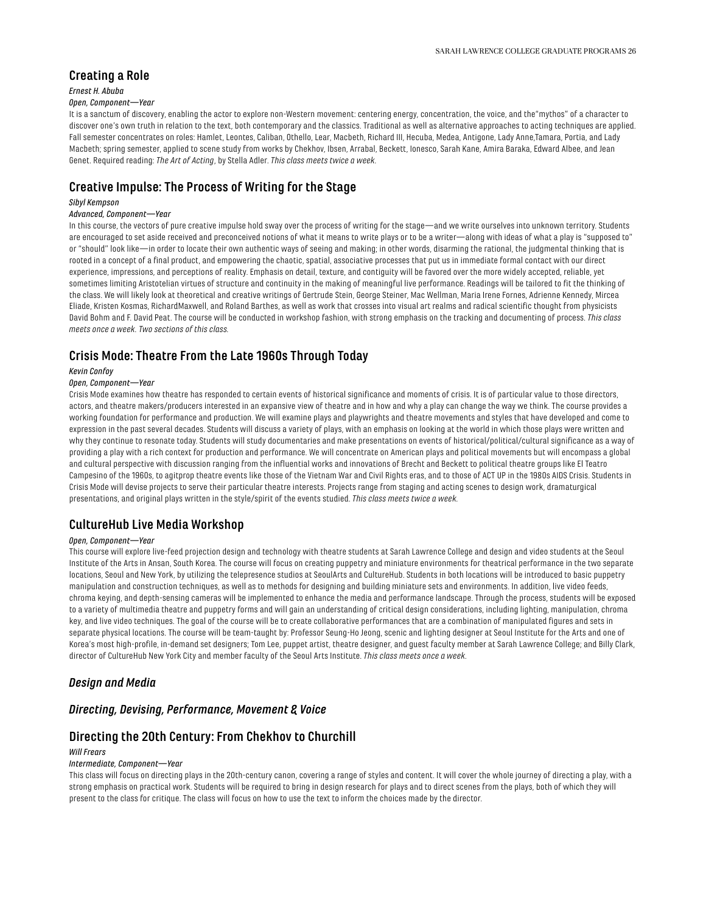## Creating a Role

*Ernest H. Abuba*

*Open, Component—Year*

It is a sanctum of discovery, enabling the actor to explore non-Western movement: centering energy, concentration, the voice, and the"mythos" of a character to discover one's own truth in relation to the text, both contemporary and the classics. Traditional as well as alternative approaches to acting techniques are applied. Fall semester concentrates on roles: Hamlet, Leontes, Caliban, Othello, Lear, Macbeth, Richard III, Hecuba, Medea, Antigone, Lady Anne,Tamara, Portia, and Lady Macbeth; spring semester, applied to scene study from works by Chekhov, Ibsen, Arrabal, Beckett, Ionesco, Sarah Kane, Amira Baraka, Edward Albee, and Jean Genet. Required reading: *The Art of Acting*, by Stella Adler. *This class meets twice a week.*

## Creative Impulse: The Process of Writing for the Stage

*Sibyl Kempson*

*Advanced, Component—Year*

In this course, the vectors of pure creative impulse hold sway over the process of writing for the stage—and we write ourselves into unknown territory. Students are encouraged to set aside received and preconceived notions of what it means to write plays or to be a writer—along with ideas of what a play is "supposed to" or "should" look like—in order to locate their own authentic ways of seeing and making; in other words, disarming the rational, the judgmental thinking that is rooted in a concept of a final product, and empowering the chaotic, spatial, associative processes that put us in immediate formal contact with our direct experience, impressions, and perceptions of reality. Emphasis on detail, texture, and contiguity will be favored over the more widely accepted, reliable, yet sometimes limiting Aristotelian virtues of structure and continuity in the making of meaningful live performance. Readings will be tailored to fit the thinking of the class. We will likely look at theoretical and creative writings of Gertrude Stein, George Steiner, Mac Wellman, Maria Irene Fornes, Adrienne Kennedy, Mircea Eliade, Kristen Kosmas, RichardMaxwell, and Roland Barthes, as well as work that crosses into visual art realms and radical scientific thought from physicists David Bohm and F. David Peat. The course will be conducted in workshop fashion, with strong emphasis on the tracking and documenting of process. *This class meets once a week. Two sections of this class.*

## Crisis Mode: Theatre From the Late 1960s Through Today

*Kevin Confoy*

*Open, Component—Year*

Crisis Mode examines how theatre has responded to certain events of historical significance and moments of crisis. It is of particular value to those directors, actors, and theatre makers/producers interested in an expansive view of theatre and in how and why a play can change the way we think. The course provides a working foundation for performance and production. We will examine plays and playwrights and theatre movements and styles that have developed and come to expression in the past several decades. Students will discuss a variety of plays, with an emphasis on looking at the world in which those plays were written and why they continue to resonate today. Students will study documentaries and make presentations on events of historical/political/cultural significance as a way of providing a play with a rich context for production and performance. We will concentrate on American plays and political movements but will encompass a global and cultural perspective with discussion ranging from the influential works and innovations of Brecht and Beckett to political theatre groups like El Teatro Campesino of the 1960s, to agitprop theatre events like those of the Vietnam War and Civil Rights eras, and to those of ACT UP in the 1980s AIDS Crisis. Students in Crisis Mode will devise projects to serve their particular theatre interests. Projects range from staging and acting scenes to design work, dramaturgical presentations, and original plays written in the style/spirit of the events studied. *This class meets twice a week.*

## CultureHub Live Media Workshop

*Open, Component—Year*

This course will explore live-feed projection design and technology with theatre students at Sarah Lawrence College and design and video students at the Seoul Institute of the Arts in Ansan, South Korea. The course will focus on creating puppetry and miniature environments for theatrical performance in the two separate locations, Seoul and New York, by utilizing the telepresence studios at SeoulArts and CultureHub. Students in both locations will be introduced to basic puppetry manipulation and construction techniques, as well as to methods for designing and building miniature sets and environments. In addition, live video feeds, chroma keying, and depth-sensing cameras will be implemented to enhance the media and performance landscape. Through the process, students will be exposed to a variety of multimedia theatre and puppetry forms and will gain an understanding of critical design considerations, including lighting, manipulation, chroma key, and live video techniques. The goal of the course will be to create collaborative performances that are a combination of manipulated figures and sets in separate physical locations. The course will be team-taught by: Professor Seung-Ho Jeong, scenic and lighting designer at Seoul Institute for the Arts and one of Korea's most high-profile, in-demand set designers; Tom Lee, puppet artist, theatre designer, and guest faculty member at Sarah Lawrence College; and Billy Clark, director of CultureHub New York City and member faculty of the Seoul Arts Institute. *This class meets once a week.*

## *Design and Media*

## *Directing, Devising, Performance, Movement & Voice*

## Directing the 20th Century: From Chekhov to Churchill

*Will Frears*

*Intermediate, Component—Year*

This class will focus on directing plays in the 20th-century canon, covering a range of styles and content. It will cover the whole journey of directing a play, with a strong emphasis on practical work. Students will be required to bring in design research for plays and to direct scenes from the plays, both of which they will present to the class for critique. The class will focus on how to use the text to inform the choices made by the director.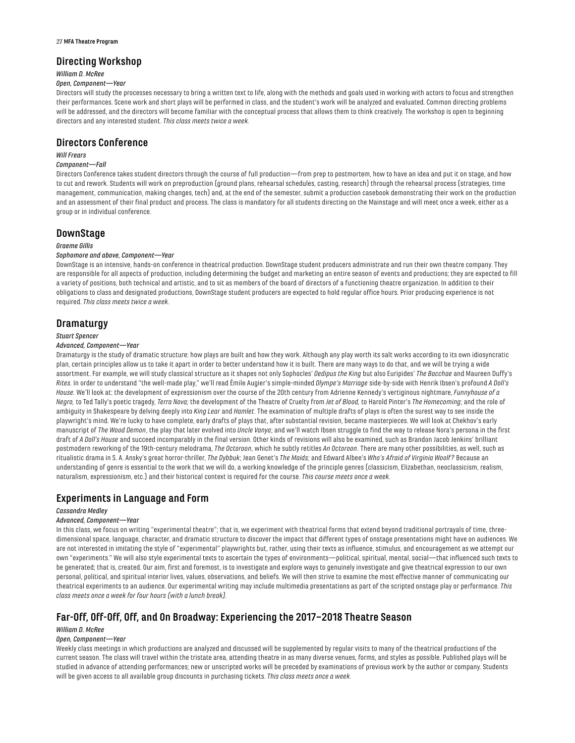## Directing Workshop

*William D. McRee*

*Open, Component—Year*

Directors will study the processes necessary to bring a written text to life, along with the methods and goals used in working with actors to focus and strengthen their performances. Scene work and short plays will be performed in class, and the student's work will be analyzed and evaluated. Common directing problems will be addressed, and the directors will become familiar with the conceptual process that allows them to think creatively. The workshop is open to beginning directors and any interested student. *This class meets twice a week.*

## Directors Conference

*Will Frears*

*Component—Fall*

Directors Conference takes student directors through the course of full production—from prep to postmortem, how to have an idea and put it on stage, and how to cut and rework. Students will work on preproduction (ground plans, rehearsal schedules, casting, research) through the rehearsal process (strategies, time management, communication, making changes, tech) and, at the end of the semester, submit a production casebook demonstrating their work on the production and an assessment of their final product and process. The class is mandatory for all students directing on the Mainstage and will meet once a week, either as a group or in individual conference.

## DownStage

*Graeme Gillis*

*Sophomore and above, Component—Year*

DownStage is an intensive, hands-on conference in theatrical production. DownStage student producers administrate and run their own theatre company. They are responsible for all aspects of production, including determining the budget and marketing an entire season of events and productions; they are expected to fill a variety of positions, both technical and artistic, and to sit as members of the board of directors of a functioning theatre organization. In addition to their obligations to class and designated productions, DownStage student producers are expected to hold regular office hours. Prior producing experience is not required. *This class meets twice a week.*

## Dramaturgy

*Stuart Spencer*

*Advanced, Component—Year*

Dramaturgy is the study of dramatic structure: how plays are built and how they work. Although any play worth its salt works according to its own idiosyncratic plan, certain principles allow us to take it apart in order to better understand how it is built. There are many ways to do that, and we will be trying a wide assortment. For example, we will study classical structure as it shapes not only Sophocles' *Oedipus the King* but also Euripides' *The Bacchae* and Maureen Duffy's *Rites.* In order to understand "the well-made play," we'll read Émile Augier's simple-minded *Olympe's Marriage* side-by-side with Henrik Ibsen's profound *A Doll's House.* We'll look at: the development of expressionism over the course of the 20th century from Adrienne Kennedy's vertiginous nightmare, *Funnyhouse of a Negro,* to Ted Tally's poetic tragedy, *Terra Nova;* the development of the Theatre of Cruelty from *Jet of Blood,* to Harold Pinter's *The Homecoming*; and the role of ambiguity in Shakespeare by delving deeply into *King Lear* and *Hamlet*. The examination of multiple drafts of plays is often the surest way to see inside the playwright's mind. We're lucky to have complete, early drafts of plays that, after substantial revision, became masterpieces. We will look at Chekhov's early manuscript of *The Wood Demon*, the play that later evolved into *Uncle Vanya*; and we'll watch Ibsen struggle to find the way to release Nora's persona in the first draft of *A Doll's House* and succeed incomparably in the final version. Other kinds of revisions will also be examined, such as Brandon Jacob Jenkins' brilliant postmodern reworking of the 19th-century melodrama, *The Octoroon*, which he subtly retitles *An Octoroon*. There are many other possibilities, as well, such as ritualistic drama in S. A. Ansky's great horror-thriller, *The Dybbuk*; Jean Genet's *The Maids;* and Edward Albee's *Who's Afraid of Virginia Woolf?* Because an understanding of genre is essential to the work that we will do, a working knowledge of the principle genres (classicism, Elizabethan, neoclassicism, realism, naturalism, expressionism, etc.) and their historical context is required for the course. *This course meets once a week.*

## Experiments in Language and Form

*Cassandra Medley*

*Advanced, Component—Year*

In this class, we focus on writing "experimental theatre"; that is, we experiment with theatrical forms that extend beyond traditional portrayals of time, three-dimensional space, language, character, and dramatic structure to discover the impact that different types of onstage presentations might have on audiences. We are not interested in imitating the style of "experimental" playwrights but, rather, using their texts as influence, stimulus, and encouragement as we attempt our own "experiments." We will also style experimental texts to ascertain the types of environments—political, spiritual, mental, social—that influenced such texts to be generated; that is, created. Our aim, first and foremost, is to investigate and explore ways to genuinely investigate and give theatrical expression to our own personal, political, and spiritual interior lives, values, observations, and beliefs. We will then strive to examine the most effective manner of communicating our theatrical experiments to an audience. Our experimental writing may include multimedia presentations as part of the scripted onstage play or performance. *This class meets once a week for four hours (with a lunch break).*

## Far-Off, Off-Off, Off, and On Broadway: Experiencing the 2017–2018 Theatre Season

*William D. McRee*

*Open, Component—Year*

Weekly class meetings in which productions are analyzed and discussed will be supplemented by regular visits to many of the theatrical productions of the current season. The class will travel within the tristate area, attending theatre in as many diverse venues, forms, and styles as possible. Published plays will be studied in advance of attending performances; new or unscripted works will be preceded by examinations of previous work by the author or company. Students will be given access to all available group discounts in purchasing tickets. *This class meets once a week.*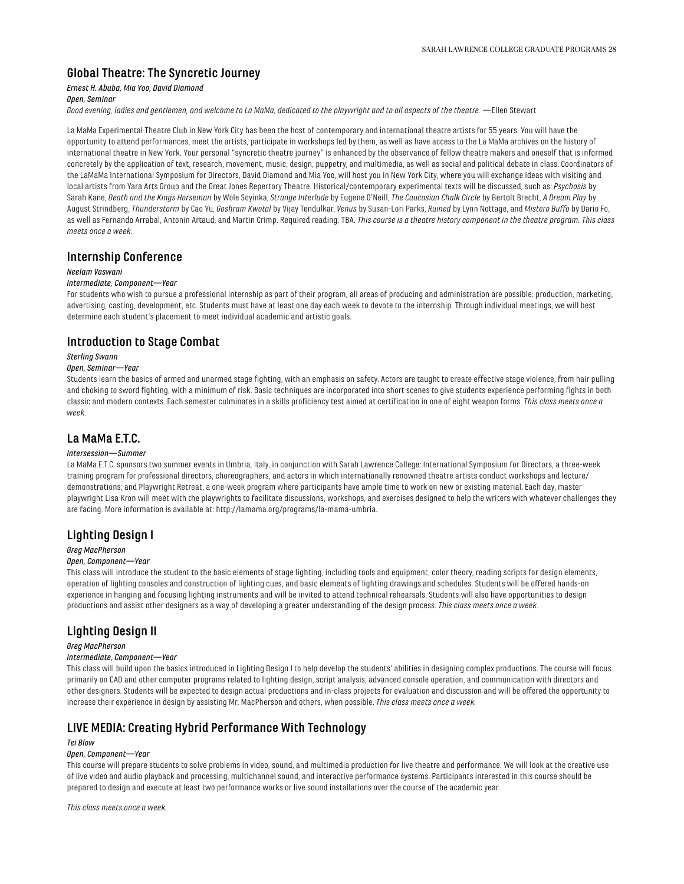## Global Theatre: The Syncretic Journey

*Ernest H. Abuba, Mia Yoo, David Diamond*

*Open, Seminar*

*Good evening, ladies and gentlemen, and welcome to La MaMa, dedicated to the playwright and to all aspects of the theatre.* —Ellen Stewart

La MaMa Experimental Theatre Club in New York City has been the host of contemporary and international theatre artists for 55 years. You will have the opportunity to attend performances, meet the artists, participate in workshops led by them, as well as have access to the La MaMa archives on the history of international theatre in New York. Your personal "syncretic theatre journey" is enhanced by the observance of fellow theatre makers and oneself that is informed concretely by the application of text, research, movement, music, design, puppetry, and multimedia, as well as social and political debate in class. Coordinators of the LaMaMa International Symposium for Directors, David Diamond and Mia Yoo, will host you in New York City, where you will exchange ideas with visiting and local artists from Yara Arts Group and the Great Jones Repertory Theatre. Historical/contemporary experimental texts will be discussed, such as: *Psychosis* by Sarah Kane, *Death and the Kings Horseman* by Wole Soyinka, *Strange Interlude* by Eugene O'Neill, *The Caucasian Chalk Circle* by Bertolt Brecht, *A Dream Play* by August Strindberg, *Thunderstorm* by Cao Yu, *Goshram Kwotal* by Vijay Tendulkar, *Venus* by Susan-Lori Parks, *Ruined* by Lynn Nottage, and *Mistero Buffo* by Dario Fo, as well as Fernando Arrabal, Antonin Artaud, and Martin Crimp. Required reading: TBA. *This course is a theatre history component in the theatre program. This class meets once a week.*

## Internship Conference

*Neelam Vaswani*

*Intermediate, Component—Year*

For students who wish to pursue a professional internship as part of their program, all areas of producing and administration are possible: production, marketing, advertising, casting, development, etc. Students must have at least one day each week to devote to the internship. Through individual meetings, we will best determine each student's placement to meet individual academic and artistic goals.

## Introduction to Stage Combat

*Sterling Swann*

*Open, Seminar—Year*

Students learn the basics of armed and unarmed stage fighting, with an emphasis on safety. Actors are taught to create effective stage violence, from hair pulling and choking to sword fighting, with a minimum of risk. Basic techniques are incorporated into short scenes to give students experience performing fights in both classic and modern contexts. Each semester culminates in a skills proficiency test aimed at certification in one of eight weapon forms. *This class meets once a week.*

## La MaMa E.T.C.

*Intersession—Summer*

La MaMa E.T.C. sponsors two summer events in Umbria, Italy, in conjunction with Sarah Lawrence College: International Symposium for Directors, a three-week training program for professional directors, choreographers, and actors in which internationally renowned theatre artists conduct workshops and lecture/demonstrations; and Playwright Retreat, a one-week program where participants have ample time to work on new or existing material. Each day, master playwright Lisa Kron will meet with the playwrights to facilitate discussions, workshops, and exercises designed to help the writers with whatever challenges they are facing. More information is available at: http://lamama.org/programs/la-mama-umbria.

## Lighting Design I

*Greg MacPherson*

*Open, Component—Year*

This class will introduce the student to the basic elements of stage lighting, including tools and equipment, color theory, reading scripts for design elements, operation of lighting consoles and construction of lighting cues, and basic elements of lighting drawings and schedules. Students will be offered hands-on experience in hanging and focusing lighting instruments and will be invited to attend technical rehearsals. Students will also have opportunities to design productions and assist other designers as a way of developing a greater understanding of the design process. *This class meets once a week.*

## Lighting Design II

*Greg MacPherson*

*Intermediate, Component—Year*

This class will build upon the basics introduced in Lighting Design I to help develop the students' abilities in designing complex productions. The course will focus primarily on CAD and other computer programs related to lighting design, script analysis, advanced console operation, and communication with directors and other designers. Students will be expected to design actual productions and in-class projects for evaluation and discussion and will be offered the opportunity to increase their experience in design by assisting Mr. MacPherson and others, when possible. *This class meets once a week.*

## LIVE MEDIA: Creating Hybrid Performance With Technology

*Tei Blow*

*Open, Component—Year*

This course will prepare students to solve problems in video, sound, and multimedia production for live theatre and performance. We will look at the creative use of live video and audio playback and processing, multichannel sound, and interactive performance systems. Participants interested in this course should be prepared to design and execute at least two performance works or live sound installations over the course of the academic year.

*This class meets once a week.*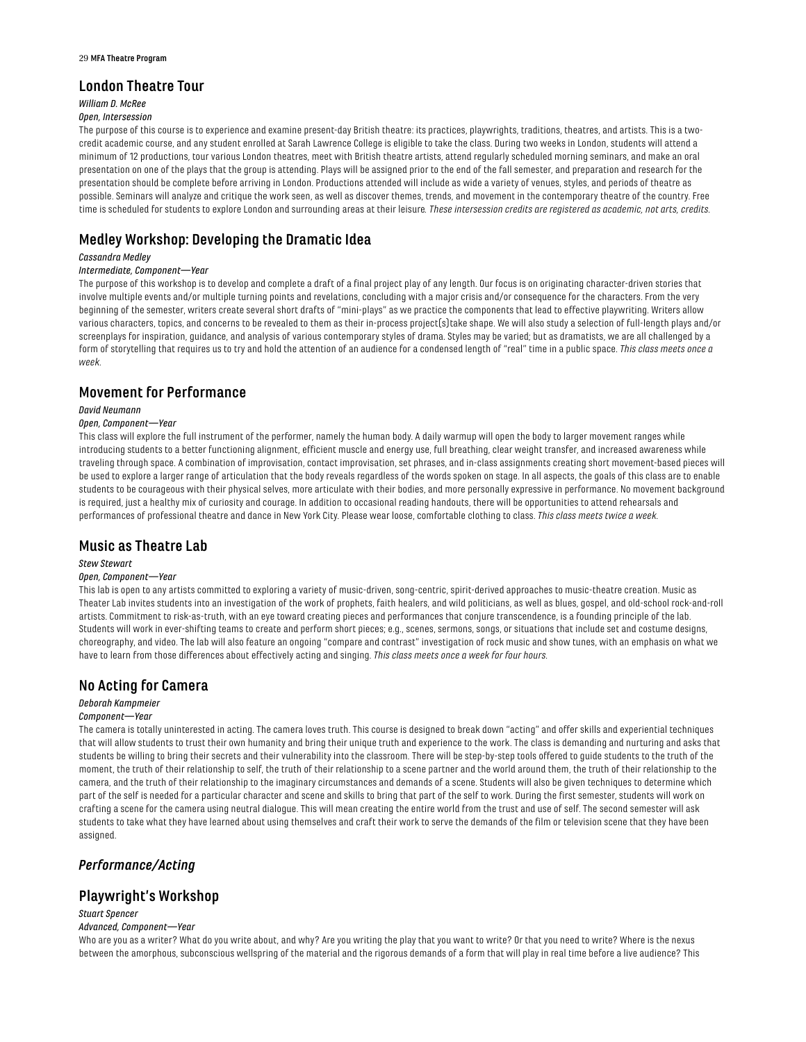## London Theatre Tour

*William D. McRee*

*Open, Intersession*

The purpose of this course is to experience and examine present-day British theatre: its practices, playwrights, traditions, theatres, and artists. This is a two-credit academic course, and any student enrolled at Sarah Lawrence College is eligible to take the class. During two weeks in London, students will attend a minimum of 12 productions, tour various London theatres, meet with British theatre artists, attend regularly scheduled morning seminars, and make an oral presentation on one of the plays that the group is attending. Plays will be assigned prior to the end of the fall semester, and preparation and research for the presentation should be complete before arriving in London. Productions attended will include as wide a variety of venues, styles, and periods of theatre as possible. Seminars will analyze and critique the work seen, as well as discover themes, trends, and movement in the contemporary theatre of the country. Free time is scheduled for students to explore London and surrounding areas at their leisure*. These intersession credits are registered as academic, not arts, credits.*

## Medley Workshop: Developing the Dramatic Idea

*Cassandra Medley*

*Intermediate, Component—Year*

The purpose of this workshop is to develop and complete a draft of a final project play of any length. Our focus is on originating character-driven stories that involve multiple events and/or multiple turning points and revelations, concluding with a major crisis and/or consequence for the characters. From the very beginning of the semester, writers create several short drafts of "mini-plays" as we practice the components that lead to effective playwriting. Writers allow various characters, topics, and concerns to be revealed to them as their in-process project(s)take shape. We will also study a selection of full-length plays and/or screenplays for inspiration, guidance, and analysis of various contemporary styles of drama. Styles may be varied; but as dramatists, we are all challenged by a form of storytelling that requires us to try and hold the attention of an audience for a condensed length of "real" time in a public space. *This class meets once a week.*

## Movement for Performance

*David Neumann*

*Open, Component—Year*

This class will explore the full instrument of the performer, namely the human body. A daily warmup will open the body to larger movement ranges while introducing students to a better functioning alignment, efficient muscle and energy use, full breathing, clear weight transfer, and increased awareness while traveling through space. A combination of improvisation, contact improvisation, set phrases, and in-class assignments creating short movement-based pieces will be used to explore a larger range of articulation that the body reveals regardless of the words spoken on stage. In all aspects, the goals of this class are to enable students to be courageous with their physical selves, more articulate with their bodies, and more personally expressive in performance. No movement background is required, just a healthy mix of curiosity and courage. In addition to occasional reading handouts, there will be opportunities to attend rehearsals and performances of professional theatre and dance in New York City. Please wear loose, comfortable clothing to class. *This class meets twice a week.*

## Music as Theatre Lab

*Stew Stewart*

*Open, Component—Year*

This lab is open to any artists committed to exploring a variety of music-driven, song-centric, spirit-derived approaches to music-theatre creation. Music as Theater Lab invites students into an investigation of the work of prophets, faith healers, and wild politicians, as well as blues, gospel, and old-school rock-and-roll artists. Commitment to risk-as-truth, with an eye toward creating pieces and performances that conjure transcendence, is a founding principle of the lab. Students will work in ever-shifting teams to create and perform short pieces; e.g., scenes, sermons, songs, or situations that include set and costume designs, choreography, and video. The lab will also feature an ongoing "compare and contrast" investigation of rock music and show tunes, with an emphasis on what we have to learn from those differences about effectively acting and singing. *This class meets once a week for four hours.*

## No Acting for Camera

*Deborah Kampmeier*

*Component—Year*

The camera is totally uninterested in acting. The camera loves truth. This course is designed to break down "acting" and offer skills and experiential techniques that will allow students to trust their own humanity and bring their unique truth and experience to the work. The class is demanding and nurturing and asks that students be willing to bring their secrets and their vulnerability into the classroom. There will be step-by-step tools offered to guide students to the truth of the moment, the truth of their relationship to self, the truth of their relationship to a scene partner and the world around them, the truth of their relationship to the camera, and the truth of their relationship to the imaginary circumstances and demands of a scene. Students will also be given techniques to determine which part of the self is needed for a particular character and scene and skills to bring that part of the self to work. During the first semester, students will work on crafting a scene for the camera using neutral dialogue. This will mean creating the entire world from the trust and use of self. The second semester will ask students to take what they have learned about using themselves and craft their work to serve the demands of the film or television scene that they have been assigned.

## *Performance/Acting*

## Playwright's Workshop

*Stuart Spencer*

*Advanced, Component—Year*

Who are you as a writer? What do you write about, and why? Are you writing the play that you want to write? Or that you need to write? Where is the nexus between the amorphous, subconscious wellspring of the material and the rigorous demands of a form that will play in real time before a live audience? This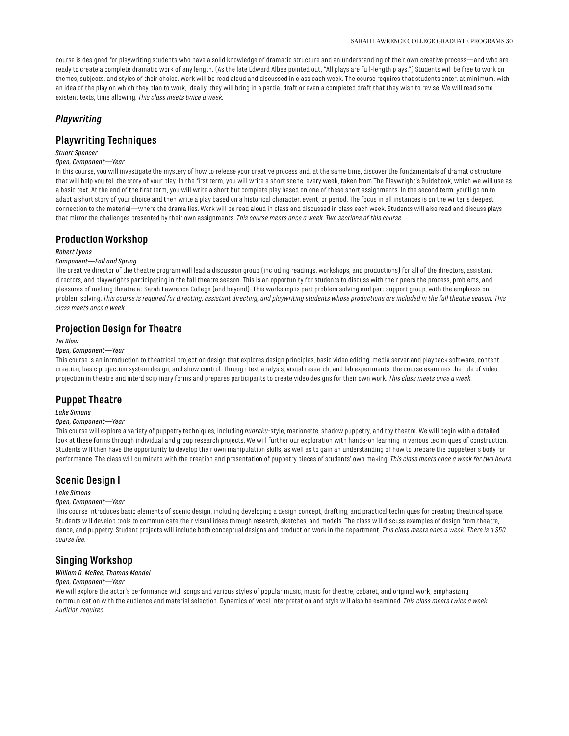course is designed for playwriting students who have a solid knowledge of dramatic structure and an understanding of their own creative process—and who are ready to create a complete dramatic work of any length. (As the late Edward Albee pointed out, "All plays are full-length plays.") Students will be free to work on themes, subjects, and styles of their choice. Work will be read aloud and discussed in class each week. The course requires that students enter, at minimum, with an idea of the play on which they plan to work; ideally, they will bring in a partial draft or even a completed draft that they wish to revise. We will read some existent texts, time allowing. *This class meets twice a week.*

### *Playwriting*

## Playwriting Techniques

*Stuart Spencer*

*Open, Component—Year*

In this course, you will investigate the mystery of how to release your creative process and, at the same time, discover the fundamentals of dramatic structure that will help you tell the story of your play. In the first term, you will write a short scene, every week, taken from The Playwright's Guidebook, which we will use as a basic text. At the end of the first term, you will write a short but complete play based on one of these short assignments. In the second term, you'll go on to adapt a short story of your choice and then write a play based on a historical character, event, or period. The focus in all instances is on the writer's deepest connection to the material—where the drama lies. Work will be read aloud in class and discussed in class each week. Students will also read and discuss plays that mirror the challenges presented by their own assignments. *This course meets once a week. Two sections of this course.*

## Production Workshop

*Robert Lyons*

*Component—Fall and Spring*

The creative director of the theatre program will lead a discussion group (including readings, workshops, and productions) for all of the directors, assistant directors, and playwrights participating in the fall theatre season. This is an opportunity for students to discuss with their peers the process, problems, and pleasures of making theatre at Sarah Lawrence College (and beyond). This workshop is part problem solving and part support group, with the emphasis on problem solving. *This course is required for directing, assistant directing, and playwriting students whose productions are included in the fall theatre season. This class meets once a week.*

## Projection Design for Theatre

*Tei Blow*

*Open, Component—Year*

This course is an introduction to theatrical projection design that explores design principles, basic video editing, media server and playback software, content creation, basic projection system design, and show control. Through text analysis, visual research, and lab experiments, the course examines the role of video projection in theatre and interdisciplinary forms and prepares participants to create video designs for their own work. *This class meets once a week.*

## Puppet Theatre

*Lake Simons*

*Open, Component—Year*

This course will explore a variety of puppetry techniques, including *bunraku*-style, marionette, shadow puppetry, and toy theatre. We will begin with a detailed look at these forms through individual and group research projects. We will further our exploration with hands-on learning in various techniques of construction. Students will then have the opportunity to develop their own manipulation skills, as well as to gain an understanding of how to prepare the puppeteer's body for performance. The class will culminate with the creation and presentation of puppetry pieces of students' own making. *This class meets once a week for two hours.*

## Scenic Design I

*Lake Simons*

*Open, Component—Year*

This course introduces basic elements of scenic design, including developing a design concept, drafting, and practical techniques for creating theatrical space. Students will develop tools to communicate their visual ideas through research, sketches, and models. The class will discuss examples of design from theatre, dance, and puppetry. Student projects will include both conceptual designs and production work in the department. *This class meets once a week. There is a $50 course fee.*

## Singing Workshop

*William D. McRee, Thomas Mandel*

*Open, Component—Year*

We will explore the actor's performance with songs and various styles of popular music, music for theatre, cabaret, and original work, emphasizing communication with the audience and material selection. Dynamics of vocal interpretation and style will also be examined. *This class meets twice a week. Audition required.*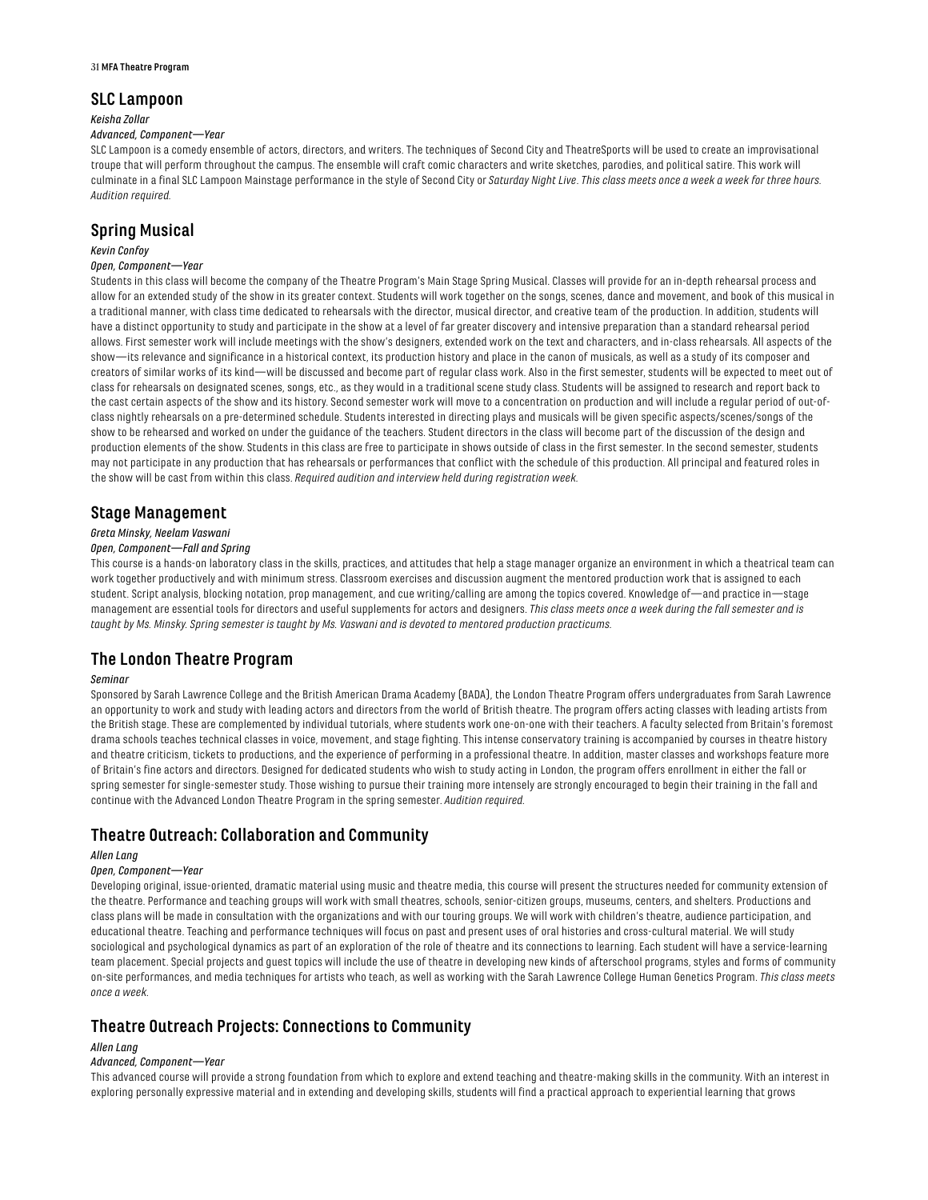## SLC Lampoon

*Keisha Zollar*

*Advanced, Component—Year*

SLC Lampoon is a comedy ensemble of actors, directors, and writers. The techniques of Second City and TheatreSports will be used to create an improvisational troupe that will perform throughout the campus. The ensemble will craft comic characters and write sketches, parodies, and political satire. This work will culminate in a final SLC Lampoon Mainstage performance in the style of Second City or *Saturday Night Live*. *This class meets once a week a week for three hours. Audition required.*

## Spring Musical

*Kevin Confoy*

*Open, Component—Year*

Students in this class will become the company of the Theatre Program's Main Stage Spring Musical. Classes will provide for an in-depth rehearsal process and allow for an extended study of the show in its greater context. Students will work together on the songs, scenes, dance and movement, and book of this musical in a traditional manner, with class time dedicated to rehearsals with the director, musical director, and creative team of the production. In addition, students will have a distinct opportunity to study and participate in the show at a level of far greater discovery and intensive preparation than a standard rehearsal period allows. First semester work will include meetings with the show's designers, extended work on the text and characters, and in-class rehearsals. All aspects of the show—its relevance and significance in a historical context, its production history and place in the canon of musicals, as well as a study of its composer and creators of similar works of its kind—will be discussed and become part of regular class work. Also in the first semester, students will be expected to meet out of class for rehearsals on designated scenes, songs, etc., as they would in a traditional scene study class. Students will be assigned to research and report back to the cast certain aspects of the show and its history. Second semester work will move to a concentration on production and will include a regular period of out-of-class nightly rehearsals on a pre-determined schedule. Students interested in directing plays and musicals will be given specific aspects/scenes/songs of the show to be rehearsed and worked on under the guidance of the teachers. Student directors in the class will become part of the discussion of the design and production elements of the show. Students in this class are free to participate in shows outside of class in the first semester. In the second semester, students may not participate in any production that has rehearsals or performances that conflict with the schedule of this production. All principal and featured roles in the show will be cast from within this class. *Required audition and interview held during registration week.*

## Stage Management

*Greta Minsky, Neelam Vaswani*

*Open, Component—Fall and Spring*

This course is a hands-on laboratory class in the skills, practices, and attitudes that help a stage manager organize an environment in which a theatrical team can work together productively and with minimum stress. Classroom exercises and discussion augment the mentored production work that is assigned to each student. Script analysis, blocking notation, prop management, and cue writing/calling are among the topics covered. Knowledge of—and practice in—stage management are essential tools for directors and useful supplements for actors and designers. *This class meets once a week during the fall semester and is taught by Ms. Minsky. Spring semester is taught by Ms. Vaswani and is devoted to mentored production practicums.*

## The London Theatre Program

*Seminar*

Sponsored by Sarah Lawrence College and the British American Drama Academy (BADA), the London Theatre Program offers undergraduates from Sarah Lawrence an opportunity to work and study with leading actors and directors from the world of British theatre. The program offers acting classes with leading artists from the British stage. These are complemented by individual tutorials, where students work one-on-one with their teachers. A faculty selected from Britain's foremost drama schools teaches technical classes in voice, movement, and stage fighting. This intense conservatory training is accompanied by courses in theatre history and theatre criticism, tickets to productions, and the experience of performing in a professional theatre. In addition, master classes and workshops feature more of Britain's fine actors and directors. Designed for dedicated students who wish to study acting in London, the program offers enrollment in either the fall or spring semester for single-semester study. Those wishing to pursue their training more intensely are strongly encouraged to begin their training in the fall and continue with the Advanced London Theatre Program in the spring semester. *Audition required.*

## Theatre Outreach: Collaboration and Community

*Allen Lang*

*Open, Component—Year*

Developing original, issue-oriented, dramatic material using music and theatre media, this course will present the structures needed for community extension of the theatre. Performance and teaching groups will work with small theatres, schools, senior-citizen groups, museums, centers, and shelters. Productions and class plans will be made in consultation with the organizations and with our touring groups. We will work with children's theatre, audience participation, and educational theatre. Teaching and performance techniques will focus on past and present uses of oral histories and cross-cultural material. We will study sociological and psychological dynamics as part of an exploration of the role of theatre and its connections to learning. Each student will have a service-learning team placement. Special projects and guest topics will include the use of theatre in developing new kinds of afterschool programs, styles and forms of community on-site performances, and media techniques for artists who teach, as well as working with the Sarah Lawrence College Human Genetics Program. *This class meets once a week.*

## Theatre Outreach Projects: Connections to Community

*Allen Lang*

*Advanced, Component—Year*

This advanced course will provide a strong foundation from which to explore and extend teaching and theatre-making skills in the community. With an interest in exploring personally expressive material and in extending and developing skills, students will find a practical approach to experiential learning that grows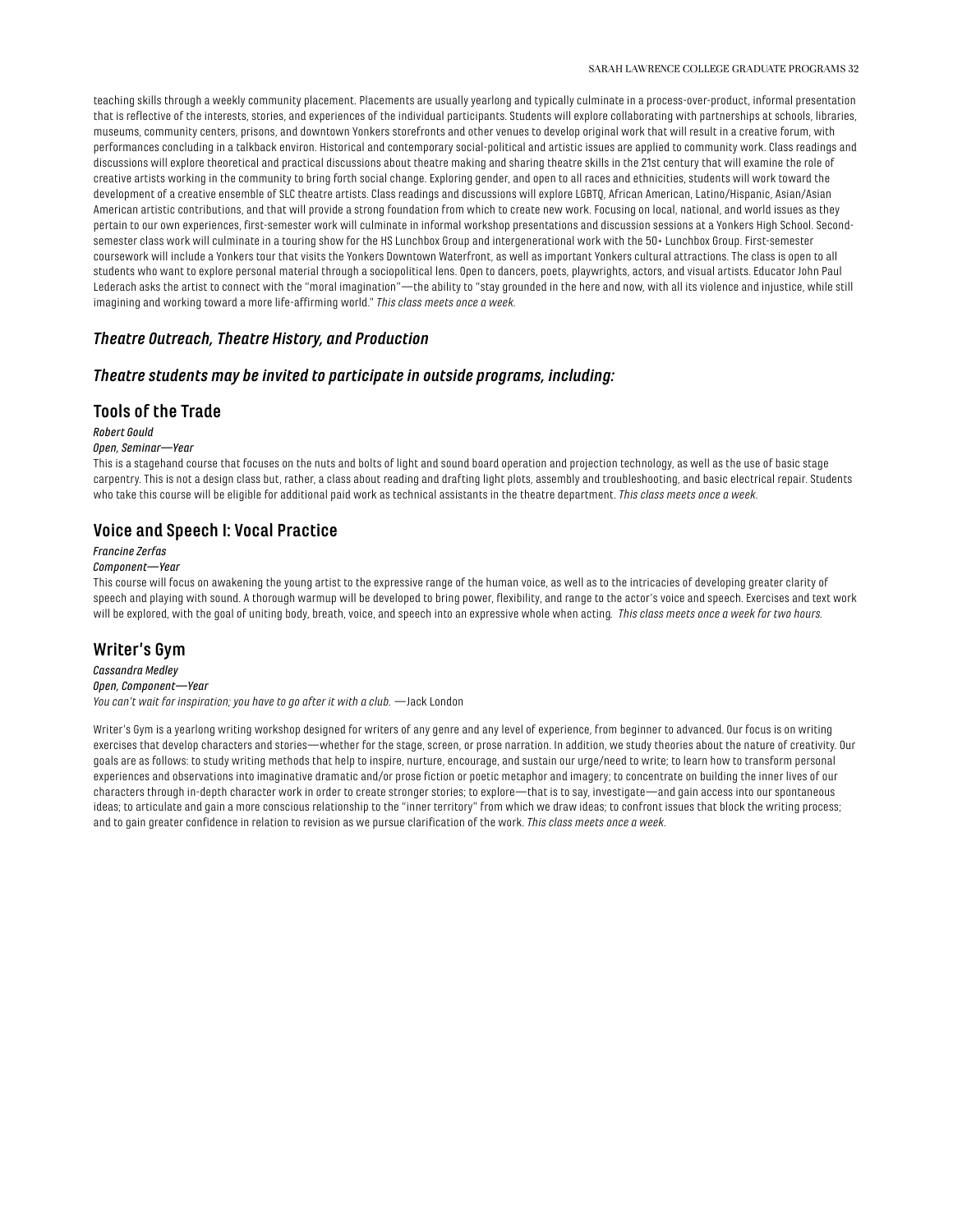teaching skills through a weekly community placement. Placements are usually yearlong and typically culminate in a process-over-product, informal presentation that is reflective of the interests, stories, and experiences of the individual participants. Students will explore collaborating with partnerships at schools, libraries, museums, community centers, prisons, and downtown Yonkers storefronts and other venues to develop original work that will result in a creative forum, with performances concluding in a talkback environ. Historical and contemporary social-political and artistic issues are applied to community work. Class readings and discussions will explore theoretical and practical discussions about theatre making and sharing theatre skills in the 21st century that will examine the role of creative artists working in the community to bring forth social change. Exploring gender, and open to all races and ethnicities, students will work toward the development of a creative ensemble of SLC theatre artists. Class readings and discussions will explore LGBTQ, African American, Latino/Hispanic, Asian/Asian American artistic contributions, and that will provide a strong foundation from which to create new work. Focusing on local, national, and world issues as they pertain to our own experiences, first-semester work will culminate in informal workshop presentations and discussion sessions at a Yonkers High School. Second-semester class work will culminate in a touring show for the HS Lunchbox Group and intergenerational work with the 50+ Lunchbox Group. First-semester coursework will include a Yonkers tour that visits the Yonkers Downtown Waterfront, as well as important Yonkers cultural attractions. The class is open to all students who want to explore personal material through a sociopolitical lens. Open to dancers, poets, playwrights, actors, and visual artists. Educator John Paul Lederach asks the artist to connect with the "moral imagination"—the ability to "stay grounded in the here and now, with all its violence and injustice, while still imagining and working toward a more life-affirming world." *This class meets once a week.*

### *Theatre Outreach, Theatre History, and Production*

### *Theatre students may be invited to participate in outside programs, including:*

## Tools of the Trade

*Robert Gould*

*Open, Seminar—Year*

This is a stagehand course that focuses on the nuts and bolts of light and sound board operation and projection technology, as well as the use of basic stage carpentry. This is not a design class but, rather, a class about reading and drafting light plots, assembly and troubleshooting, and basic electrical repair. Students who take this course will be eligible for additional paid work as technical assistants in the theatre department. *This class meets once a week.*

## Voice and Speech I: Vocal Practice

*Francine Zerfas*

*Component—Year*

This course will focus on awakening the young artist to the expressive range of the human voice, as well as to the intricacies of developing greater clarity of speech and playing with sound. A thorough warmup will be developed to bring power, flexibility, and range to the actor's voice and speech. Exercises and text work will be explored, with the goal of uniting body, breath, voice, and speech into an expressive whole when acting. *This class meets once a week for two hours.*

## Writer's Gym

*Cassandra Medley*

*Open, Component—Year*

*You can't wait for inspiration; you have to go after it with a club.* —Jack London

Writer's Gym is a yearlong writing workshop designed for writers of any genre and any level of experience, from beginner to advanced. Our focus is on writing exercises that develop characters and stories—whether for the stage, screen, or prose narration. In addition, we study theories about the nature of creativity. Our goals are as follows: to study writing methods that help to inspire, nurture, encourage, and sustain our urge/need to write; to learn how to transform personal experiences and observations into imaginative dramatic and/or prose fiction or poetic metaphor and imagery; to concentrate on building the inner lives of our characters through in-depth character work in order to create stronger stories; to explore—that is to say, investigate—and gain access into our spontaneous ideas; to articulate and gain a more conscious relationship to the "inner territory" from which we draw ideas; to confront issues that block the writing process; and to gain greater confidence in relation to revision as we pursue clarification of the work. *This class meets once a week.*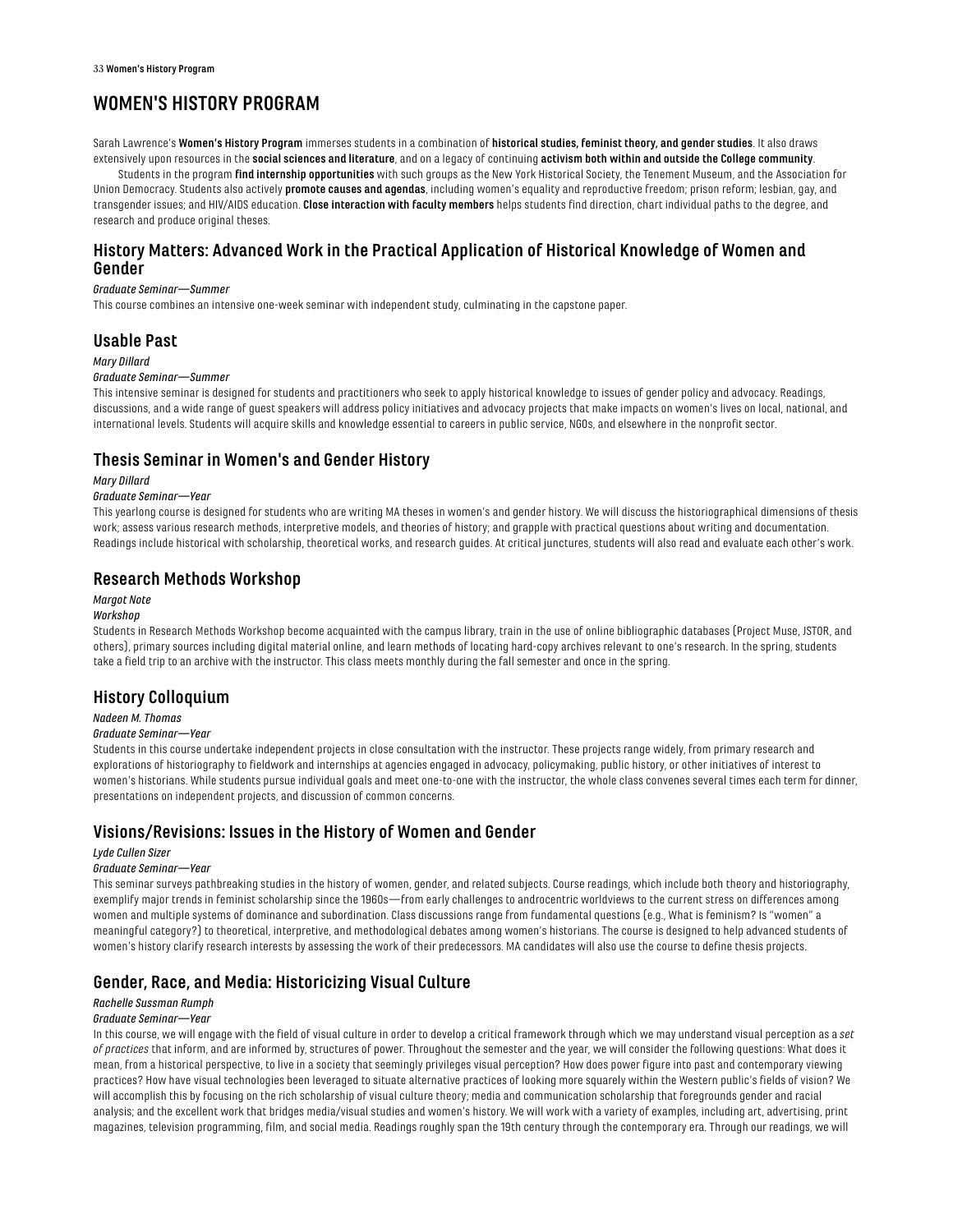# WOMEN'S HISTORY PROGRAM

Sarah Lawrence's **Women's History Program** immerses students in a combination of **historical studies, feminist theory, and gender studies**. It also draws extensively upon resources in the **social sciences and literature**, and on a legacy of continuing **activism both within and outside the College community**.

Students in the program **find internship opportunities** with such groups as the New York Historical Society, the Tenement Museum, and the Association for Union Democracy. Students also actively **promote causes and agendas**, including women's equality and reproductive freedom; prison reform; lesbian, gay, and transgender issues; and HIV/AIDS education. **Close interaction with faculty members** helps students find direction, chart individual paths to the degree, and research and produce original theses.

## History Matters: Advanced Work in the Practical Application of Historical Knowledge of Women and Gender

*Graduate Seminar—Summer*

This course combines an intensive one-week seminar with independent study, culminating in the capstone paper.

## Usable Past

*Mary Dillard*

*Graduate Seminar—Summer*

This intensive seminar is designed for students and practitioners who seek to apply historical knowledge to issues of gender policy and advocacy. Readings, discussions, and a wide range of guest speakers will address policy initiatives and advocacy projects that make impacts on women's lives on local, national, and international levels. Students will acquire skills and knowledge essential to careers in public service, NGOs, and elsewhere in the nonprofit sector.

## Thesis Seminar in Women's and Gender History

*Mary Dillard*

*Graduate Seminar—Year*

This yearlong course is designed for students who are writing MA theses in women's and gender history. We will discuss the historiographical dimensions of thesis work; assess various research methods, interpretive models, and theories of history; and grapple with practical questions about writing and documentation. Readings include historical with scholarship, theoretical works, and research guides. At critical junctures, students will also read and evaluate each other's work.

## Research Methods Workshop

*Margot Note*

*Workshop*

Students in Research Methods Workshop become acquainted with the campus library, train in the use of online bibliographic databases (Project Muse, JSTOR, and others), primary sources including digital material online, and learn methods of locating hard-copy archives relevant to one's research. In the spring, students take a field trip to an archive with the instructor. This class meets monthly during the fall semester and once in the spring.

## History Colloquium

*Nadeen M. Thomas*

*Graduate Seminar—Year*

Students in this course undertake independent projects in close consultation with the instructor. These projects range widely, from primary research and explorations of historiography to fieldwork and internships at agencies engaged in advocacy, policymaking, public history, or other initiatives of interest to women's historians. While students pursue individual goals and meet one-to-one with the instructor, the whole class convenes several times each term for dinner, presentations on independent projects, and discussion of common concerns.

## Visions/Revisions: Issues in the History of Women and Gender

*Lyde Cullen Sizer*

*Graduate Seminar—Year*

This seminar surveys pathbreaking studies in the history of women, gender, and related subjects. Course readings, which include both theory and historiography, exemplify major trends in feminist scholarship since the 1960s—from early challenges to androcentric worldviews to the current stress on differences among women and multiple systems of dominance and subordination. Class discussions range from fundamental questions (e.g., What is feminism? Is "women" a meaningful category?) to theoretical, interpretive, and methodological debates among women's historians. The course is designed to help advanced students of women's history clarify research interests by assessing the work of their predecessors. MA candidates will also use the course to define thesis projects.

## Gender, Race, and Media: Historicizing Visual Culture

*Rachelle Sussman Rumph*

*Graduate Seminar—Year*

In this course, we will engage with the field of visual culture in order to develop a critical framework through which we may understand visual perception as a *set of practices* that inform, and are informed by, structures of power. Throughout the semester and the year, we will consider the following questions: What does it mean, from a historical perspective, to live in a society that seemingly privileges visual perception? How does power figure into past and contemporary viewing practices? How have visual technologies been leveraged to situate alternative practices of looking more squarely within the Western public's fields of vision? We will accomplish this by focusing on the rich scholarship of visual culture theory; media and communication scholarship that foregrounds gender and racial analysis; and the excellent work that bridges media/visual studies and women's history. We will work with a variety of examples, including art, advertising, print magazines, television programming, film, and social media. Readings roughly span the 19th century through the contemporary era. Through our readings, we will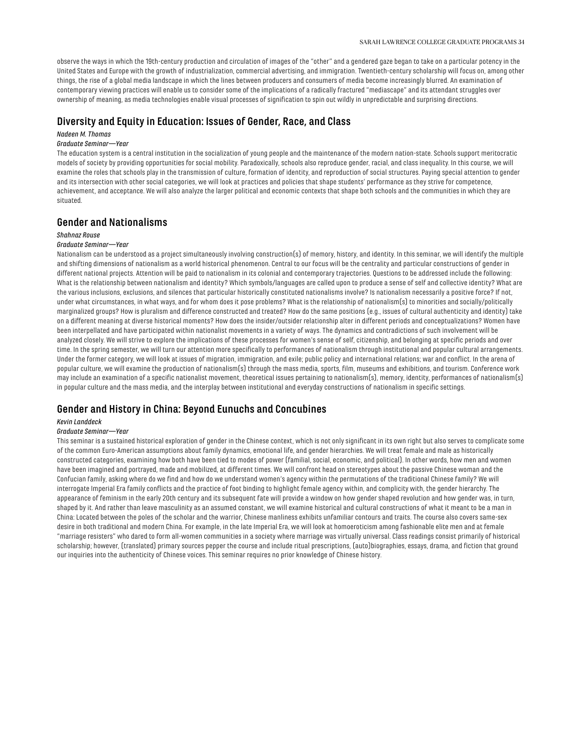observe the ways in which the 19th-century production and circulation of images of the "other" and a gendered gaze began to take on a particular potency in the United States and Europe with the growth of industrialization, commercial advertising, and immigration. Twentieth-century scholarship will focus on, among other things, the rise of a global media landscape in which the lines between producers and consumers of media become increasingly blurred. An examination of contemporary viewing practices will enable us to consider some of the implications of a radically fractured "mediascape" and its attendant struggles over ownership of meaning, as media technologies enable visual processes of signification to spin out wildly in unpredictable and surprising directions.

## Diversity and Equity in Education: Issues of Gender, Race, and Class

*Nadeen M. Thomas*

*Graduate Seminar—Year*

The education system is a central institution in the socialization of young people and the maintenance of the modern nation-state. Schools support meritocratic models of society by providing opportunities for social mobility. Paradoxically, schools also reproduce gender, racial, and class inequality. In this course, we will examine the roles that schools play in the transmission of culture, formation of identity, and reproduction of social structures. Paying special attention to gender and its intersection with other social categories, we will look at practices and policies that shape students' performance as they strive for competence, achievement, and acceptance. We will also analyze the larger political and economic contexts that shape both schools and the communities in which they are situated.

## Gender and Nationalisms

*Shahnaz Rouse*

*Graduate Seminar—Year*

Nationalism can be understood as a project simultaneously involving construction(s) of memory, history, and identity. In this seminar, we will identify the multiple and shifting dimensions of nationalism as a world historical phenomenon. Central to our focus will be the centrality and particular constructions of gender in different national projects. Attention will be paid to nationalism in its colonial and contemporary trajectories. Questions to be addressed include the following: What is the relationship between nationalism and identity? Which symbols/languages are called upon to produce a sense of self and collective identity? What are the various inclusions, exclusions, and silences that particular historically constituted nationalisms involve? Is nationalism necessarily a positive force? If not, under what circumstances, in what ways, and for whom does it pose problems? What is the relationship of nationalism(s) to minorities and socially/politically marginalized groups? How is pluralism and difference constructed and treated? How do the same positions (e.g., issues of cultural authenticity and identity) take on a different meaning at diverse historical moments? How does the insider/outsider relationship alter in different periods and conceptualizations? Women have been interpellated and have participated within nationalist movements in a variety of ways. The dynamics and contradictions of such involvement will be analyzed closely. We will strive to explore the implications of these processes for women's sense of self, citizenship, and belonging at specific periods and over time. In the spring semester, we will turn our attention more specifically to performances of nationalism through institutional and popular cultural arrangements. Under the former category, we will look at issues of migration, immigration, and exile; public policy and international relations; war and conflict. In the arena of popular culture, we will examine the production of nationalism(s) through the mass media, sports, film, museums and exhibitions, and tourism. Conference work may include an examination of a specific nationalist movement, theoretical issues pertaining to nationalism(s), memory, identity, performances of nationalism(s) in popular culture and the mass media, and the interplay between institutional and everyday constructions of nationalism in specific settings.

## Gender and History in China: Beyond Eunuchs and Concubines

*Kevin Landdeck*

*Graduate Seminar—Year*

This seminar is a sustained historical exploration of gender in the Chinese context, which is not only significant in its own right but also serves to complicate some of the common Euro-American assumptions about family dynamics, emotional life, and gender hierarchies. We will treat female and male as historically constructed categories, examining how both have been tied to modes of power (familial, social, economic, and political). In other words, how men and women have been imagined and portrayed, made and mobilized, at different times. We will confront head on stereotypes about the passive Chinese woman and the Confucian family, asking where do we find and how do we understand women's agency within the permutations of the traditional Chinese family? We will interrogate Imperial Era family conflicts and the practice of foot binding to highlight female agency within, and complicity with, the gender hierarchy. The appearance of feminism in the early 20th century and its subsequent fate will provide a window on how gender shaped revolution and how gender was, in turn, shaped by it. And rather than leave masculinity as an assumed constant, we will examine historical and cultural constructions of what it meant to be a man in China: Located between the poles of the scholar and the warrior, Chinese manliness exhibits unfamiliar contours and traits. The course also covers same-sex desire in both traditional and modern China. For example, in the late Imperial Era, we will look at homoeroticism among fashionable elite men and at female "marriage resisters" who dared to form all-women communities in a society where marriage was virtually universal. Class readings consist primarily of historical scholarship; however, (translated) primary sources pepper the course and include ritual prescriptions, (auto)biographies, essays, drama, and fiction that ground our inquiries into the authenticity of Chinese voices. This seminar requires no prior knowledge of Chinese history.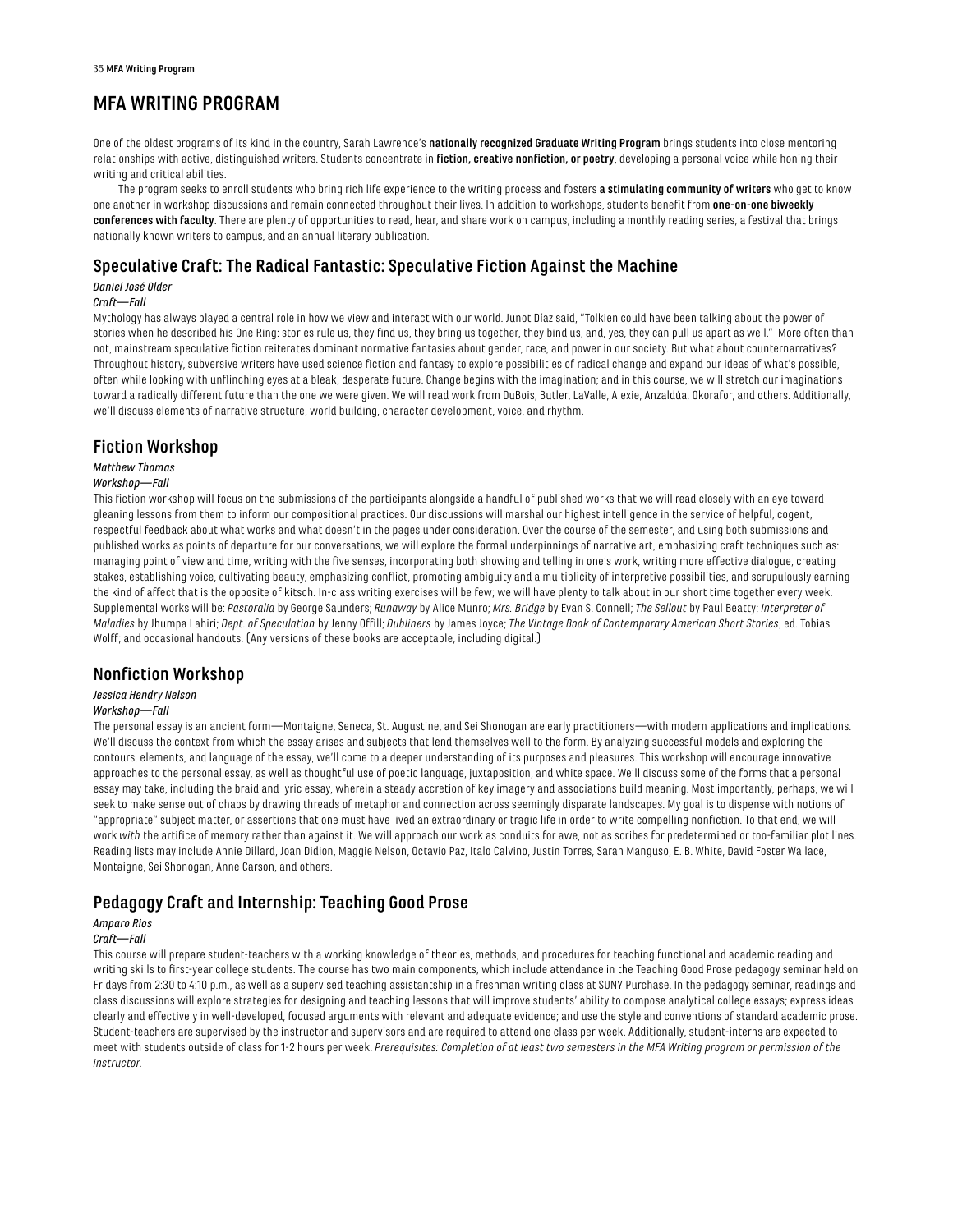# MFA WRITING PROGRAM

One of the oldest programs of its kind in the country, Sarah Lawrence's **nationally recognized Graduate Writing Program** brings students into close mentoring relationships with active, distinguished writers. Students concentrate in **fiction, creative nonfiction, or poetry**, developing a personal voice while honing their writing and critical abilities.

The program seeks to enroll students who bring rich life experience to the writing process and fosters **a stimulating community of writers** who get to know one another in workshop discussions and remain connected throughout their lives. In addition to workshops, students benefit from **one-on-one biweekly conferences with faculty**. There are plenty of opportunities to read, hear, and share work on campus, including a monthly reading series, a festival that brings nationally known writers to campus, and an annual literary publication.

## Speculative Craft: The Radical Fantastic: Speculative Fiction Against the Machine

*Daniel José Older*

*Craft—Fall*

Mythology has always played a central role in how we view and interact with our world. Junot Díaz said, "Tolkien could have been talking about the power of stories when he described his One Ring: stories rule us, they find us, they bring us together, they bind us, and, yes, they can pull us apart as well." More often than not, mainstream speculative fiction reiterates dominant normative fantasies about gender, race, and power in our society. But what about counternarratives? Throughout history, subversive writers have used science fiction and fantasy to explore possibilities of radical change and expand our ideas of what's possible, often while looking with unflinching eyes at a bleak, desperate future. Change begins with the imagination; and in this course, we will stretch our imaginations toward a radically different future than the one we were given. We will read work from DuBois, Butler, LaValle, Alexie, Anzaldúa, Okorafor, and others. Additionally, we'll discuss elements of narrative structure, world building, character development, voice, and rhythm.

## Fiction Workshop

*Matthew Thomas*

*Workshop—Fall*

This fiction workshop will focus on the submissions of the participants alongside a handful of published works that we will read closely with an eye toward gleaning lessons from them to inform our compositional practices. Our discussions will marshal our highest intelligence in the service of helpful, cogent, respectful feedback about what works and what doesn't in the pages under consideration. Over the course of the semester, and using both submissions and published works as points of departure for our conversations, we will explore the formal underpinnings of narrative art, emphasizing craft techniques such as: managing point of view and time, writing with the five senses, incorporating both showing and telling in one's work, writing more effective dialogue, creating stakes, establishing voice, cultivating beauty, emphasizing conflict, promoting ambiguity and a multiplicity of interpretive possibilities, and scrupulously earning the kind of affect that is the opposite of kitsch. In-class writing exercises will be few; we will have plenty to talk about in our short time together every week. Supplemental works will be: *Pastoralia* by George Saunders; *Runaway* by Alice Munro; *Mrs. Bridge* by Evan S. Connell; *The Sellout* by Paul Beatty; *Interpreter of Maladies* by Jhumpa Lahiri; *Dept. of Speculation* by Jenny Offill; *Dubliners* by James Joyce; *The Vintage Book of Contemporary American Short Stories*, ed. Tobias Wolff; and occasional handouts. (Any versions of these books are acceptable, including digital.)

## Nonfiction Workshop

*Jessica Hendry Nelson*

*Workshop—Fall*

The personal essay is an ancient form—Montaigne, Seneca, St. Augustine, and Sei Shonogan are early practitioners—with modern applications and implications. We'll discuss the context from which the essay arises and subjects that lend themselves well to the form. By analyzing successful models and exploring the contours, elements, and language of the essay, we'll come to a deeper understanding of its purposes and pleasures. This workshop will encourage innovative approaches to the personal essay, as well as thoughtful use of poetic language, juxtaposition, and white space. We'll discuss some of the forms that a personal essay may take, including the braid and lyric essay, wherein a steady accretion of key imagery and associations build meaning. Most importantly, perhaps, we will seek to make sense out of chaos by drawing threads of metaphor and connection across seemingly disparate landscapes. My goal is to dispense with notions of "appropriate" subject matter, or assertions that one must have lived an extraordinary or tragic life in order to write compelling nonfiction. To that end, we will work *with* the artifice of memory rather than against it. We will approach our work as conduits for awe, not as scribes for predetermined or too-familiar plot lines. Reading lists may include Annie Dillard, Joan Didion, Maggie Nelson, Octavio Paz, Italo Calvino, Justin Torres, Sarah Manguso, E. B. White, David Foster Wallace, Montaigne, Sei Shonogan, Anne Carson, and others.

## Pedagogy Craft and Internship: Teaching Good Prose

*Amparo Rios*

*Craft—Fall*

This course will prepare student-teachers with a working knowledge of theories, methods, and procedures for teaching functional and academic reading and writing skills to first-year college students. The course has two main components, which include attendance in the Teaching Good Prose pedagogy seminar held on Fridays from 2:30 to 4:10 p.m., as well as a supervised teaching assistantship in a freshman writing class at SUNY Purchase. In the pedagogy seminar, readings and class discussions will explore strategies for designing and teaching lessons that will improve students' ability to compose analytical college essays; express ideas clearly and effectively in well-developed, focused arguments with relevant and adequate evidence; and use the style and conventions of standard academic prose. Student-teachers are supervised by the instructor and supervisors and are required to attend one class per week. Additionally, student-interns are expected to meet with students outside of class for 1-2 hours per week. *Prerequisites: Completion of at least two semesters in the MFA Writing program or permission of the instructor.*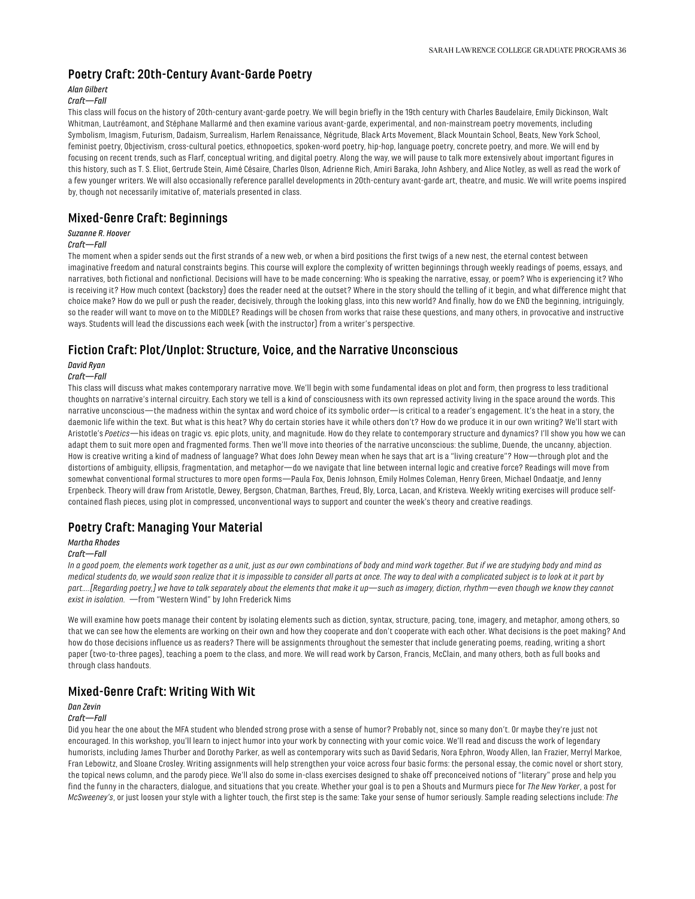## Poetry Craft: 20th-Century Avant-Garde Poetry

*Alan Gilbert*

*Craft—Fall*

This class will focus on the history of 20th-century avant-garde poetry. We will begin briefly in the 19th century with Charles Baudelaire, Emily Dickinson, Walt Whitman, Lautréamont, and Stéphane Mallarmé and then examine various avant-garde, experimental, and non-mainstream poetry movements, including Symbolism, Imagism, Futurism, Dadaism, Surrealism, Harlem Renaissance, Négritude, Black Arts Movement, Black Mountain School, Beats, New York School, feminist poetry, Objectivism, cross-cultural poetics, ethnopoetics, spoken-word poetry, hip-hop, language poetry, concrete poetry, and more. We will end by focusing on recent trends, such as Flarf, conceptual writing, and digital poetry. Along the way, we will pause to talk more extensively about important figures in this history, such as T. S. Eliot, Gertrude Stein, Aimé Césaire, Charles Olson, Adrienne Rich, Amiri Baraka, John Ashbery, and Alice Notley, as well as read the work of a few younger writers. We will also occasionally reference parallel developments in 20th-century avant-garde art, theatre, and music. We will write poems inspired by, though not necessarily imitative of, materials presented in class.

## Mixed-Genre Craft: Beginnings

*Suzanne R. Hoover*

*Craft—Fall*

The moment when a spider sends out the first strands of a new web, or when a bird positions the first twigs of a new nest, the eternal contest between imaginative freedom and natural constraints begins. This course will explore the complexity of written beginnings through weekly readings of poems, essays, and narratives, both fictional and nonfictional. Decisions will have to be made concerning: Who is speaking the narrative, essay, or poem? Who is experiencing it? Who is receiving it? How much context (backstory) does the reader need at the outset? Where in the story should the telling of it begin, and what difference might that choice make? How do we pull or push the reader, decisively, through the looking glass, into this new world? And finally, how do we END the beginning, intriguingly, so the reader will want to move on to the MIDDLE? Readings will be chosen from works that raise these questions, and many others, in provocative and instructive ways. Students will lead the discussions each week (with the instructor) from a writer's perspective.

## Fiction Craft: Plot/Unplot: Structure, Voice, and the Narrative Unconscious

*David Ryan*

*Craft—Fall*

This class will discuss what makes contemporary narrative move. We'll begin with some fundamental ideas on plot and form, then progress to less traditional thoughts on narrative's internal circuitry. Each story we tell is a kind of consciousness with its own repressed activity living in the space around the words. This narrative unconscious—the madness within the syntax and word choice of its symbolic order—is critical to a reader's engagement. It's the heat in a story, the daemonic life within the text. But what is this heat? Why do certain stories have it while others don't? How do we produce it in our own writing? We'll start with Aristotle's *Poetics*—his ideas on tragic vs. epic plots, unity, and magnitude. How do they relate to contemporary structure and dynamics? I'll show you how we can adapt them to suit more open and fragmented forms. Then we'll move into theories of the narrative unconscious: the sublime, Duende, the uncanny, abjection. How is creative writing a kind of madness of language? What does John Dewey mean when he says that art is a "living creature"? How—through plot and the distortions of ambiguity, ellipsis, fragmentation, and metaphor—do we navigate that line between internal logic and creative force? Readings will move from somewhat conventional formal structures to more open forms—Paula Fox, Denis Johnson, Emily Holmes Coleman, Henry Green, Michael Ondaatje, and Jenny Erpenbeck. Theory will draw from Aristotle, Dewey, Bergson, Chatman, Barthes, Freud, Bly, Lorca, Lacan, and Kristeva. Weekly writing exercises will produce self-contained flash pieces, using plot in compressed, unconventional ways to support and counter the week's theory and creative readings.

## Poetry Craft: Managing Your Material

*Martha Rhodes*

*Craft—Fall*

*In a good poem, the elements work together as a unit, just as our own combinations of body and mind work together. But if we are studying body and mind as medical students do, we would soon realize that it is impossible to consider all parts at once. The way to deal with a complicated subject is to look at it part by part....[Regarding poetry,] we have to talk separately about the elements that make it up—such as imagery, diction, rhythm—even though we know they cannot exist in isolation.* —from "Western Wind" by John Frederick Nims

We will examine how poets manage their content by isolating elements such as diction, syntax, structure, pacing, tone, imagery, and metaphor, among others, so that we can see how the elements are working on their own and how they cooperate and don't cooperate with each other. What decisions is the poet making? And how do those decisions influence us as readers? There will be assignments throughout the semester that include generating poems, reading, writing a short paper (two-to-three pages), teaching a poem to the class, and more. We will read work by Carson, Francis, McClain, and many others, both as full books and through class handouts.

## Mixed-Genre Craft: Writing With Wit

*Dan Zevin*

*Craft—Fall*

Did you hear the one about the MFA student who blended strong prose with a sense of humor? Probably not, since so many don't. Or maybe they're just not encouraged. In this workshop, you'll learn to inject humor into your work by connecting with your comic voice. We'll read and discuss the work of legendary humorists, including James Thurber and Dorothy Parker, as well as contemporary wits such as David Sedaris, Nora Ephron, Woody Allen, Ian Frazier, Merryl Markoe, Fran Lebowitz, and Sloane Crosley. Writing assignments will help strengthen your voice across four basic forms: the personal essay, the comic novel or short story, the topical news column, and the parody piece. We'll also do some in-class exercises designed to shake off preconceived notions of "literary" prose and help you find the funny in the characters, dialogue, and situations that you create. Whether your goal is to pen a Shouts and Murmurs piece for *The New Yorker*, a post for *McSweeney's*, or just loosen your style with a lighter touch, the first step is the same: Take your sense of humor seriously. Sample reading selections include: *The*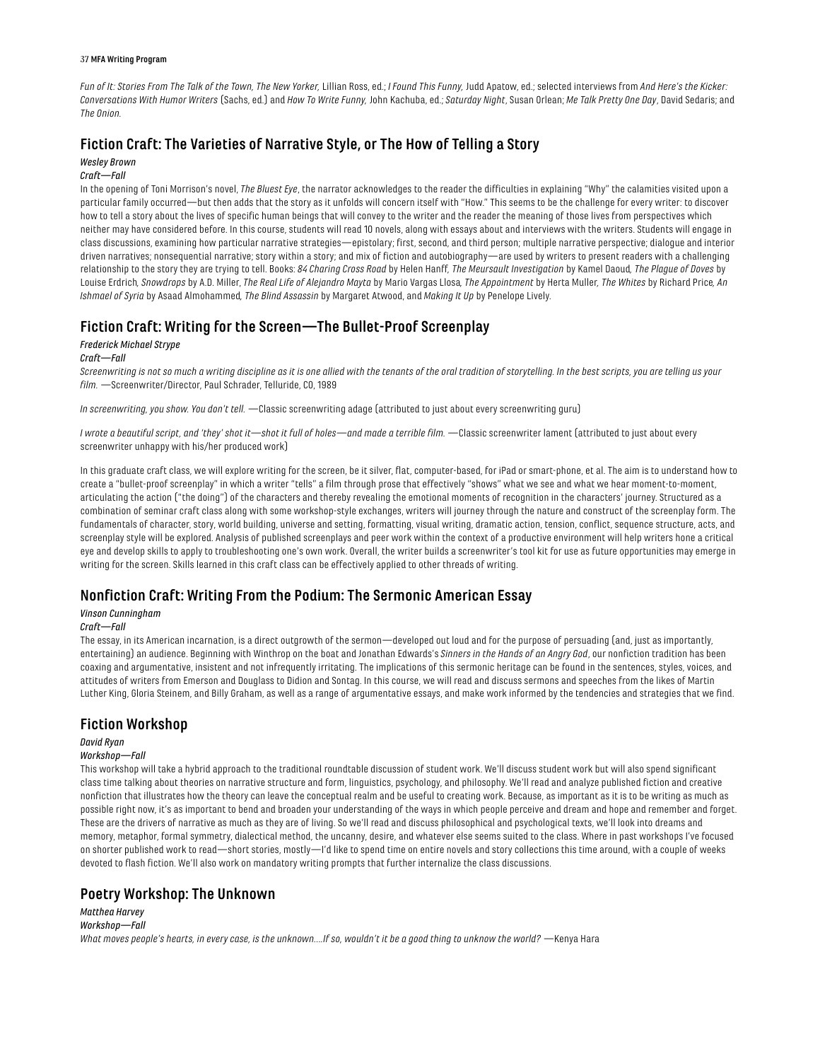*Fun of It: Stories From The Talk of the Town, The New Yorker,* Lillian Ross, ed.; *I Found This Funny,* Judd Apatow, ed.; selected interviews from *And Here's the Kicker: Conversations With Humor Writers* (Sachs, ed.) and *How To Write Funny,* John Kachuba, ed.; *Saturday Night*, Susan Orlean; *Me Talk Pretty One Day*, David Sedaris; and *The Onion.*

## Fiction Craft: The Varieties of Narrative Style, or The How of Telling a Story

*Wesley Brown*

*Craft—Fall*

In the opening of Toni Morrison's novel, *The Bluest Eye*, the narrator acknowledges to the reader the difficulties in explaining "Why" the calamities visited upon a particular family occurred—but then adds that the story as it unfolds will concern itself with "How." This seems to be the challenge for every writer: to discover how to tell a story about the lives of specific human beings that will convey to the writer and the reader the meaning of those lives from perspectives which neither may have considered before. In this course, students will read 10 novels, along with essays about and interviews with the writers. Students will engage in class discussions, examining how particular narrative strategies—epistolary; first, second, and third person; multiple narrative perspective; dialogue and interior driven narratives; nonsequential narrative; story within a story; and mix of fiction and autobiography—are used by writers to present readers with a challenging relationship to the story they are trying to tell. Books: *84 Charing Cross Road* by Helen Hanff, *The Meursault Investigation* by Kamel Daoud, *The Plague of Doves* by Louise Erdrich, *Snowdrops* by A.D. Miller, *The Real Life of Alejandro Mayta* by Mario Vargas Llosa, *The Appointment* by Herta Muller, *The Whites* by Richard Price, *An Ishmael of Syria* by Asaad Almohammed, *The Blind Assassin* by Margaret Atwood, and *Making It Up* by Penelope Lively.

## Fiction Craft: Writing for the Screen—The Bullet-Proof Screenplay

*Frederick Michael Strype*

*Craft—Fall*

*Screenwriting is not so much a writing discipline as it is one allied with the tenants of the oral tradition of storytelling. In the best scripts, you are telling us your film.* —Screenwriter/Director, Paul Schrader, Telluride, CO, 1989

*In screenwriting, you show. You don't tell.* —Classic screenwriting adage (attributed to just about every screenwriting guru)

*I wrote a beautiful script, and 'they' shot it—shot it full of holes—and made a terrible film.* —Classic screenwriter lament (attributed to just about every screenwriter unhappy with his/her produced work)

In this graduate craft class, we will explore writing for the screen, be it silver, flat, computer-based, for iPad or smart-phone, et al. The aim is to understand how to create a "bullet-proof screenplay" in which a writer "tells" a film through prose that effectively "shows" what we see and what we hear moment-to-moment, articulating the action ("the doing") of the characters and thereby revealing the emotional moments of recognition in the characters' journey. Structured as a combination of seminar craft class along with some workshop-style exchanges, writers will journey through the nature and construct of the screenplay form. The fundamentals of character, story, world building, universe and setting, formatting, visual writing, dramatic action, tension, conflict, sequence structure, acts, and screenplay style will be explored. Analysis of published screenplays and peer work within the context of a productive environment will help writers hone a critical eye and develop skills to apply to troubleshooting one's own work. Overall, the writer builds a screenwriter's tool kit for use as future opportunities may emerge in writing for the screen. Skills learned in this craft class can be effectively applied to other threads of writing.

## Nonfiction Craft: Writing From the Podium: The Sermonic American Essay

*Vinson Cunningham*

*Craft—Fall*

The essay, in its American incarnation, is a direct outgrowth of the sermon—developed out loud and for the purpose of persuading (and, just as importantly, entertaining) an audience. Beginning with Winthrop on the boat and Jonathan Edwards's *Sinners in the Hands of an Angry God*, our nonfiction tradition has been coaxing and argumentative, insistent and not infrequently irritating. The implications of this sermonic heritage can be found in the sentences, styles, voices, and attitudes of writers from Emerson and Douglass to Didion and Sontag. In this course, we will read and discuss sermons and speeches from the likes of Martin Luther King, Gloria Steinem, and Billy Graham, as well as a range of argumentative essays, and make work informed by the tendencies and strategies that we find.

## Fiction Workshop

*David Ryan*

*Workshop—Fall*

This workshop will take a hybrid approach to the traditional roundtable discussion of student work. We'll discuss student work but will also spend significant class time talking about theories on narrative structure and form, linguistics, psychology, and philosophy. We'll read and analyze published fiction and creative nonfiction that illustrates how the theory can leave the conceptual realm and be useful to creating work. Because, as important as it is to be writing as much as possible right now, it's as important to bend and broaden your understanding of the ways in which people perceive and dream and hope and remember and forget. These are the drivers of narrative as much as they are of living. So we'll read and discuss philosophical and psychological texts, we'll look into dreams and memory, metaphor, formal symmetry, dialectical method, the uncanny, desire, and whatever else seems suited to the class. Where in past workshops I've focused on shorter published work to read—short stories, mostly—I'd like to spend time on entire novels and story collections this time around, with a couple of weeks devoted to flash fiction. We'll also work on mandatory writing prompts that further internalize the class discussions.

## Poetry Workshop: The Unknown

*Matthea Harvey*

*Workshop—Fall*

*What moves people's hearts, in every case, is the unknown....If so, wouldn't it be a good thing to unknow the world?* —Kenya Hara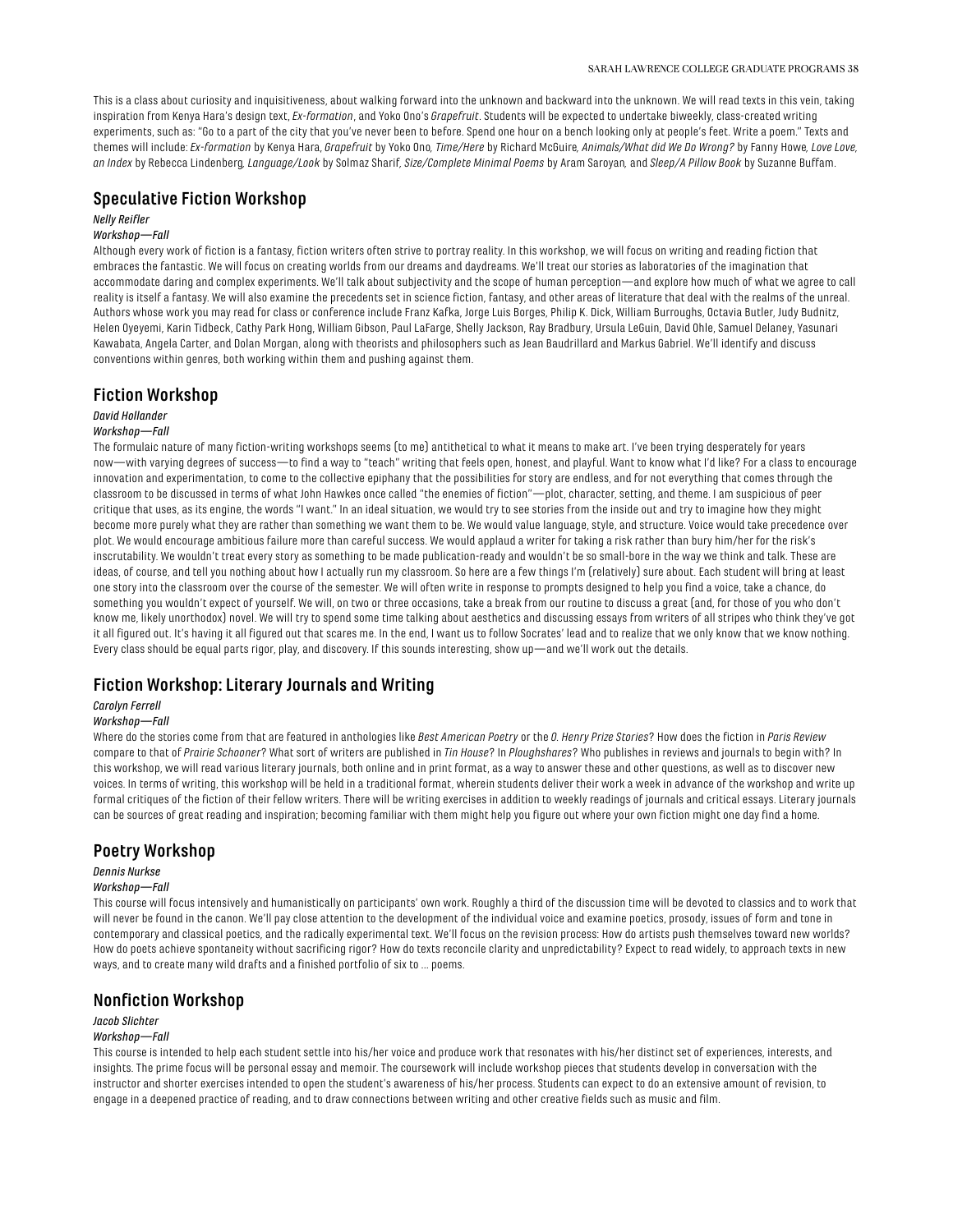This is a class about curiosity and inquisitiveness, about walking forward into the unknown and backward into the unknown. We will read texts in this vein, taking inspiration from Kenya Hara's design text, *Ex-formation*, and Yoko Ono's *Grapefruit*. Students will be expected to undertake biweekly, class-created writing experiments, such as: "Go to a part of the city that you've never been to before. Spend one hour on a bench looking only at people's feet. Write a poem." Texts and themes will include: *Ex-formation* by Kenya Hara, *Grapefruit* by Yoko Ono, *Time/Here* by Richard McGuire, *Animals/What did We Do Wrong?* by Fanny Howe, *Love Love, an Index* by Rebecca Lindenberg, *Language/Look* by Solmaz Sharif, *Size/Complete Minimal Poems* by Aram Saroyan, and *Sleep/A Pillow Book* by Suzanne Buffam.

## Speculative Fiction Workshop

*Nelly Reifler*

*Workshop—Fall*

Although every work of fiction is a fantasy, fiction writers often strive to portray reality. In this workshop, we will focus on writing and reading fiction that embraces the fantastic. We will focus on creating worlds from our dreams and daydreams. We'll treat our stories as laboratories of the imagination that accommodate daring and complex experiments. We'll talk about subjectivity and the scope of human perception—and explore how much of what we agree to call reality is itself a fantasy. We will also examine the precedents set in science fiction, fantasy, and other areas of literature that deal with the realms of the unreal. Authors whose work you may read for class or conference include Franz Kafka, Jorge Luis Borges, Philip K. Dick, William Burroughs, Octavia Butler, Judy Budnitz, Helen Oyeyemi, Karin Tidbeck, Cathy Park Hong, William Gibson, Paul LaFarge, Shelly Jackson, Ray Bradbury, Ursula LeGuin, David Ohle, Samuel Delaney, Yasunari Kawabata, Angela Carter, and Dolan Morgan, along with theorists and philosophers such as Jean Baudrillard and Markus Gabriel. We'll identify and discuss conventions within genres, both working within them and pushing against them.

## Fiction Workshop

*David Hollander*

*Workshop—Fall*

The formulaic nature of many fiction-writing workshops seems (to me) antithetical to what it means to make art. I've been trying desperately for years now—with varying degrees of success—to find a way to "teach" writing that feels open, honest, and playful. Want to know what I'd like? For a class to encourage innovation and experimentation, to come to the collective epiphany that the possibilities for story are endless, and for not everything that comes through the classroom to be discussed in terms of what John Hawkes once called "the enemies of fiction"—plot, character, setting, and theme. I am suspicious of peer critique that uses, as its engine, the words "I want." In an ideal situation, we would try to see stories from the inside out and try to imagine how they might become more purely what they are rather than something we want them to be. We would value language, style, and structure. Voice would take precedence over plot. We would encourage ambitious failure more than careful success. We would applaud a writer for taking a risk rather than bury him/her for the risk's inscrutability. We wouldn't treat every story as something to be made publication-ready and wouldn't be so small-bore in the way we think and talk. These are ideas, of course, and tell you nothing about how I actually run my classroom. So here are a few things I'm (relatively) sure about. Each student will bring at least one story into the classroom over the course of the semester. We will often write in response to prompts designed to help you find a voice, take a chance, do something you wouldn't expect of yourself. We will, on two or three occasions, take a break from our routine to discuss a great (and, for those of you who don't know me, likely unorthodox) novel. We will try to spend some time talking about aesthetics and discussing essays from writers of all stripes who think they've got it all figured out. It's having it all figured out that scares me. In the end, I want us to follow Socrates' lead and to realize that we only know that we know nothing. Every class should be equal parts rigor, play, and discovery. If this sounds interesting, show up—and we'll work out the details.

## Fiction Workshop: Literary Journals and Writing

*Carolyn Ferrell*

*Workshop—Fall*

Where do the stories come from that are featured in anthologies like *Best American Poetry* or the *O. Henry Prize Stories*? How does the fiction in *Paris Review* compare to that of *Prairie Schooner*? What sort of writers are published in *Tin House*? In *Ploughshares*? Who publishes in reviews and journals to begin with? In this workshop, we will read various literary journals, both online and in print format, as a way to answer these and other questions, as well as to discover new voices. In terms of writing, this workshop will be held in a traditional format, wherein students deliver their work a week in advance of the workshop and write up formal critiques of the fiction of their fellow writers. There will be writing exercises in addition to weekly readings of journals and critical essays. Literary journals can be sources of great reading and inspiration; becoming familiar with them might help you figure out where your own fiction might one day find a home.

## Poetry Workshop

*Dennis Nurkse*

*Workshop—Fall*

This course will focus intensively and humanistically on participants' own work. Roughly a third of the discussion time will be devoted to classics and to work that will never be found in the canon. We'll pay close attention to the development of the individual voice and examine poetics, prosody, issues of form and tone in contemporary and classical poetics, and the radically experimental text. We'll focus on the revision process: How do artists push themselves toward new worlds? How do poets achieve spontaneity without sacrificing rigor? How do texts reconcile clarity and unpredictability? Expect to read widely, to approach texts in new ways, and to create many wild drafts and a finished portfolio of six to ... poems.

## Nonfiction Workshop

*Jacob Slichter*

*Workshop—Fall*

This course is intended to help each student settle into his/her voice and produce work that resonates with his/her distinct set of experiences, interests, and insights. The prime focus will be personal essay and memoir. The coursework will include workshop pieces that students develop in conversation with the instructor and shorter exercises intended to open the student's awareness of his/her process. Students can expect to do an extensive amount of revision, to engage in a deepened practice of reading, and to draw connections between writing and other creative fields such as music and film.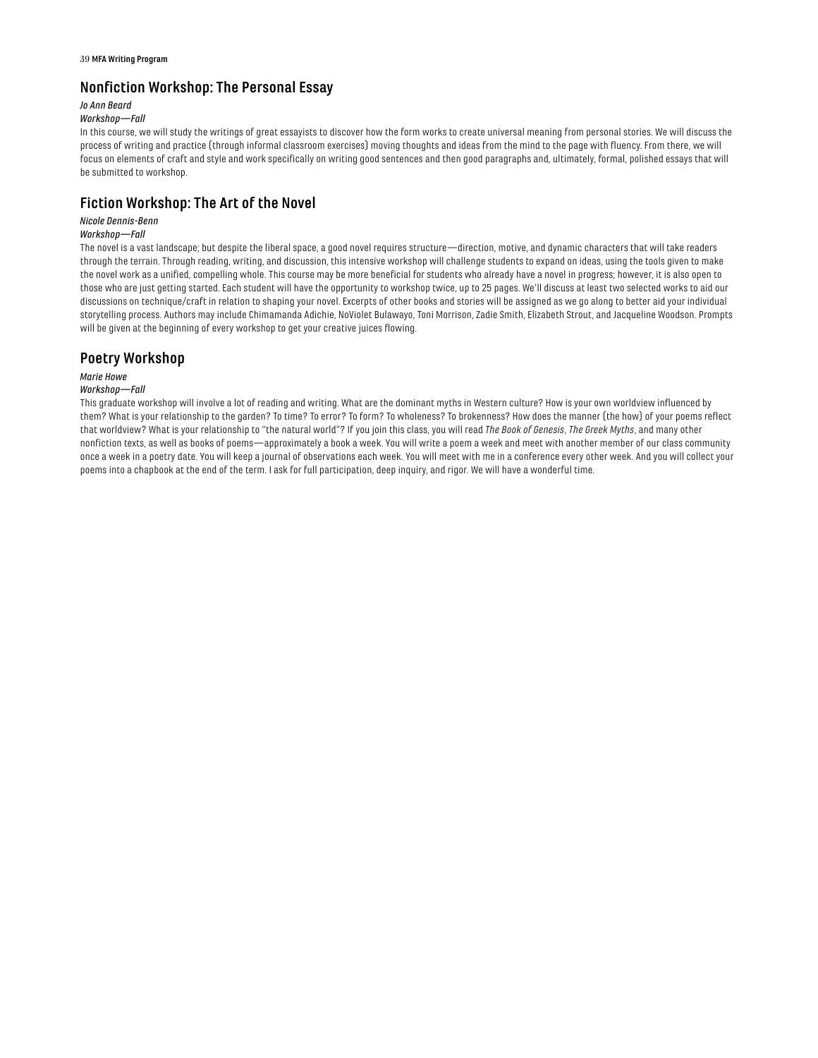## Nonfiction Workshop: The Personal Essay

*Jo Ann Beard*

*Workshop—Fall*

In this course, we will study the writings of great essayists to discover how the form works to create universal meaning from personal stories. We will discuss the process of writing and practice (through informal classroom exercises) moving thoughts and ideas from the mind to the page with fluency. From there, we will focus on elements of craft and style and work specifically on writing good sentences and then good paragraphs and, ultimately, formal, polished essays that will be submitted to workshop.

## Fiction Workshop: The Art of the Novel

*Nicole Dennis-Benn*

*Workshop—Fall*

The novel is a vast landscape; but despite the liberal space, a good novel requires structure—direction, motive, and dynamic characters that will take readers through the terrain. Through reading, writing, and discussion, this intensive workshop will challenge students to expand on ideas, using the tools given to make the novel work as a unified, compelling whole. This course may be more beneficial for students who already have a novel in progress; however, it is also open to those who are just getting started. Each student will have the opportunity to workshop twice, up to 25 pages. We'll discuss at least two selected works to aid our discussions on technique/craft in relation to shaping your novel. Excerpts of other books and stories will be assigned as we go along to better aid your individual storytelling process. Authors may include Chimamanda Adichie, NoViolet Bulawayo, Toni Morrison, Zadie Smith, Elizabeth Strout, and Jacqueline Woodson. Prompts will be given at the beginning of every workshop to get your creative juices flowing.

## Poetry Workshop

*Marie Howe*

*Workshop—Fall*

This graduate workshop will involve a lot of reading and writing. What are the dominant myths in Western culture? How is your own worldview influenced by them? What is your relationship to the garden? To time? To error? To form? To wholeness? To brokenness? How does the manner (the how) of your poems reflect that worldview? What is your relationship to "the natural world"? If you join this class, you will read *The Book of Genesis*, *The Greek Myths*, and many other nonfiction texts, as well as books of poems—approximately a book a week. You will write a poem a week and meet with another member of our class community once a week in a poetry date. You will keep a journal of observations each week. You will meet with me in a conference every other week. And you will collect your poems into a chapbook at the end of the term. I ask for full participation, deep inquiry, and rigor. We will have a wonderful time.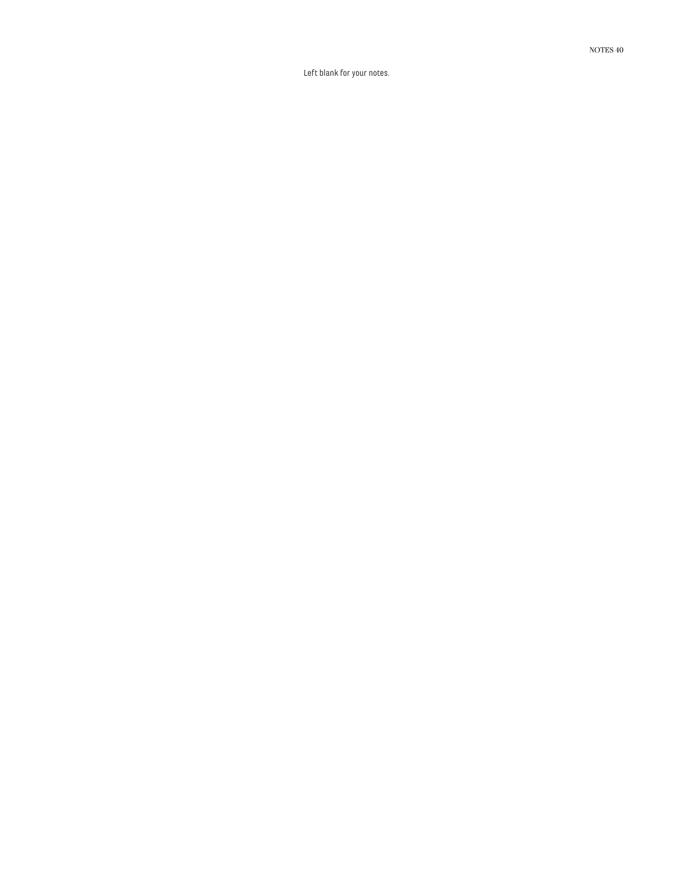Left blank for your notes.